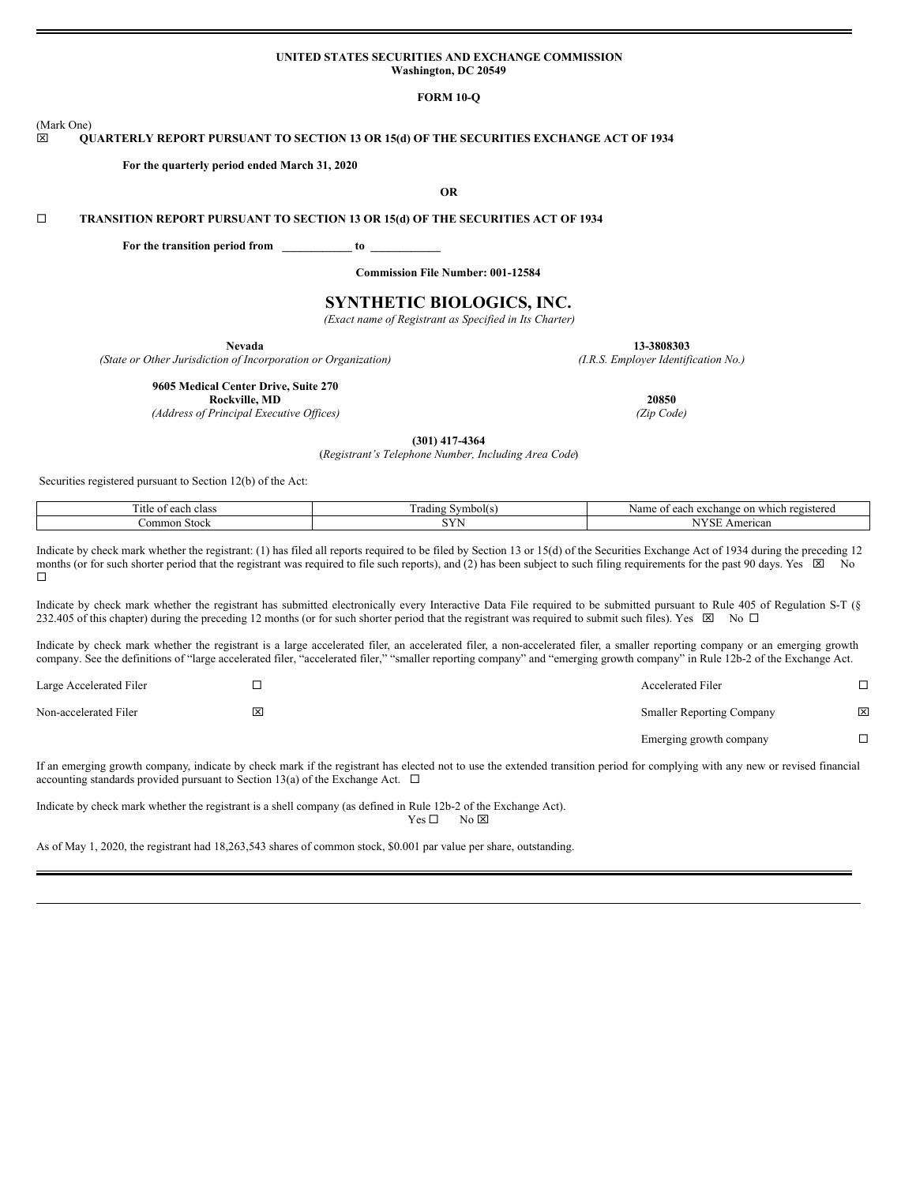**UNITED STATES SECURITIES AND EXCHANGE COMMISSION**
**Washington, DC 20549**

**FORM 10-Q**

(Mark One)

☒ **QUARTERLY REPORT PURSUANT TO SECTION 13 OR 15(d) OF THE SECURITIES EXCHANGE ACT OF 1934**

**For the quarterly period ended March 31, 2020**

**OR**

☐ **TRANSITION REPORT PURSUANT TO SECTION 13 OR 15(d) OF THE SECURITIES ACT OF 1934**

**For the transition period from \_\_\_\_\_\_\_\_\_\_\_\_ to \_\_\_\_\_\_\_\_\_\_\_\_**

**Commission File Number: 001-12584**

# SYNTHETIC BIOLOGICS, INC.

*(Exact name of Registrant as Specified in Its Charter)*

| | |
|---|---|
| **Nevada** | **13-3808303** |
| *(State or Other Jurisdiction of Incorporation or Organization)* | *(I.R.S. Employer Identification No.)* |
| **9605 Medical Center Drive, Suite 270** **Rockville, MD** | **20850** |
| *(Address of Principal Executive Offices)* | *(Zip Code)* |

**(301) 417-4364**
(*Registrant's Telephone Number, Including Area Code*)

Securities registered pursuant to Section 12(b) of the Act:

| Title of each class | Trading Symbol(s) | Name of each exchange on which registered |
|---|---|---|
| Common Stock | SYN | NYSE American |

Indicate by check mark whether the registrant: (1) has filed all reports required to be filed by Section 13 or 15(d) of the Securities Exchange Act of 1934 during the preceding 12 months (or for such shorter period that the registrant was required to file such reports), and (2) has been subject to such filing requirements for the past 90 days. Yes ☒ No ☐

Indicate by check mark whether the registrant has submitted electronically every Interactive Data File required to be submitted pursuant to Rule 405 of Regulation S-T (§ 232.405 of this chapter) during the preceding 12 months (or for such shorter period that the registrant was required to submit such files). Yes ☒ No ☐

Indicate by check mark whether the registrant is a large accelerated filer, an accelerated filer, a non-accelerated filer, a smaller reporting company or an emerging growth company. See the definitions of "large accelerated filer, "accelerated filer," "smaller reporting company" and "emerging growth company" in Rule 12b-2 of the Exchange Act.

| | | | |
|---|---|---|---|
| Large Accelerated Filer | ☐ | Accelerated Filer | ☐ |
| Non-accelerated Filer | ☒ | Smaller Reporting Company | ☒ |
| | | Emerging growth company | ☐ |

If an emerging growth company, indicate by check mark if the registrant has elected not to use the extended transition period for complying with any new or revised financial accounting standards provided pursuant to Section 13(a) of the Exchange Act. ☐

Indicate by check mark whether the registrant is a shell company (as defined in Rule 12b-2 of the Exchange Act).
Yes ☐ No ☒

As of May 1, 2020, the registrant had 18,263,543 shares of common stock, $0.001 par value per share, outstanding.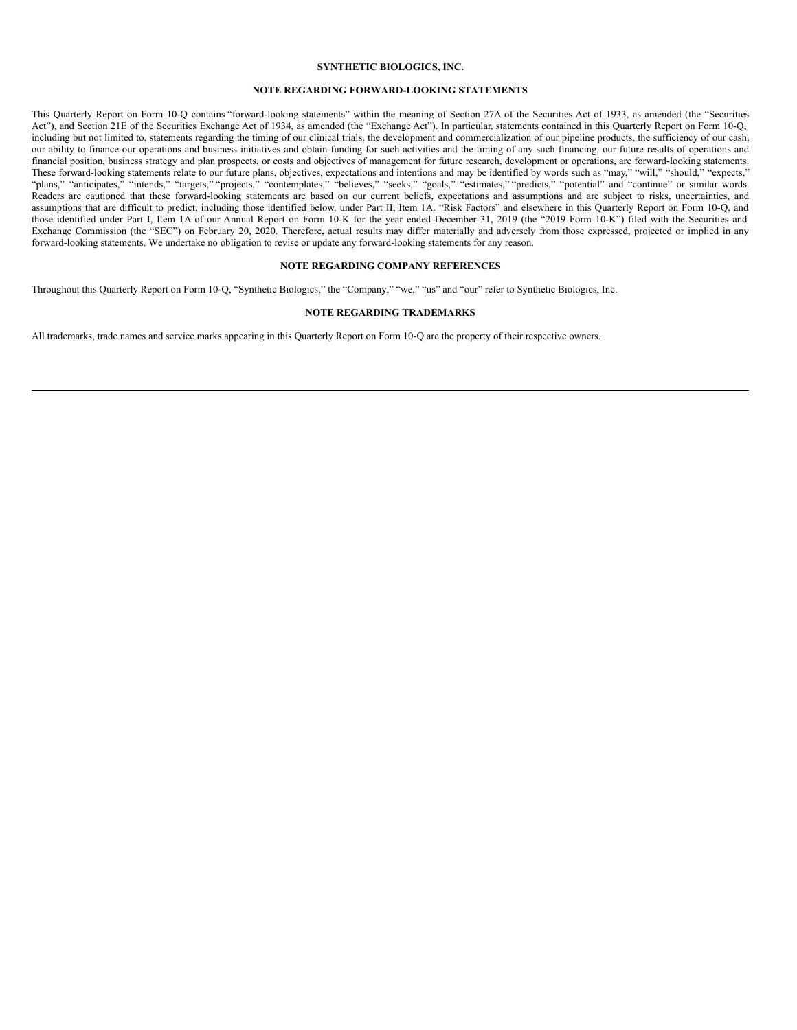# SYNTHETIC BIOLOGICS, INC.

## NOTE REGARDING FORWARD-LOOKING STATEMENTS

This Quarterly Report on Form 10-Q contains "forward-looking statements" within the meaning of Section 27A of the Securities Act of 1933, as amended (the "Securities Act"), and Section 21E of the Securities Exchange Act of 1934, as amended (the "Exchange Act"). In particular, statements contained in this Quarterly Report on Form 10-Q, including but not limited to, statements regarding the timing of our clinical trials, the development and commercialization of our pipeline products, the sufficiency of our cash, our ability to finance our operations and business initiatives and obtain funding for such activities and the timing of any such financing, our future results of operations and financial position, business strategy and plan prospects, or costs and objectives of management for future research, development or operations, are forward-looking statements. These forward-looking statements relate to our future plans, objectives, expectations and intentions and may be identified by words such as "may," "will," "should," "expects," "plans," "anticipates," "intends," "targets," "projects," "contemplates," "believes," "seeks," "goals," "estimates," "predicts," "potential" and "continue" or similar words. Readers are cautioned that these forward-looking statements are based on our current beliefs, expectations and assumptions and are subject to risks, uncertainties, and assumptions that are difficult to predict, including those identified below, under Part II, Item 1A. "Risk Factors" and elsewhere in this Quarterly Report on Form 10-Q, and those identified under Part I, Item 1A of our Annual Report on Form 10-K for the year ended December 31, 2019 (the "2019 Form 10-K") filed with the Securities and Exchange Commission (the "SEC") on February 20, 2020. Therefore, actual results may differ materially and adversely from those expressed, projected or implied in any forward-looking statements. We undertake no obligation to revise or update any forward-looking statements for any reason.

## NOTE REGARDING COMPANY REFERENCES

Throughout this Quarterly Report on Form 10-Q, "Synthetic Biologics," the "Company," "we," "us" and "our" refer to Synthetic Biologics, Inc.

## NOTE REGARDING TRADEMARKS

All trademarks, trade names and service marks appearing in this Quarterly Report on Form 10-Q are the property of their respective owners.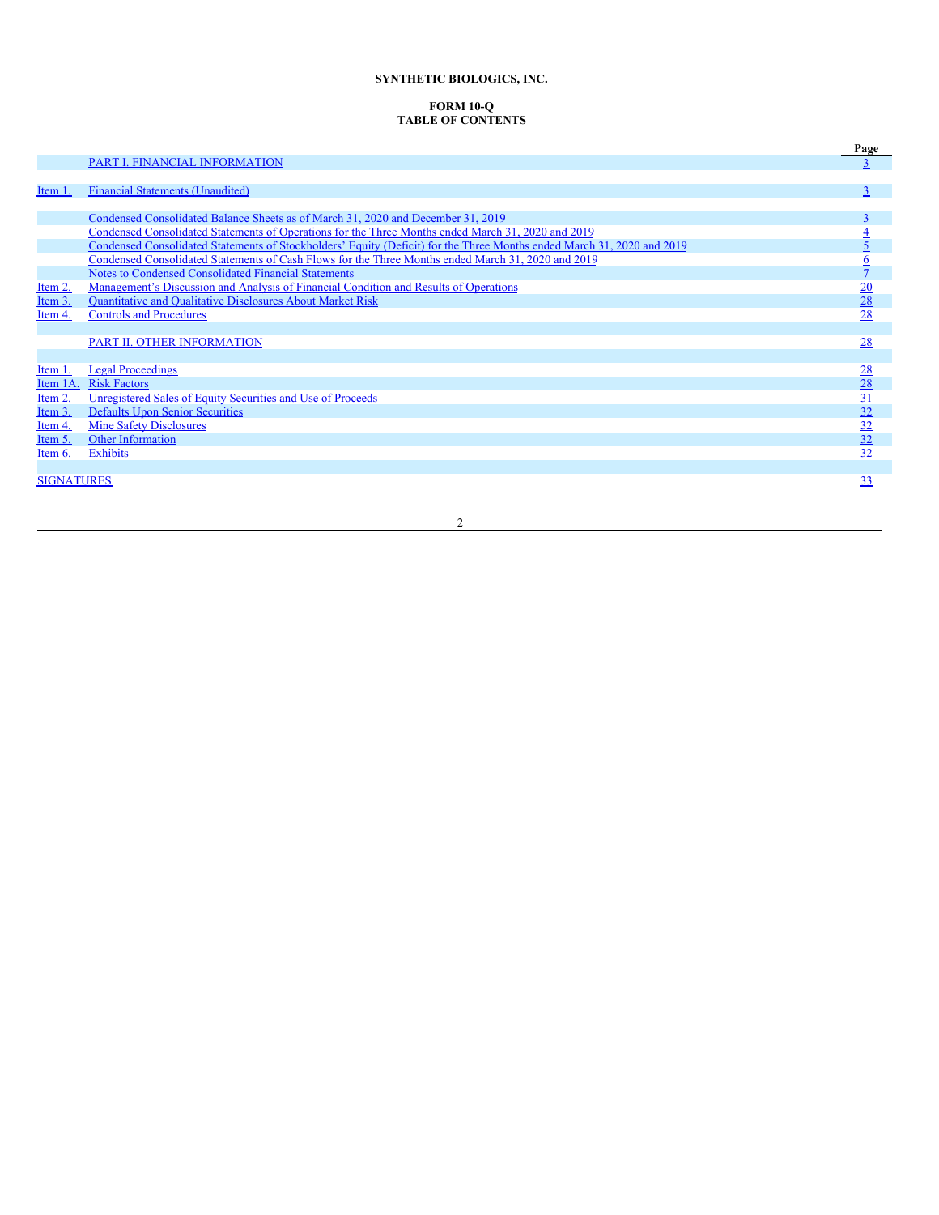**SYNTHETIC BIOLOGICS, INC.**

**FORM 10-Q**
**TABLE OF CONTENTS**

| | | Page |
|---|---|---|
| | PART I. FINANCIAL INFORMATION | 3 |
| Item 1. | Financial Statements (Unaudited) | 3 |
| | Condensed Consolidated Balance Sheets as of March 31, 2020 and December 31, 2019 | 3 |
| | Condensed Consolidated Statements of Operations for the Three Months ended March 31, 2020 and 2019 | 4 |
| | Condensed Consolidated Statements of Stockholders' Equity (Deficit) for the Three Months ended March 31, 2020 and 2019 | 5 |
| | Condensed Consolidated Statements of Cash Flows for the Three Months ended March 31, 2020 and 2019 | 6 |
| | Notes to Condensed Consolidated Financial Statements | 7 |
| Item 2. | Management's Discussion and Analysis of Financial Condition and Results of Operations | 20 |
| Item 3. | Quantitative and Qualitative Disclosures About Market Risk | 28 |
| Item 4. | Controls and Procedures | 28 |
| | PART II. OTHER INFORMATION | 28 |
| Item 1. | Legal Proceedings | 28 |
| Item 1A. | Risk Factors | 28 |
| Item 2. | Unregistered Sales of Equity Securities and Use of Proceeds | 31 |
| Item 3. | Defaults Upon Senior Securities | 32 |
| Item 4. | Mine Safety Disclosures | 32 |
| Item 5. | Other Information | 32 |
| Item 6. | Exhibits | 32 |
| SIGNATURES | | 33 |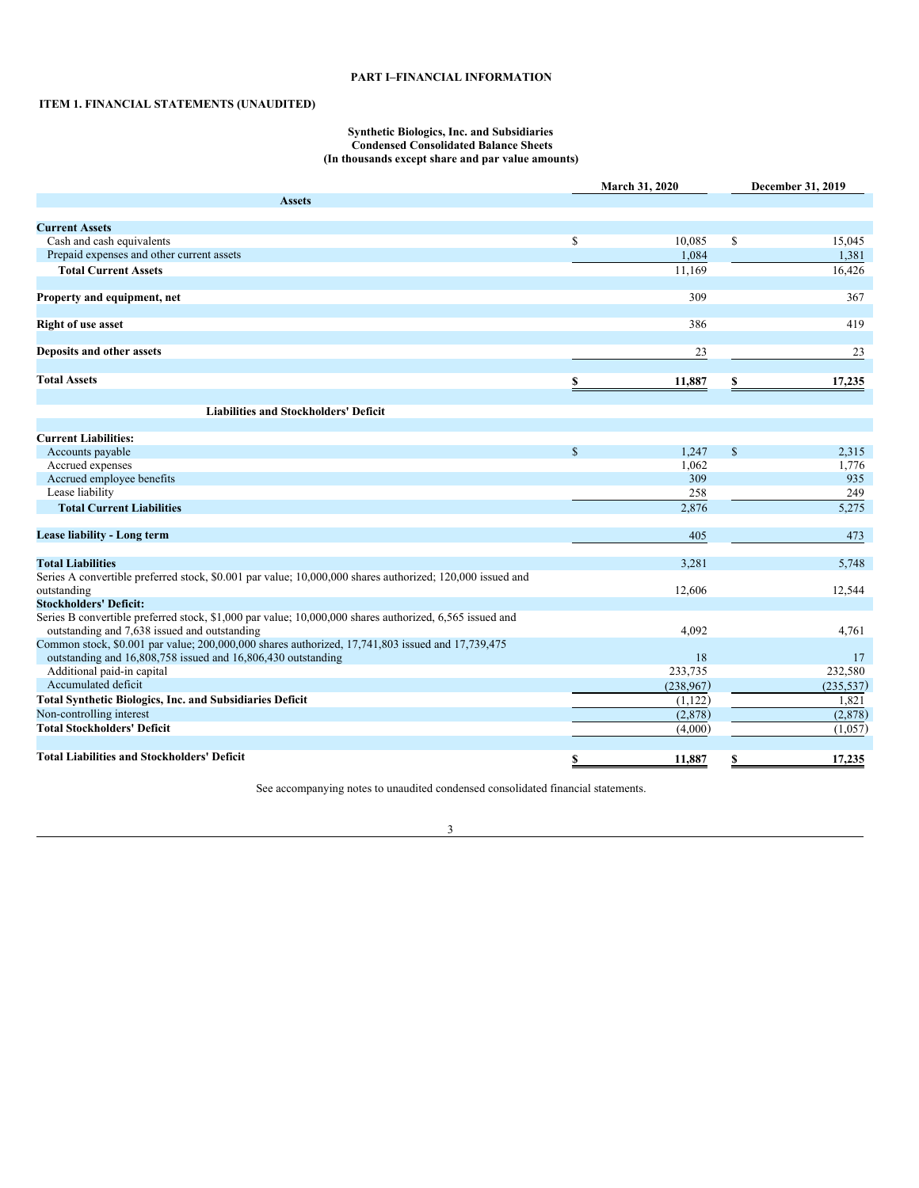## PART I–FINANCIAL INFORMATION

### ITEM 1. FINANCIAL STATEMENTS (UNAUDITED)

**Synthetic Biologics, Inc. and Subsidiaries**
**Condensed Consolidated Balance Sheets**
**(In thousands except share and par value amounts)**

| | March 31, 2020 | December 31, 2019 |
|---|---|---|
| **Assets** | | |
| **Current Assets** | | |
| Cash and cash equivalents | $ 10,085 | $ 15,045 |
| Prepaid expenses and other current assets | 1,084 | 1,381 |
| **Total Current Assets** | 11,169 | 16,426 |
| **Property and equipment, net** | 309 | 367 |
| **Right of use asset** | 386 | 419 |
| **Deposits and other assets** | 23 | 23 |
| **Total Assets** | **$ 11,887** | **$ 17,235** |
| **Liabilities and Stockholders' Deficit** | | |
| **Current Liabilities:** | | |
| Accounts payable | $ 1,247 | $ 2,315 |
| Accrued expenses | 1,062 | 1,776 |
| Accrued employee benefits | 309 | 935 |
| Lease liability | 258 | 249 |
| **Total Current Liabilities** | 2,876 | 5,275 |
| **Lease liability - Long term** | 405 | 473 |
| **Total Liabilities** | 3,281 | 5,748 |
| Series A convertible preferred stock, $0.001 par value; 10,000,000 shares authorized; 120,000 issued and outstanding | 12,606 | 12,544 |
| **Stockholders' Deficit:** | | |
| Series B convertible preferred stock, $1,000 par value; 10,000,000 shares authorized, 6,565 issued and outstanding and 7,638 issued and outstanding | 4,092 | 4,761 |
| Common stock, $0.001 par value; 200,000,000 shares authorized, 17,741,803 issued and 17,739,475 outstanding and 16,808,758 issued and 16,806,430 outstanding | 18 | 17 |
| Additional paid-in capital | 233,735 | 232,580 |
| Accumulated deficit | (238,967) | (235,537) |
| **Total Synthetic Biologics, Inc. and Subsidiaries Deficit** | (1,122) | 1,821 |
| Non-controlling interest | (2,878) | (2,878) |
| **Total Stockholders' Deficit** | (4,000) | (1,057) |
| **Total Liabilities and Stockholders' Deficit** | **$ 11,887** | **$ 17,235** |

See accompanying notes to unaudited condensed consolidated financial statements.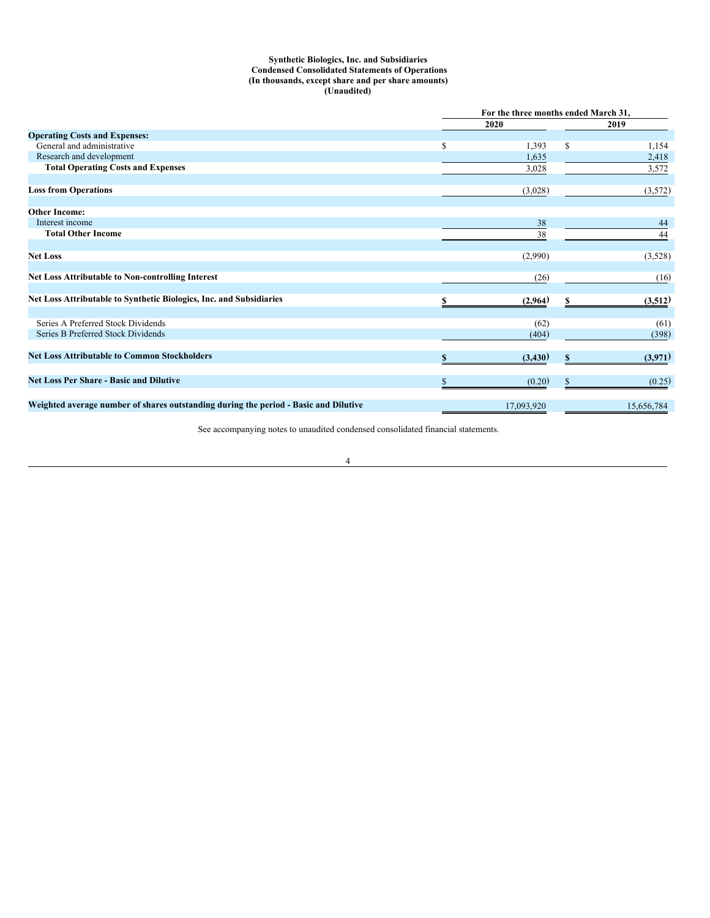**Synthetic Biologics, Inc. and Subsidiaries**
**Condensed Consolidated Statements of Operations**
**(In thousands, except share and per share amounts)**
**(Unaudited)**

| | For the three months ended March 31, | |
|---|---|---|
| | 2020 | 2019 |
| **Operating Costs and Expenses:** | | |
| General and administrative | $ 1,393 | $ 1,154 |
| Research and development | 1,635 | 2,418 |
| **Total Operating Costs and Expenses** | 3,028 | 3,572 |
| | | |
| **Loss from Operations** | (3,028) | (3,572) |
| | | |
| **Other Income:** | | |
| Interest income | 38 | 44 |
| **Total Other Income** | 38 | 44 |
| | | |
| **Net Loss** | (2,990) | (3,528) |
| | | |
| **Net Loss Attributable to Non-controlling Interest** | (26) | (16) |
| | | |
| **Net Loss Attributable to Synthetic Biologics, Inc. and Subsidiaries** | **$ (2,964)** | **$ (3,512)** |
| | | |
| Series A Preferred Stock Dividends | (62) | (61) |
| Series B Preferred Stock Dividends | (404) | (398) |
| | | |
| **Net Loss Attributable to Common Stockholders** | **$ (3,430)** | **$ (3,971)** |
| | | |
| **Net Loss Per Share - Basic and Dilutive** | $ (0.20) | $ (0.25) |
| | | |
| **Weighted average number of shares outstanding during the period - Basic and Dilutive** | 17,093,920 | 15,656,784 |

See accompanying notes to unaudited condensed consolidated financial statements.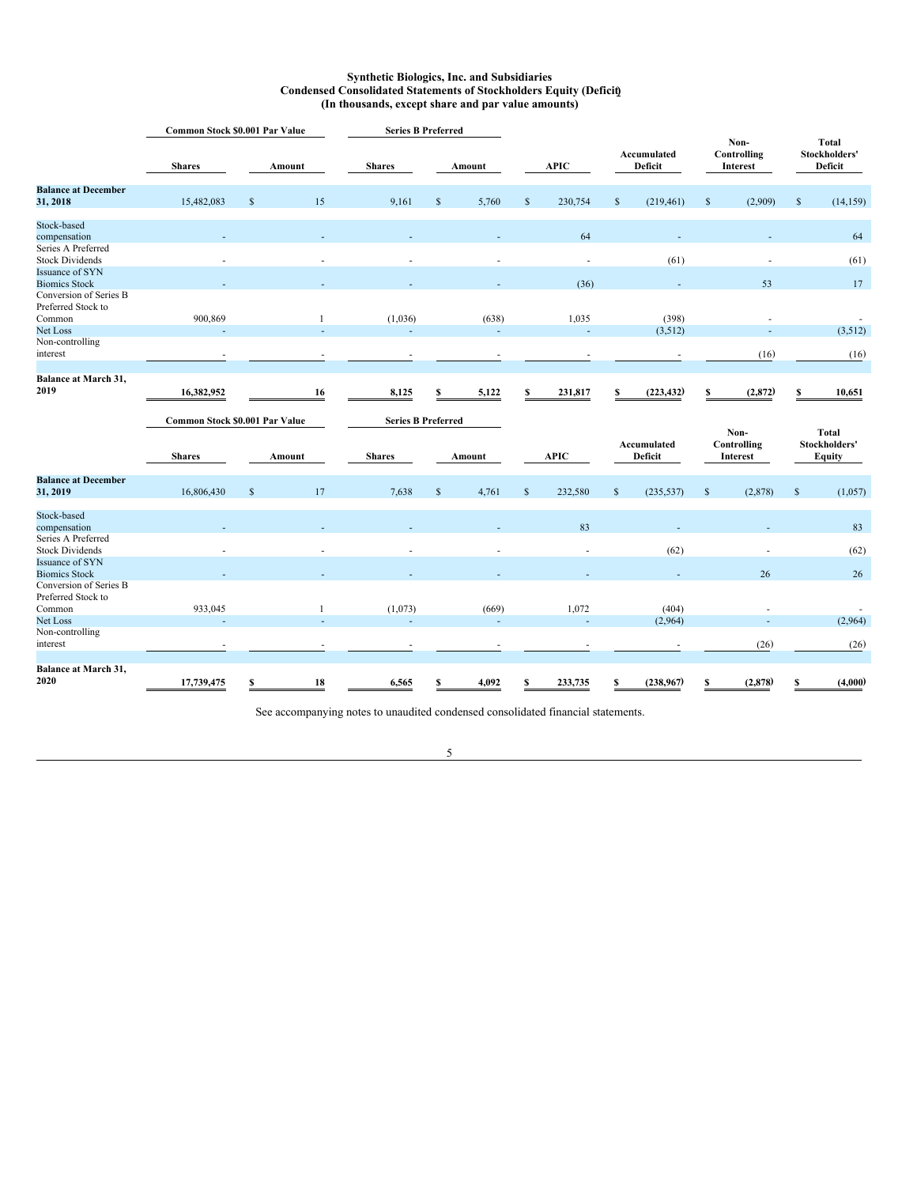**Synthetic Biologics, Inc. and Subsidiaries**
**Condensed Consolidated Statements of Stockholders Equity (Deficit)**
**(In thousands, except share and par value amounts)**

| | Common Stock $0.001 Par Value | | Series B Preferred | | | | | |
|---|---|---|---|---|---|---|---|---|
| | Shares | Amount | Shares | Amount | APIC | Accumulated Deficit | Non-Controlling Interest | Total Stockholders' Deficit |
| **Balance at December 31, 2018** | 15,482,083 | $ 15 | 9,161 | $ 5,760 | $ 230,754 | $ (219,461) | $ (2,909) | $ (14,159) |
| Stock-based compensation | - | - | - | - | 64 | - | - | 64 |
| Series A Preferred Stock Dividends | - | - | - | - | - | (61) | - | (61) |
| Issuance of SYN Biomics Stock | - | - | - | - | (36) | - | 53 | 17 |
| Conversion of Series B Preferred Stock to Common | 900,869 | 1 | (1,036) | (638) | 1,035 | (398) | - | - |
| Net Loss | - | - | - | - | - | (3,512) | - | (3,512) |
| Non-controlling interest | - | - | - | - | - | - | (16) | (16) |
| **Balance at March 31, 2019** | **16,382,952** | **16** | **8,125** | **$ 5,122** | **$ 231,817** | **$ (223,432)** | **$ (2,872)** | **$ 10,651** |

| | Common Stock $0.001 Par Value | | Series B Preferred | | | | | |
|---|---|---|---|---|---|---|---|---|
| | Shares | Amount | Shares | Amount | APIC | Accumulated Deficit | Non-Controlling Interest | Total Stockholders' Equity |
| **Balance at December 31, 2019** | 16,806,430 | $ 17 | 7,638 | $ 4,761 | $ 232,580 | $ (235,537) | $ (2,878) | $ (1,057) |
| Stock-based compensation | - | - | - | - | 83 | - | - | 83 |
| Series A Preferred Stock Dividends | - | - | - | - | - | (62) | - | (62) |
| Issuance of SYN Biomics Stock | - | - | - | - | - | - | 26 | 26 |
| Conversion of Series B Preferred Stock to Common | 933,045 | 1 | (1,073) | (669) | 1,072 | (404) | - | - |
| Net Loss | - | - | - | - | - | (2,964) | - | (2,964) |
| Non-controlling interest | - | - | - | - | - | - | (26) | (26) |
| **Balance at March 31, 2020** | **17,739,475** | **$ 18** | **6,565** | **$ 4,092** | **$ 233,735** | **$ (238,967)** | **$ (2,878)** | **$ (4,000)** |

See accompanying notes to unaudited condensed consolidated financial statements.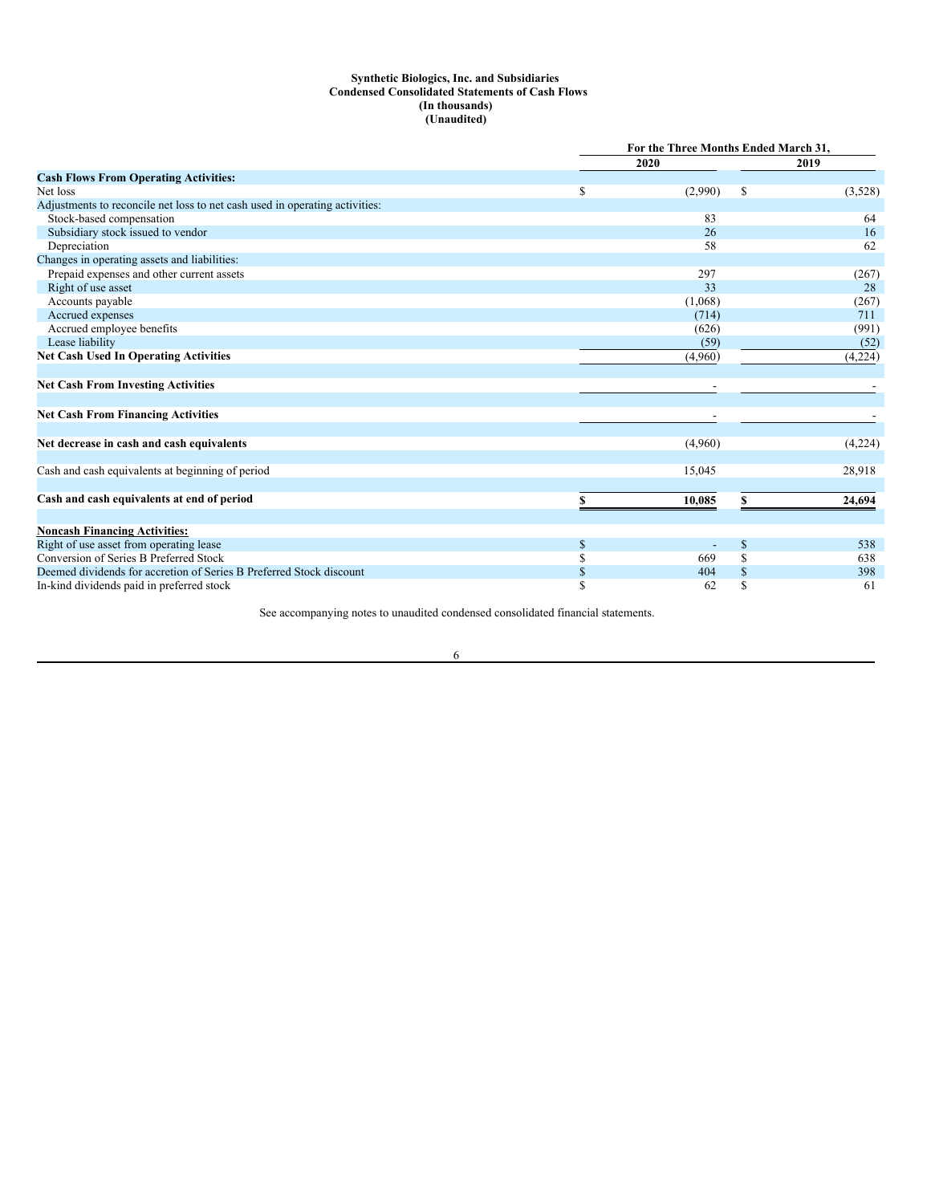**Synthetic Biologics, Inc. and Subsidiaries**
**Condensed Consolidated Statements of Cash Flows**
**(In thousands)**
**(Unaudited)**

| | For the Three Months Ended March 31, | |
|---|---|---|
| | 2020 | 2019 |
| **Cash Flows From Operating Activities:** | | |
| Net loss | $ (2,990) | $ (3,528) |
| Adjustments to reconcile net loss to net cash used in operating activities: | | |
| Stock-based compensation | 83 | 64 |
| Subsidiary stock issued to vendor | 26 | 16 |
| Depreciation | 58 | 62 |
| Changes in operating assets and liabilities: | | |
| Prepaid expenses and other current assets | 297 | (267) |
| Right of use asset | 33 | 28 |
| Accounts payable | (1,068) | (267) |
| Accrued expenses | (714) | 711 |
| Accrued employee benefits | (626) | (991) |
| Lease liability | (59) | (52) |
| **Net Cash Used In Operating Activities** | (4,960) | (4,224) |
| **Net Cash From Investing Activities** | - | - |
| **Net Cash From Financing Activities** | - | - |
| **Net decrease in cash and cash equivalents** | (4,960) | (4,224) |
| Cash and cash equivalents at beginning of period | 15,045 | 28,918 |
| **Cash and cash equivalents at end of period** | **$ 10,085** | **$ 24,694** |
| **Noncash Financing Activities:** | | |
| Right of use asset from operating lease | $ - | $ 538 |
| Conversion of Series B Preferred Stock | $ 669 | $ 638 |
| Deemed dividends for accretion of Series B Preferred Stock discount | $ 404 | $ 398 |
| In-kind dividends paid in preferred stock | $ 62 | $ 61 |

See accompanying notes to unaudited condensed consolidated financial statements.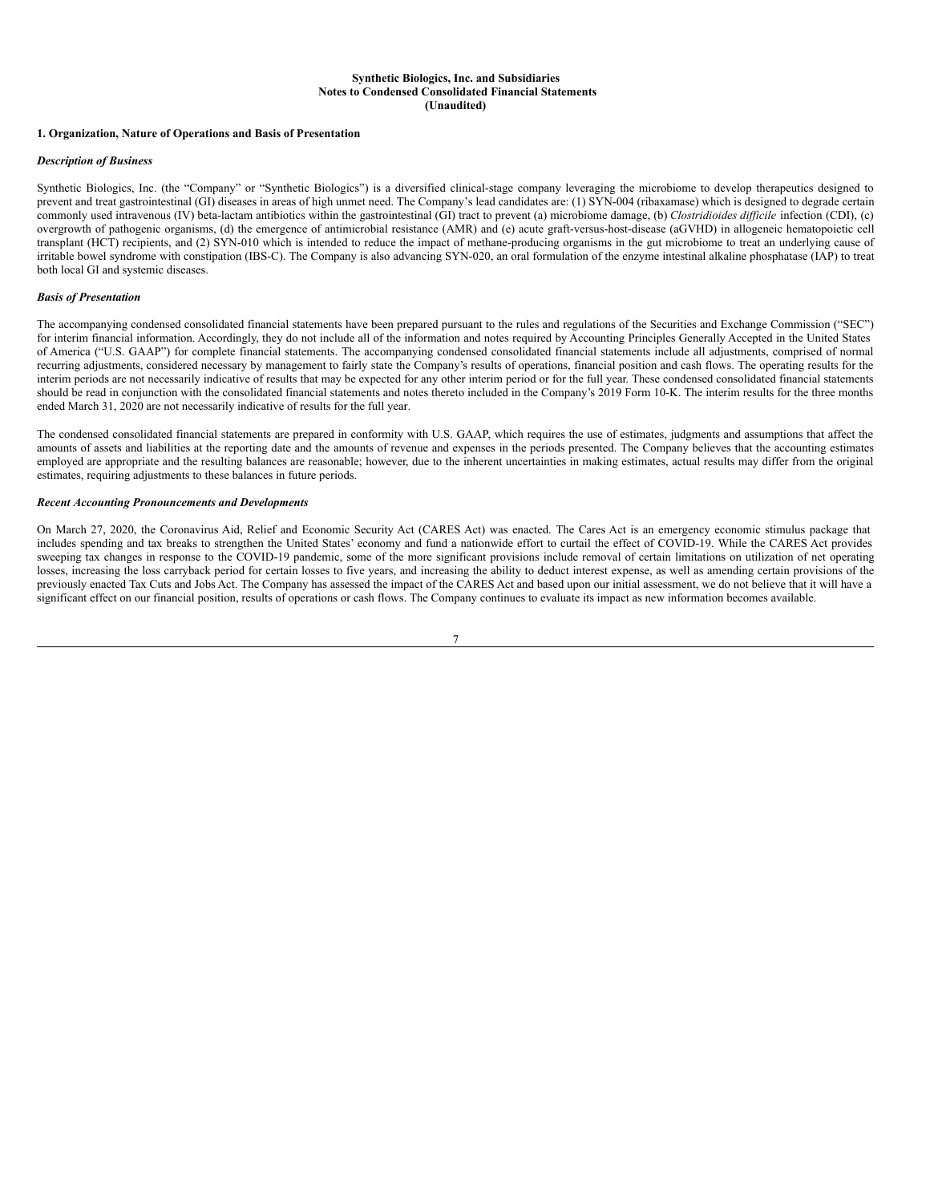**Synthetic Biologics, Inc. and Subsidiaries**
**Notes to Condensed Consolidated Financial Statements**
**(Unaudited)**

## 1. Organization, Nature of Operations and Basis of Presentation

### *Description of Business*

Synthetic Biologics, Inc. (the "Company" or "Synthetic Biologics") is a diversified clinical-stage company leveraging the microbiome to develop therapeutics designed to prevent and treat gastrointestinal (GI) diseases in areas of high unmet need. The Company's lead candidates are: (1) SYN-004 (ribaxamase) which is designed to degrade certain commonly used intravenous (IV) beta-lactam antibiotics within the gastrointestinal (GI) tract to prevent (a) microbiome damage, (b) *Clostridioides difficile* infection (CDI), (c) overgrowth of pathogenic organisms, (d) the emergence of antimicrobial resistance (AMR) and (e) acute graft-versus-host-disease (aGVHD) in allogeneic hematopoietic cell transplant (HCT) recipients, and (2) SYN-010 which is intended to reduce the impact of methane-producing organisms in the gut microbiome to treat an underlying cause of irritable bowel syndrome with constipation (IBS-C). The Company is also advancing SYN-020, an oral formulation of the enzyme intestinal alkaline phosphatase (IAP) to treat both local GI and systemic diseases.

### *Basis of Presentation*

The accompanying condensed consolidated financial statements have been prepared pursuant to the rules and regulations of the Securities and Exchange Commission ("SEC") for interim financial information. Accordingly, they do not include all of the information and notes required by Accounting Principles Generally Accepted in the United States of America ("U.S. GAAP") for complete financial statements. The accompanying condensed consolidated financial statements include all adjustments, comprised of normal recurring adjustments, considered necessary by management to fairly state the Company's results of operations, financial position and cash flows. The operating results for the interim periods are not necessarily indicative of results that may be expected for any other interim period or for the full year. These condensed consolidated financial statements should be read in conjunction with the consolidated financial statements and notes thereto included in the Company's 2019 Form 10-K. The interim results for the three months ended March 31, 2020 are not necessarily indicative of results for the full year.

The condensed consolidated financial statements are prepared in conformity with U.S. GAAP, which requires the use of estimates, judgments and assumptions that affect the amounts of assets and liabilities at the reporting date and the amounts of revenue and expenses in the periods presented. The Company believes that the accounting estimates employed are appropriate and the resulting balances are reasonable; however, due to the inherent uncertainties in making estimates, actual results may differ from the original estimates, requiring adjustments to these balances in future periods.

### *Recent Accounting Pronouncements and Developments*

On March 27, 2020, the Coronavirus Aid, Relief and Economic Security Act (CARES Act) was enacted. The Cares Act is an emergency economic stimulus package that includes spending and tax breaks to strengthen the United States' economy and fund a nationwide effort to curtail the effect of COVID-19. While the CARES Act provides sweeping tax changes in response to the COVID-19 pandemic, some of the more significant provisions include removal of certain limitations on utilization of net operating losses, increasing the loss carryback period for certain losses to five years, and increasing the ability to deduct interest expense, as well as amending certain provisions of the previously enacted Tax Cuts and Jobs Act. The Company has assessed the impact of the CARES Act and based upon our initial assessment, we do not believe that it will have a significant effect on our financial position, results of operations or cash flows. The Company continues to evaluate its impact as new information becomes available.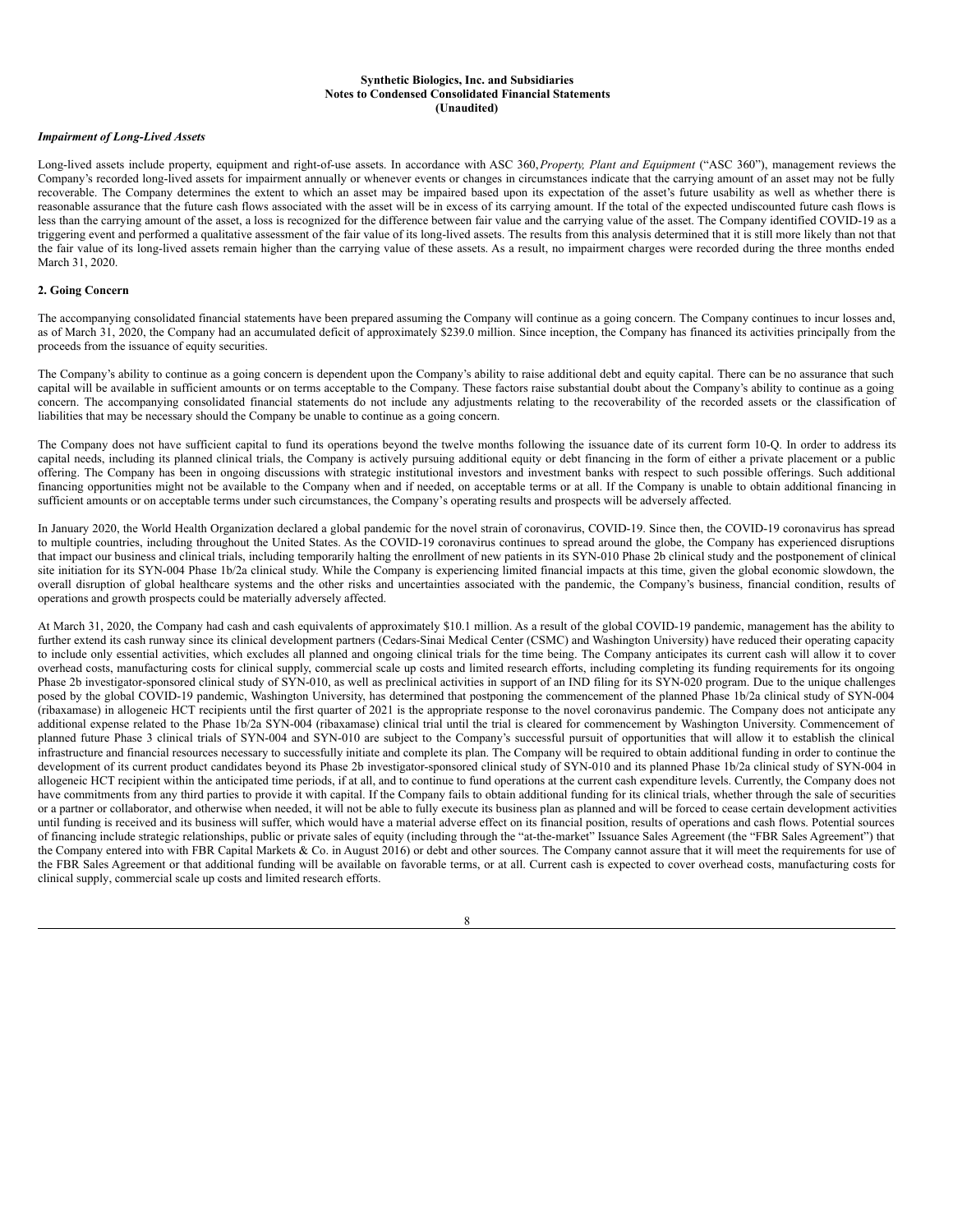### *Impairment of Long-Lived Assets*

Long-lived assets include property, equipment and right-of-use assets. In accordance with ASC 360, *Property, Plant and Equipment* ("ASC 360"), management reviews the Company's recorded long-lived assets for impairment annually or whenever events or changes in circumstances indicate that the carrying amount of an asset may not be fully recoverable. The Company determines the extent to which an asset may be impaired based upon its expectation of the asset's future usability as well as whether there is reasonable assurance that the future cash flows associated with the asset will be in excess of its carrying amount. If the total of the expected undiscounted future cash flows is less than the carrying amount of the asset, a loss is recognized for the difference between fair value and the carrying value of the asset. The Company identified COVID-19 as a triggering event and performed a qualitative assessment of the fair value of its long-lived assets. The results from this analysis determined that it is still more likely than not that the fair value of its long-lived assets remain higher than the carrying value of these assets. As a result, no impairment charges were recorded during the three months ended March 31, 2020.

## 2. Going Concern

The accompanying consolidated financial statements have been prepared assuming the Company will continue as a going concern. The Company continues to incur losses and, as of March 31, 2020, the Company had an accumulated deficit of approximately $239.0 million. Since inception, the Company has financed its activities principally from the proceeds from the issuance of equity securities.

The Company's ability to continue as a going concern is dependent upon the Company's ability to raise additional debt and equity capital. There can be no assurance that such capital will be available in sufficient amounts or on terms acceptable to the Company. These factors raise substantial doubt about the Company's ability to continue as a going concern. The accompanying consolidated financial statements do not include any adjustments relating to the recoverability of the recorded assets or the classification of liabilities that may be necessary should the Company be unable to continue as a going concern.

The Company does not have sufficient capital to fund its operations beyond the twelve months following the issuance date of its current form 10-Q. In order to address its capital needs, including its planned clinical trials, the Company is actively pursuing additional equity or debt financing in the form of either a private placement or a public offering. The Company has been in ongoing discussions with strategic institutional investors and investment banks with respect to such possible offerings. Such additional financing opportunities might not be available to the Company when and if needed, on acceptable terms or at all. If the Company is unable to obtain additional financing in sufficient amounts or on acceptable terms under such circumstances, the Company's operating results and prospects will be adversely affected.

In January 2020, the World Health Organization declared a global pandemic for the novel strain of coronavirus, COVID-19. Since then, the COVID-19 coronavirus has spread to multiple countries, including throughout the United States. As the COVID-19 coronavirus continues to spread around the globe, the Company has experienced disruptions that impact our business and clinical trials, including temporarily halting the enrollment of new patients in its SYN-010 Phase 2b clinical study and the postponement of clinical site initiation for its SYN-004 Phase 1b/2a clinical study. While the Company is experiencing limited financial impacts at this time, given the global economic slowdown, the overall disruption of global healthcare systems and the other risks and uncertainties associated with the pandemic, the Company's business, financial condition, results of operations and growth prospects could be materially adversely affected.

At March 31, 2020, the Company had cash and cash equivalents of approximately $10.1 million. As a result of the global COVID-19 pandemic, management has the ability to further extend its cash runway since its clinical development partners (Cedars-Sinai Medical Center (CSMC) and Washington University) have reduced their operating capacity to include only essential activities, which excludes all planned and ongoing clinical trials for the time being. The Company anticipates its current cash will allow it to cover overhead costs, manufacturing costs for clinical supply, commercial scale up costs and limited research efforts, including completing its funding requirements for its ongoing Phase 2b investigator-sponsored clinical study of SYN-010, as well as preclinical activities in support of an IND filing for its SYN-020 program. Due to the unique challenges posed by the global COVID-19 pandemic, Washington University, has determined that postponing the commencement of the planned Phase 1b/2a clinical study of SYN-004 (ribaxamase) in allogeneic HCT recipients until the first quarter of 2021 is the appropriate response to the novel coronavirus pandemic. The Company does not anticipate any additional expense related to the Phase 1b/2a SYN-004 (ribaxamase) clinical trial until the trial is cleared for commencement by Washington University. Commencement of planned future Phase 3 clinical trials of SYN-004 and SYN-010 are subject to the Company's successful pursuit of opportunities that will allow it to establish the clinical infrastructure and financial resources necessary to successfully initiate and complete its plan. The Company will be required to obtain additional funding in order to continue the development of its current product candidates beyond its Phase 2b investigator-sponsored clinical study of SYN-010 and its planned Phase 1b/2a clinical study of SYN-004 in allogeneic HCT recipient within the anticipated time periods, if at all, and to continue to fund operations at the current cash expenditure levels. Currently, the Company does not have commitments from any third parties to provide it with capital. If the Company fails to obtain additional funding for its clinical trials, whether through the sale of securities or a partner or collaborator, and otherwise when needed, it will not be able to fully execute its business plan as planned and will be forced to cease certain development activities until funding is received and its business will suffer, which would have a material adverse effect on its financial position, results of operations and cash flows. Potential sources of financing include strategic relationships, public or private sales of equity (including through the "at-the-market" Issuance Sales Agreement (the "FBR Sales Agreement") that the Company entered into with FBR Capital Markets & Co. in August 2016) or debt and other sources. The Company cannot assure that it will meet the requirements for use of the FBR Sales Agreement or that additional funding will be available on favorable terms, or at all. Current cash is expected to cover overhead costs, manufacturing costs for clinical supply, commercial scale up costs and limited research efforts.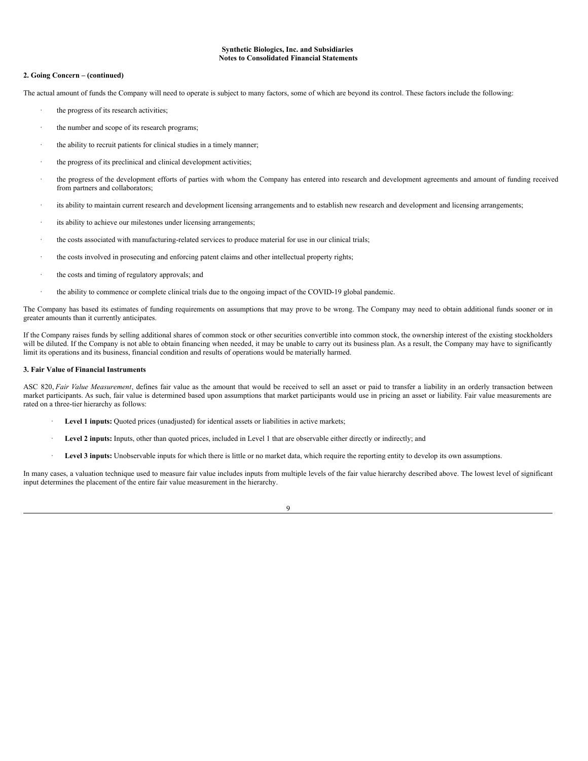**Synthetic Biologics, Inc. and Subsidiaries**
**Notes to Consolidated Financial Statements**

**2. Going Concern – (continued)**

The actual amount of funds the Company will need to operate is subject to many factors, some of which are beyond its control. These factors include the following:

- the progress of its research activities;
- the number and scope of its research programs;
- the ability to recruit patients for clinical studies in a timely manner;
- the progress of its preclinical and clinical development activities;
- the progress of the development efforts of parties with whom the Company has entered into research and development agreements and amount of funding received from partners and collaborators;
- its ability to maintain current research and development licensing arrangements and to establish new research and development and licensing arrangements;
- its ability to achieve our milestones under licensing arrangements;
- the costs associated with manufacturing-related services to produce material for use in our clinical trials;
- the costs involved in prosecuting and enforcing patent claims and other intellectual property rights;
- the costs and timing of regulatory approvals; and
- the ability to commence or complete clinical trials due to the ongoing impact of the COVID-19 global pandemic.

The Company has based its estimates of funding requirements on assumptions that may prove to be wrong. The Company may need to obtain additional funds sooner or in greater amounts than it currently anticipates.

If the Company raises funds by selling additional shares of common stock or other securities convertible into common stock, the ownership interest of the existing stockholders will be diluted. If the Company is not able to obtain financing when needed, it may be unable to carry out its business plan. As a result, the Company may have to significantly limit its operations and its business, financial condition and results of operations would be materially harmed.

**3. Fair Value of Financial Instruments**

ASC 820, *Fair Value Measurement*, defines fair value as the amount that would be received to sell an asset or paid to transfer a liability in an orderly transaction between market participants. As such, fair value is determined based upon assumptions that market participants would use in pricing an asset or liability. Fair value measurements are rated on a three-tier hierarchy as follows:

- **Level 1 inputs:** Quoted prices (unadjusted) for identical assets or liabilities in active markets;
- **Level 2 inputs:** Inputs, other than quoted prices, included in Level 1 that are observable either directly or indirectly; and
- **Level 3 inputs:** Unobservable inputs for which there is little or no market data, which require the reporting entity to develop its own assumptions.

In many cases, a valuation technique used to measure fair value includes inputs from multiple levels of the fair value hierarchy described above. The lowest level of significant input determines the placement of the entire fair value measurement in the hierarchy.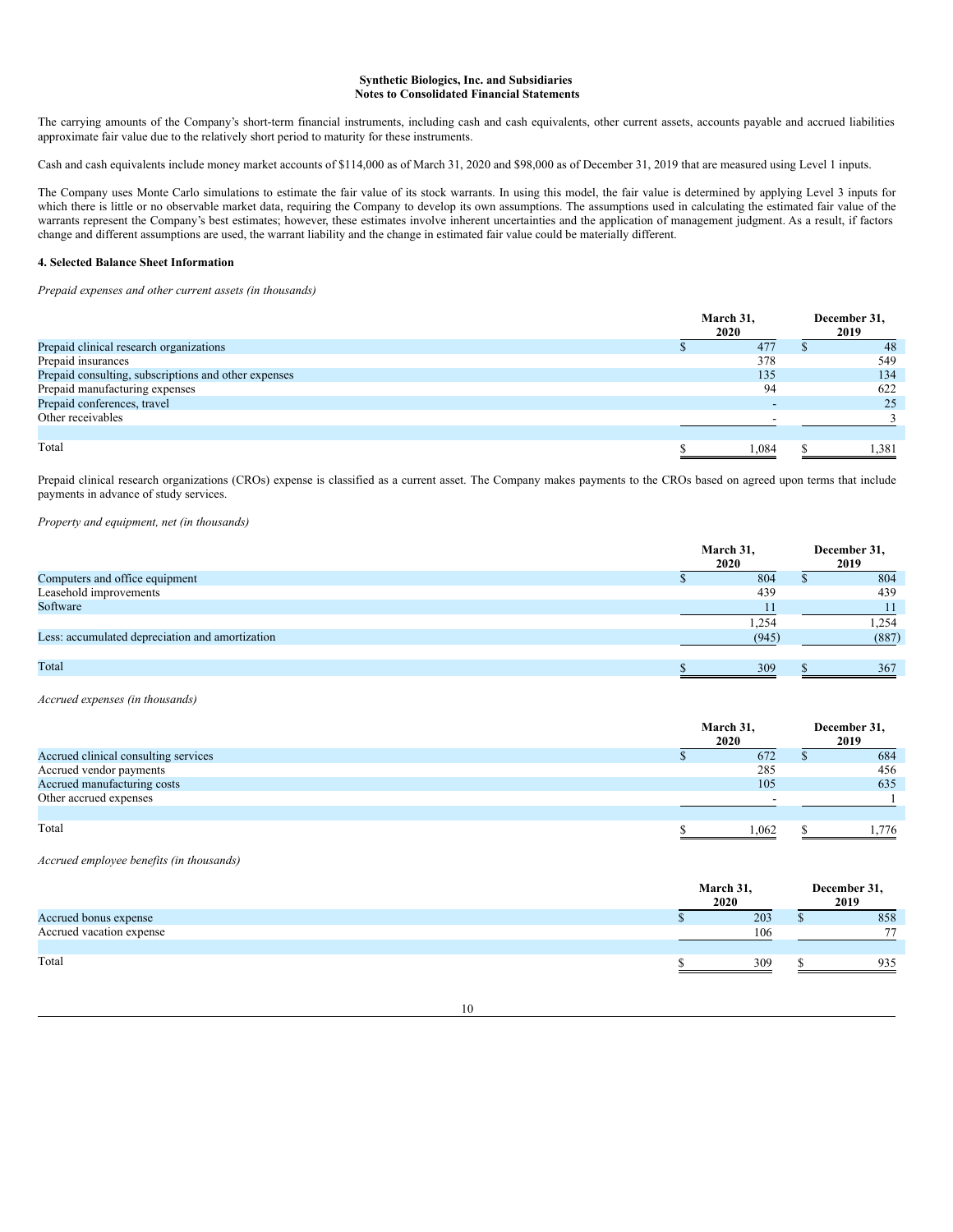**Synthetic Biologics, Inc. and Subsidiaries**
**Notes to Consolidated Financial Statements**

The carrying amounts of the Company's short-term financial instruments, including cash and cash equivalents, other current assets, accounts payable and accrued liabilities approximate fair value due to the relatively short period to maturity for these instruments.

Cash and cash equivalents include money market accounts of $114,000 as of March 31, 2020 and $98,000 as of December 31, 2019 that are measured using Level 1 inputs.

The Company uses Monte Carlo simulations to estimate the fair value of its stock warrants. In using this model, the fair value is determined by applying Level 3 inputs for which there is little or no observable market data, requiring the Company to develop its own assumptions. The assumptions used in calculating the estimated fair value of the warrants represent the Company's best estimates; however, these estimates involve inherent uncertainties and the application of management judgment. As a result, if factors change and different assumptions are used, the warrant liability and the change in estimated fair value could be materially different.

**4. Selected Balance Sheet Information**

*Prepaid expenses and other current assets (in thousands)*

| | March 31, 2020 | December 31, 2019 |
|---|---|---|
| Prepaid clinical research organizations | $ 477 | $ 48 |
| Prepaid insurances | 378 | 549 |
| Prepaid consulting, subscriptions and other expenses | 135 | 134 |
| Prepaid manufacturing expenses | 94 | 622 |
| Prepaid conferences, travel | - | 25 |
| Other receivables | - | 3 |
| Total | $ 1,084 | $ 1,381 |

Prepaid clinical research organizations (CROs) expense is classified as a current asset. The Company makes payments to the CROs based on agreed upon terms that include payments in advance of study services.

*Property and equipment, net (in thousands)*

| | March 31, 2020 | December 31, 2019 |
|---|---|---|
| Computers and office equipment | $ 804 | $ 804 |
| Leasehold improvements | 439 | 439 |
| Software | 11 | 11 |
| | 1,254 | 1,254 |
| Less: accumulated depreciation and amortization | (945) | (887) |
| Total | $ 309 | $ 367 |

*Accrued expenses (in thousands)*

| | March 31, 2020 | December 31, 2019 |
|---|---|---|
| Accrued clinical consulting services | $ 672 | $ 684 |
| Accrued vendor payments | 285 | 456 |
| Accrued manufacturing costs | 105 | 635 |
| Other accrued expenses | - | 1 |
| Total | $ 1,062 | $ 1,776 |

*Accrued employee benefits (in thousands)*

| | March 31, 2020 | December 31, 2019 |
|---|---|---|
| Accrued bonus expense | $ 203 | $ 858 |
| Accrued vacation expense | 106 | 77 |
| Total | $ 309 | $ 935 |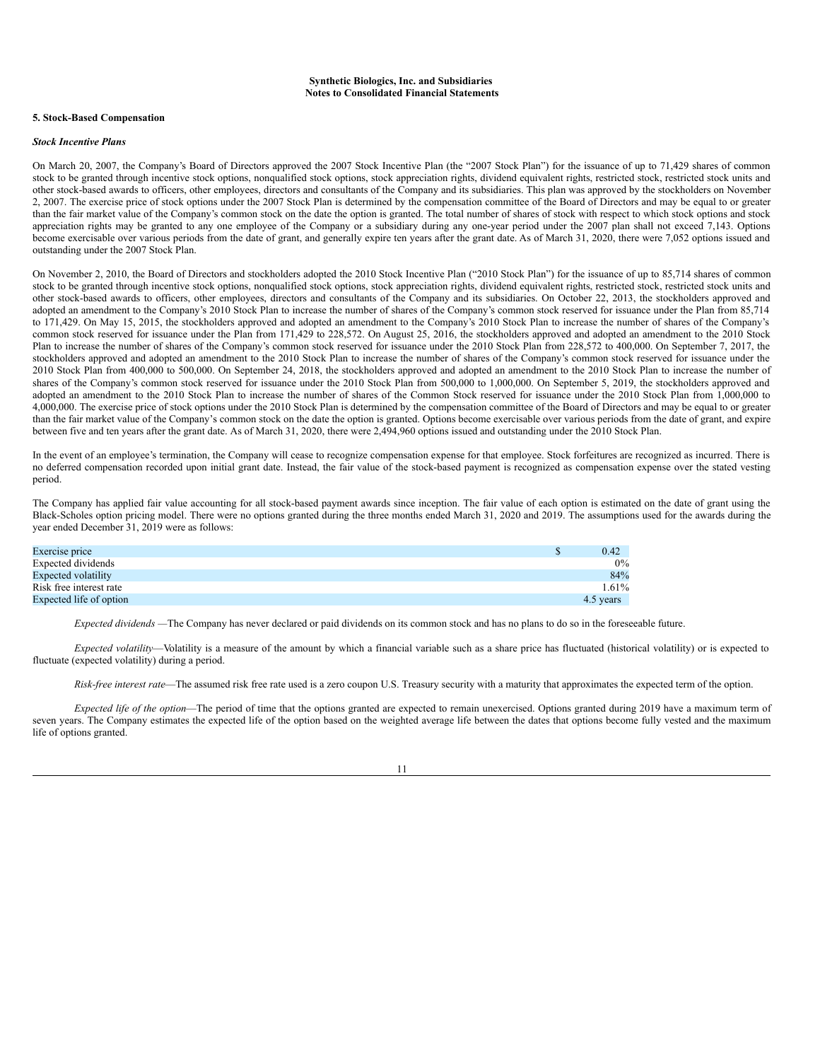**Synthetic Biologics, Inc. and Subsidiaries**
**Notes to Consolidated Financial Statements**

### 5. Stock-Based Compensation

***Stock Incentive Plans***

On March 20, 2007, the Company's Board of Directors approved the 2007 Stock Incentive Plan (the "2007 Stock Plan") for the issuance of up to 71,429 shares of common stock to be granted through incentive stock options, nonqualified stock options, stock appreciation rights, dividend equivalent rights, restricted stock, restricted stock units and other stock-based awards to officers, other employees, directors and consultants of the Company and its subsidiaries. This plan was approved by the stockholders on November 2, 2007. The exercise price of stock options under the 2007 Stock Plan is determined by the compensation committee of the Board of Directors and may be equal to or greater than the fair market value of the Company's common stock on the date the option is granted. The total number of shares of stock with respect to which stock options and stock appreciation rights may be granted to any one employee of the Company or a subsidiary during any one-year period under the 2007 plan shall not exceed 7,143. Options become exercisable over various periods from the date of grant, and generally expire ten years after the grant date. As of March 31, 2020, there were 7,052 options issued and outstanding under the 2007 Stock Plan.

On November 2, 2010, the Board of Directors and stockholders adopted the 2010 Stock Incentive Plan ("2010 Stock Plan") for the issuance of up to 85,714 shares of common stock to be granted through incentive stock options, nonqualified stock options, stock appreciation rights, dividend equivalent rights, restricted stock, restricted stock units and other stock-based awards to officers, other employees, directors and consultants of the Company and its subsidiaries. On October 22, 2013, the stockholders approved and adopted an amendment to the Company's 2010 Stock Plan to increase the number of shares of the Company's common stock reserved for issuance under the Plan from 85,714 to 171,429. On May 15, 2015, the stockholders approved and adopted an amendment to the Company's 2010 Stock Plan to increase the number of shares of the Company's common stock reserved for issuance under the Plan from 171,429 to 228,572. On August 25, 2016, the stockholders approved and adopted an amendment to the 2010 Stock Plan to increase the number of shares of the Company's common stock reserved for issuance under the 2010 Stock Plan from 228,572 to 400,000. On September 7, 2017, the stockholders approved and adopted an amendment to the 2010 Stock Plan to increase the number of shares of the Company's common stock reserved for issuance under the 2010 Stock Plan from 400,000 to 500,000. On September 24, 2018, the stockholders approved and adopted an amendment to the 2010 Stock Plan to increase the number of shares of the Company's common stock reserved for issuance under the 2010 Stock Plan from 500,000 to 1,000,000. On September 5, 2019, the stockholders approved and adopted an amendment to the 2010 Stock Plan to increase the number of shares of the Common Stock reserved for issuance under the 2010 Stock Plan from 1,000,000 to 4,000,000. The exercise price of stock options under the 2010 Stock Plan is determined by the compensation committee of the Board of Directors and may be equal to or greater than the fair market value of the Company's common stock on the date the option is granted. Options become exercisable over various periods from the date of grant, and expire between five and ten years after the grant date. As of March 31, 2020, there were 2,494,960 options issued and outstanding under the 2010 Stock Plan.

In the event of an employee's termination, the Company will cease to recognize compensation expense for that employee. Stock forfeitures are recognized as incurred. There is no deferred compensation recorded upon initial grant date. Instead, the fair value of the stock-based payment is recognized as compensation expense over the stated vesting period.

The Company has applied fair value accounting for all stock-based payment awards since inception. The fair value of each option is estimated on the date of grant using the Black-Scholes option pricing model. There were no options granted during the three months ended March 31, 2020 and 2019. The assumptions used for the awards during the year ended December 31, 2019 were as follows:

| | |
|---|---|
| Exercise price | $ 0.42 |
| Expected dividends | 0% |
| Expected volatility | 84% |
| Risk free interest rate | 1.61% |
| Expected life of option | 4.5 years |

*Expected dividends* —The Company has never declared or paid dividends on its common stock and has no plans to do so in the foreseeable future.

*Expected volatility*—Volatility is a measure of the amount by which a financial variable such as a share price has fluctuated (historical volatility) or is expected to fluctuate (expected volatility) during a period.

*Risk-free interest rate*—The assumed risk free rate used is a zero coupon U.S. Treasury security with a maturity that approximates the expected term of the option.

*Expected life of the option*—The period of time that the options granted are expected to remain unexercised. Options granted during 2019 have a maximum term of seven years. The Company estimates the expected life of the option based on the weighted average life between the dates that options become fully vested and the maximum life of options granted.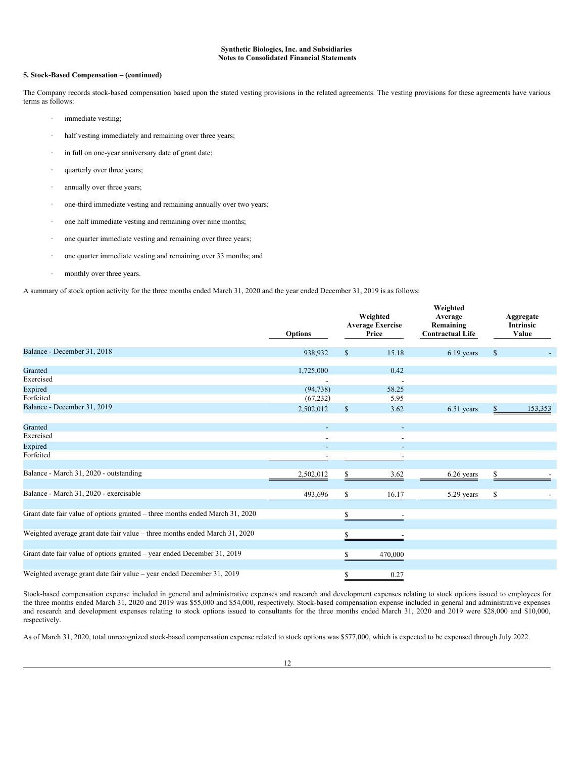**Synthetic Biologics, Inc. and Subsidiaries**
**Notes to Consolidated Financial Statements**

**5. Stock-Based Compensation – (continued)**

The Company records stock-based compensation based upon the stated vesting provisions in the related agreements. The vesting provisions for these agreements have various terms as follows:

- immediate vesting;
- half vesting immediately and remaining over three years;
- in full on one-year anniversary date of grant date;
- quarterly over three years;
- annually over three years;
- one-third immediate vesting and remaining annually over two years;
- one half immediate vesting and remaining over nine months;
- one quarter immediate vesting and remaining over three years;
- one quarter immediate vesting and remaining over 33 months; and
- monthly over three years.

A summary of stock option activity for the three months ended March 31, 2020 and the year ended December 31, 2019 is as follows:

| | Options | Weighted Average Exercise Price | Weighted Average Remaining Contractual Life | Aggregate Intrinsic Value |
|---|---|---|---|---|
| Balance - December 31, 2018 | 938,932 | $ 15.18 | 6.19 years | $ - |
| Granted | 1,725,000 | 0.42 | | |
| Exercised | - | - | | |
| Expired | (94,738) | 58.25 | | |
| Forfeited | (67,232) | 5.95 | | |
| Balance - December 31, 2019 | 2,502,012 | $ 3.62 | 6.51 years | $ 153,353 |
| Granted | - | - | | |
| Exercised | - | - | | |
| Expired | - | - | | |
| Forfeited | - | - | | |
| Balance - March 31, 2020 - outstanding | 2,502,012 | $ 3.62 | 6.26 years | $ - |
| Balance - March 31, 2020 - exercisable | 493,696 | $ 16.17 | 5.29 years | $ - |
| Grant date fair value of options granted – three months ended March 31, 2020 | | $ - | | |
| Weighted average grant date fair value – three months ended March 31, 2020 | | $ - | | |
| Grant date fair value of options granted – year ended December 31, 2019 | | $ 470,000 | | |
| Weighted average grant date fair value – year ended December 31, 2019 | | $ 0.27 | | |

Stock-based compensation expense included in general and administrative expenses and research and development expenses relating to stock options issued to employees for the three months ended March 31, 2020 and 2019 was $55,000 and $54,000, respectively. Stock-based compensation expense included in general and administrative expenses and research and development expenses relating to stock options issued to consultants for the three months ended March 31, 2020 and 2019 were $28,000 and $10,000, respectively.

As of March 31, 2020, total unrecognized stock-based compensation expense related to stock options was $577,000, which is expected to be expensed through July 2022.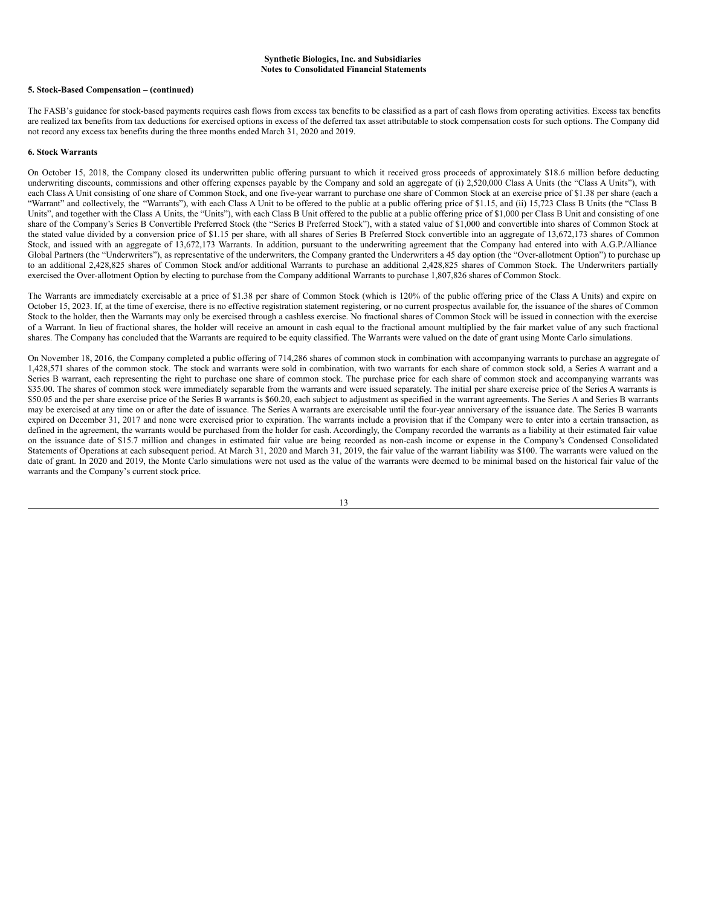**Synthetic Biologics, Inc. and Subsidiaries**
**Notes to Consolidated Financial Statements**

**5. Stock-Based Compensation – (continued)**

The FASB's guidance for stock-based payments requires cash flows from excess tax benefits to be classified as a part of cash flows from operating activities. Excess tax benefits are realized tax benefits from tax deductions for exercised options in excess of the deferred tax asset attributable to stock compensation costs for such options. The Company did not record any excess tax benefits during the three months ended March 31, 2020 and 2019.

**6. Stock Warrants**

On October 15, 2018, the Company closed its underwritten public offering pursuant to which it received gross proceeds of approximately $18.6 million before deducting underwriting discounts, commissions and other offering expenses payable by the Company and sold an aggregate of (i) 2,520,000 Class A Units (the "Class A Units"), with each Class A Unit consisting of one share of Common Stock, and one five-year warrant to purchase one share of Common Stock at an exercise price of $1.38 per share (each a "Warrant" and collectively, the "Warrants"), with each Class A Unit to be offered to the public at a public offering price of $1.15, and (ii) 15,723 Class B Units (the "Class B Units", and together with the Class A Units, the "Units"), with each Class B Unit offered to the public at a public offering price of $1,000 per Class B Unit and consisting of one share of the Company's Series B Convertible Preferred Stock (the "Series B Preferred Stock"), with a stated value of $1,000 and convertible into shares of Common Stock at the stated value divided by a conversion price of $1.15 per share, with all shares of Series B Preferred Stock convertible into an aggregate of 13,672,173 shares of Common Stock, and issued with an aggregate of 13,672,173 Warrants. In addition, pursuant to the underwriting agreement that the Company had entered into with A.G.P./Alliance Global Partners (the "Underwriters"), as representative of the underwriters, the Company granted the Underwriters a 45 day option (the "Over-allotment Option") to purchase up to an additional 2,428,825 shares of Common Stock and/or additional Warrants to purchase an additional 2,428,825 shares of Common Stock. The Underwriters partially exercised the Over-allotment Option by electing to purchase from the Company additional Warrants to purchase 1,807,826 shares of Common Stock.

The Warrants are immediately exercisable at a price of $1.38 per share of Common Stock (which is 120% of the public offering price of the Class A Units) and expire on October 15, 2023. If, at the time of exercise, there is no effective registration statement registering, or no current prospectus available for, the issuance of the shares of Common Stock to the holder, then the Warrants may only be exercised through a cashless exercise. No fractional shares of Common Stock will be issued in connection with the exercise of a Warrant. In lieu of fractional shares, the holder will receive an amount in cash equal to the fractional amount multiplied by the fair market value of any such fractional shares. The Company has concluded that the Warrants are required to be equity classified. The Warrants were valued on the date of grant using Monte Carlo simulations.

On November 18, 2016, the Company completed a public offering of 714,286 shares of common stock in combination with accompanying warrants to purchase an aggregate of 1,428,571 shares of the common stock. The stock and warrants were sold in combination, with two warrants for each share of common stock sold, a Series A warrant and a Series B warrant, each representing the right to purchase one share of common stock. The purchase price for each share of common stock and accompanying warrants was $35.00. The shares of common stock were immediately separable from the warrants and were issued separately. The initial per share exercise price of the Series A warrants is $50.05 and the per share exercise price of the Series B warrants is $60.20, each subject to adjustment as specified in the warrant agreements. The Series A and Series B warrants may be exercised at any time on or after the date of issuance. The Series A warrants are exercisable until the four-year anniversary of the issuance date. The Series B warrants expired on December 31, 2017 and none were exercised prior to expiration. The warrants include a provision that if the Company were to enter into a certain transaction, as defined in the agreement, the warrants would be purchased from the holder for cash. Accordingly, the Company recorded the warrants as a liability at their estimated fair value on the issuance date of $15.7 million and changes in estimated fair value are being recorded as non-cash income or expense in the Company's Condensed Consolidated Statements of Operations at each subsequent period. At March 31, 2020 and March 31, 2019, the fair value of the warrant liability was $100. The warrants were valued on the date of grant. In 2020 and 2019, the Monte Carlo simulations were not used as the value of the warrants were deemed to be minimal based on the historical fair value of the warrants and the Company's current stock price.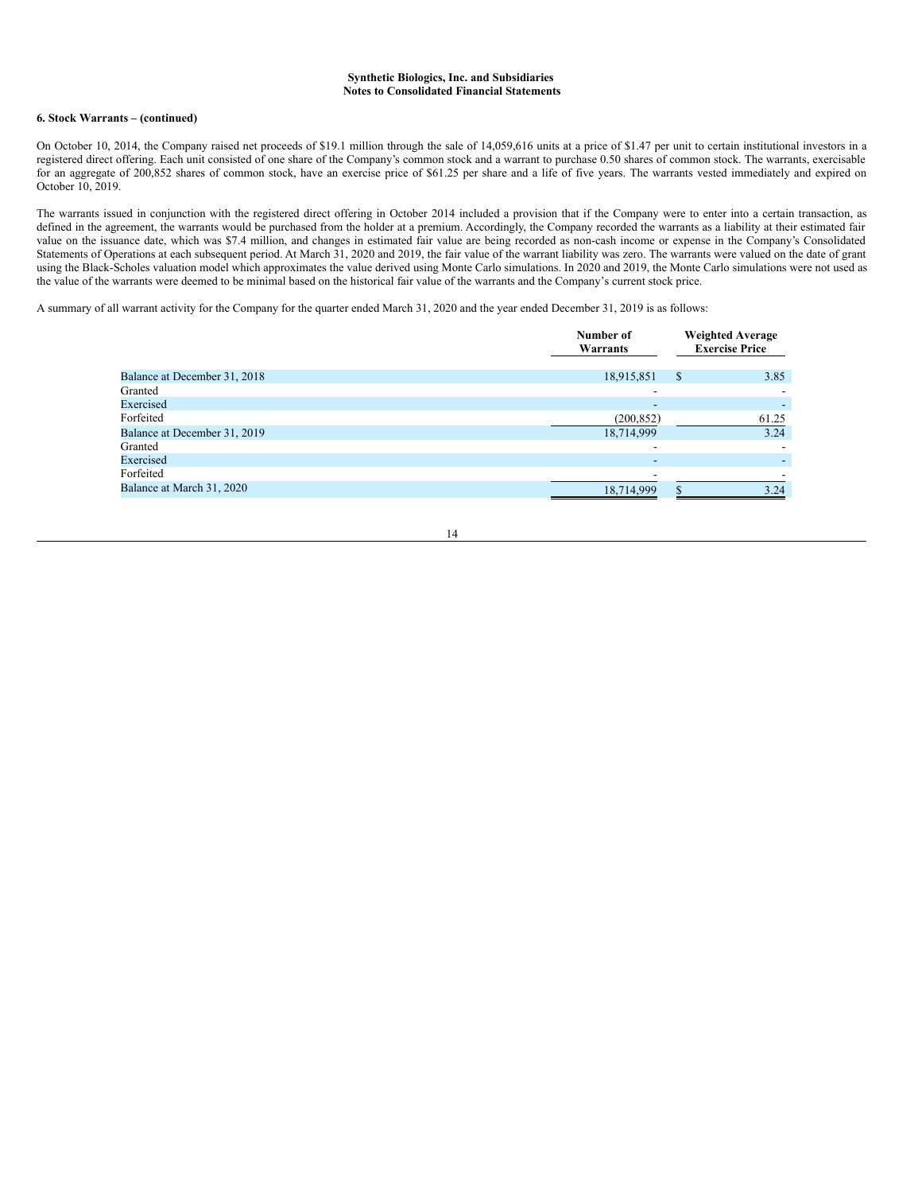**Synthetic Biologics, Inc. and Subsidiaries**
**Notes to Consolidated Financial Statements**

**6. Stock Warrants – (continued)**

On October 10, 2014, the Company raised net proceeds of $19.1 million through the sale of 14,059,616 units at a price of $1.47 per unit to certain institutional investors in a registered direct offering. Each unit consisted of one share of the Company's common stock and a warrant to purchase 0.50 shares of common stock. The warrants, exercisable for an aggregate of 200,852 shares of common stock, have an exercise price of $61.25 per share and a life of five years. The warrants vested immediately and expired on October 10, 2019.

The warrants issued in conjunction with the registered direct offering in October 2014 included a provision that if the Company were to enter into a certain transaction, as defined in the agreement, the warrants would be purchased from the holder at a premium. Accordingly, the Company recorded the warrants as a liability at their estimated fair value on the issuance date, which was $7.4 million, and changes in estimated fair value are being recorded as non-cash income or expense in the Company's Consolidated Statements of Operations at each subsequent period. At March 31, 2020 and 2019, the fair value of the warrant liability was zero. The warrants were valued on the date of grant using the Black-Scholes valuation model which approximates the value derived using Monte Carlo simulations. In 2020 and 2019, the Monte Carlo simulations were not used as the value of the warrants were deemed to be minimal based on the historical fair value of the warrants and the Company's current stock price.

A summary of all warrant activity for the Company for the quarter ended March 31, 2020 and the year ended December 31, 2019 is as follows:

| | Number of Warrants | Weighted Average Exercise Price |
|---|---|---|
| Balance at December 31, 2018 | 18,915,851 | $ 3.85 |
| Granted | - | - |
| Exercised | - | - |
| Forfeited | (200,852) | 61.25 |
| Balance at December 31, 2019 | 18,714,999 | 3.24 |
| Granted | - | - |
| Exercised | - | - |
| Forfeited | - | - |
| Balance at March 31, 2020 | 18,714,999 | $ 3.24 |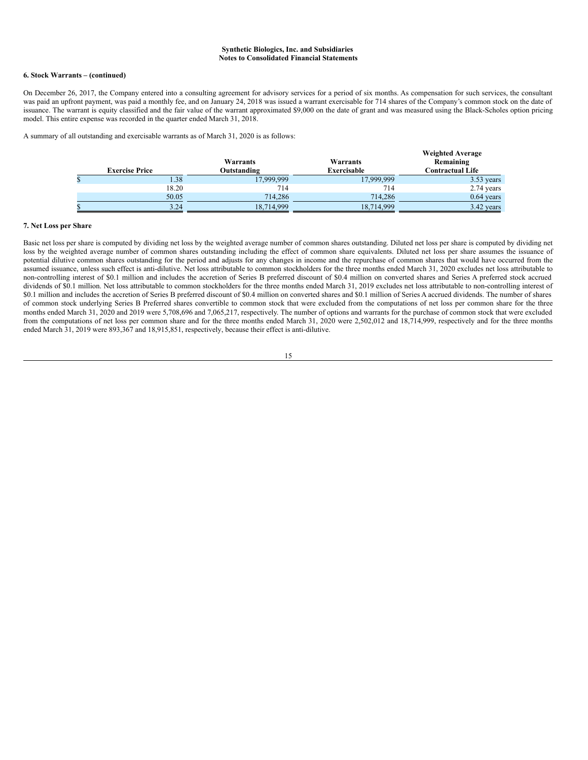**Synthetic Biologics, Inc. and Subsidiaries**
**Notes to Consolidated Financial Statements**

### 6. Stock Warrants – (continued)

On December 26, 2017, the Company entered into a consulting agreement for advisory services for a period of six months. As compensation for such services, the consultant was paid an upfront payment, was paid a monthly fee, and on January 24, 2018 was issued a warrant exercisable for 714 shares of the Company's common stock on the date of issuance. The warrant is equity classified and the fair value of the warrant approximated $9,000 on the date of grant and was measured using the Black-Scholes option pricing model. This entire expense was recorded in the quarter ended March 31, 2018.

A summary of all outstanding and exercisable warrants as of March 31, 2020 is as follows:

| Exercise Price | Warrants Outstanding | Warrants Exercisable | Weighted Average Remaining Contractual Life |
|---|---|---|---|
| $ 1.38 | 17,999,999 | 17,999,999 | 3.53 years |
| 18.20 | 714 | 714 | 2.74 years |
| 50.05 | 714,286 | 714,286 | 0.64 years |
| $ 3.24 | 18,714,999 | 18,714,999 | 3.42 years |

### 7. Net Loss per Share

Basic net loss per share is computed by dividing net loss by the weighted average number of common shares outstanding. Diluted net loss per share is computed by dividing net loss by the weighted average number of common shares outstanding including the effect of common share equivalents. Diluted net loss per share assumes the issuance of potential dilutive common shares outstanding for the period and adjusts for any changes in income and the repurchase of common shares that would have occurred from the assumed issuance, unless such effect is anti-dilutive. Net loss attributable to common stockholders for the three months ended March 31, 2020 excludes net loss attributable to non-controlling interest of $0.1 million and includes the accretion of Series B preferred discount of $0.4 million on converted shares and Series A preferred stock accrued dividends of $0.1 million. Net loss attributable to common stockholders for the three months ended March 31, 2019 excludes net loss attributable to non-controlling interest of $0.1 million and includes the accretion of Series B preferred discount of $0.4 million on converted shares and $0.1 million of Series A accrued dividends. The number of shares of common stock underlying Series B Preferred shares convertible to common stock that were excluded from the computations of net loss per common share for the three months ended March 31, 2020 and 2019 were 5,708,696 and 7,065,217, respectively. The number of options and warrants for the purchase of common stock that were excluded from the computations of net loss per common share and for the three months ended March 31, 2020 were 2,502,012 and 18,714,999, respectively and for the three months ended March 31, 2019 were 893,367 and 18,915,851, respectively, because their effect is anti-dilutive.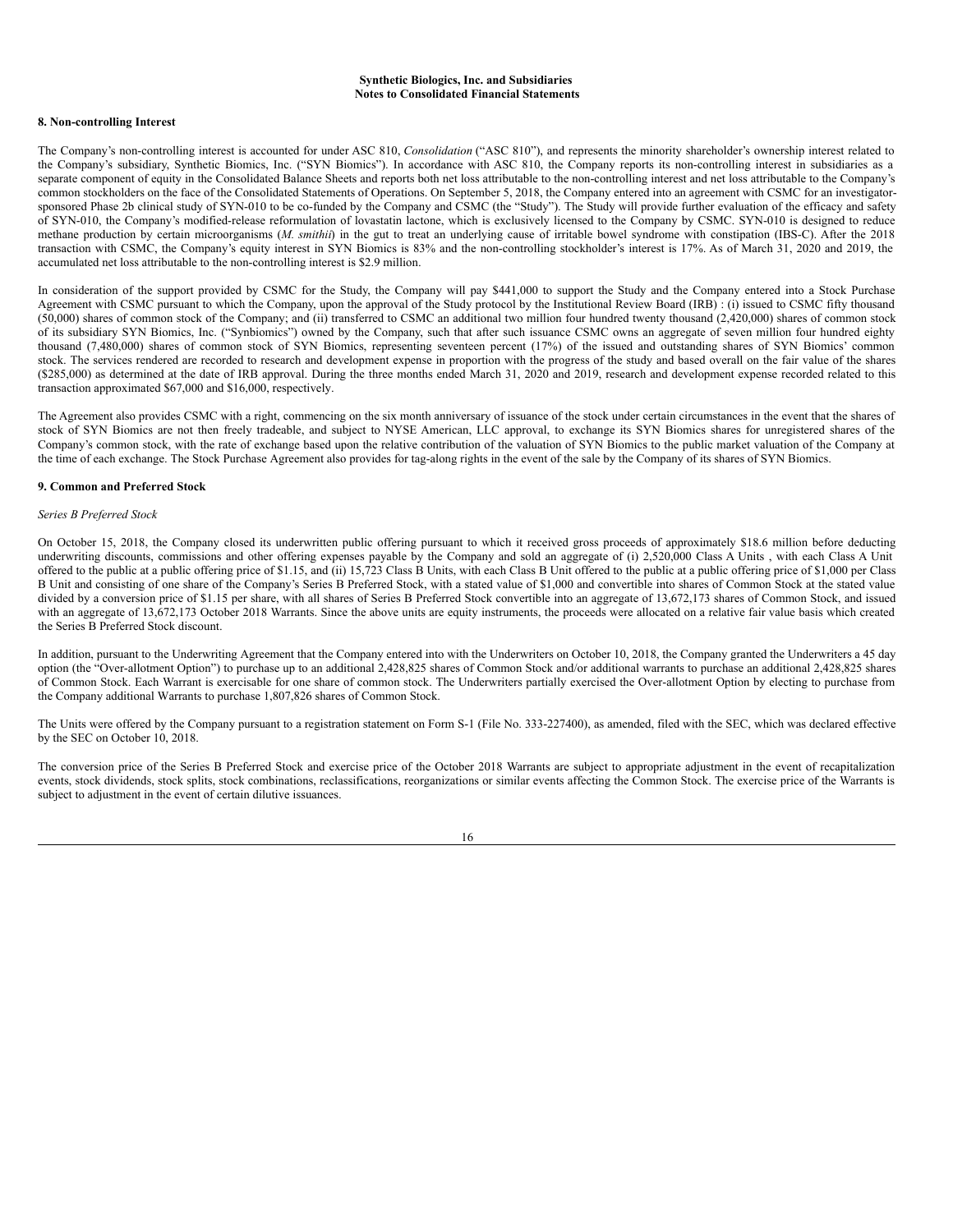**Synthetic Biologics, Inc. and Subsidiaries**
**Notes to Consolidated Financial Statements**

## 8. Non-controlling Interest

The Company's non-controlling interest is accounted for under ASC 810, *Consolidation* ("ASC 810"), and represents the minority shareholder's ownership interest related to the Company's subsidiary, Synthetic Biomics, Inc. ("SYN Biomics"). In accordance with ASC 810, the Company reports its non-controlling interest in subsidiaries as a separate component of equity in the Consolidated Balance Sheets and reports both net loss attributable to the non-controlling interest and net loss attributable to the Company's common stockholders on the face of the Consolidated Statements of Operations. On September 5, 2018, the Company entered into an agreement with CSMC for an investigator-sponsored Phase 2b clinical study of SYN-010 to be co-funded by the Company and CSMC (the "Study"). The Study will provide further evaluation of the efficacy and safety of SYN-010, the Company's modified-release reformulation of lovastatin lactone, which is exclusively licensed to the Company by CSMC. SYN-010 is designed to reduce methane production by certain microorganisms (*M. smithii*) in the gut to treat an underlying cause of irritable bowel syndrome with constipation (IBS-C). After the 2018 transaction with CSMC, the Company's equity interest in SYN Biomics is 83% and the non-controlling stockholder's interest is 17%. As of March 31, 2020 and 2019, the accumulated net loss attributable to the non-controlling interest is $2.9 million.

In consideration of the support provided by CSMC for the Study, the Company will pay $441,000 to support the Study and the Company entered into a Stock Purchase Agreement with CSMC pursuant to which the Company, upon the approval of the Study protocol by the Institutional Review Board (IRB) : (i) issued to CSMC fifty thousand (50,000) shares of common stock of the Company; and (ii) transferred to CSMC an additional two million four hundred twenty thousand (2,420,000) shares of common stock of its subsidiary SYN Biomics, Inc. ("Synbiomics") owned by the Company, such that after such issuance CSMC owns an aggregate of seven million four hundred eighty thousand (7,480,000) shares of common stock of SYN Biomics, representing seventeen percent (17%) of the issued and outstanding shares of SYN Biomics' common stock. The services rendered are recorded to research and development expense in proportion with the progress of the study and based overall on the fair value of the shares ($285,000) as determined at the date of IRB approval. During the three months ended March 31, 2020 and 2019, research and development expense recorded related to this transaction approximated $67,000 and $16,000, respectively.

The Agreement also provides CSMC with a right, commencing on the six month anniversary of issuance of the stock under certain circumstances in the event that the shares of stock of SYN Biomics are not then freely tradeable, and subject to NYSE American, LLC approval, to exchange its SYN Biomics shares for unregistered shares of the Company's common stock, with the rate of exchange based upon the relative contribution of the valuation of SYN Biomics to the public market valuation of the Company at the time of each exchange. The Stock Purchase Agreement also provides for tag-along rights in the event of the sale by the Company of its shares of SYN Biomics.

## 9. Common and Preferred Stock

### *Series B Preferred Stock*

On October 15, 2018, the Company closed its underwritten public offering pursuant to which it received gross proceeds of approximately $18.6 million before deducting underwriting discounts, commissions and other offering expenses payable by the Company and sold an aggregate of (i) 2,520,000 Class A Units , with each Class A Unit offered to the public at a public offering price of $1.15, and (ii) 15,723 Class B Units, with each Class B Unit offered to the public at a public offering price of $1,000 per Class B Unit and consisting of one share of the Company's Series B Preferred Stock, with a stated value of $1,000 and convertible into shares of Common Stock at the stated value divided by a conversion price of $1.15 per share, with all shares of Series B Preferred Stock convertible into an aggregate of 13,672,173 shares of Common Stock, and issued with an aggregate of 13,672,173 October 2018 Warrants. Since the above units are equity instruments, the proceeds were allocated on a relative fair value basis which created the Series B Preferred Stock discount.

In addition, pursuant to the Underwriting Agreement that the Company entered into with the Underwriters on October 10, 2018, the Company granted the Underwriters a 45 day option (the "Over-allotment Option") to purchase up to an additional 2,428,825 shares of Common Stock and/or additional warrants to purchase an additional 2,428,825 shares of Common Stock. Each Warrant is exercisable for one share of common stock. The Underwriters partially exercised the Over-allotment Option by electing to purchase from the Company additional Warrants to purchase 1,807,826 shares of Common Stock.

The Units were offered by the Company pursuant to a registration statement on Form S-1 (File No. 333-227400), as amended, filed with the SEC, which was declared effective by the SEC on October 10, 2018.

The conversion price of the Series B Preferred Stock and exercise price of the October 2018 Warrants are subject to appropriate adjustment in the event of recapitalization events, stock dividends, stock splits, stock combinations, reclassifications, reorganizations or similar events affecting the Common Stock. The exercise price of the Warrants is subject to adjustment in the event of certain dilutive issuances.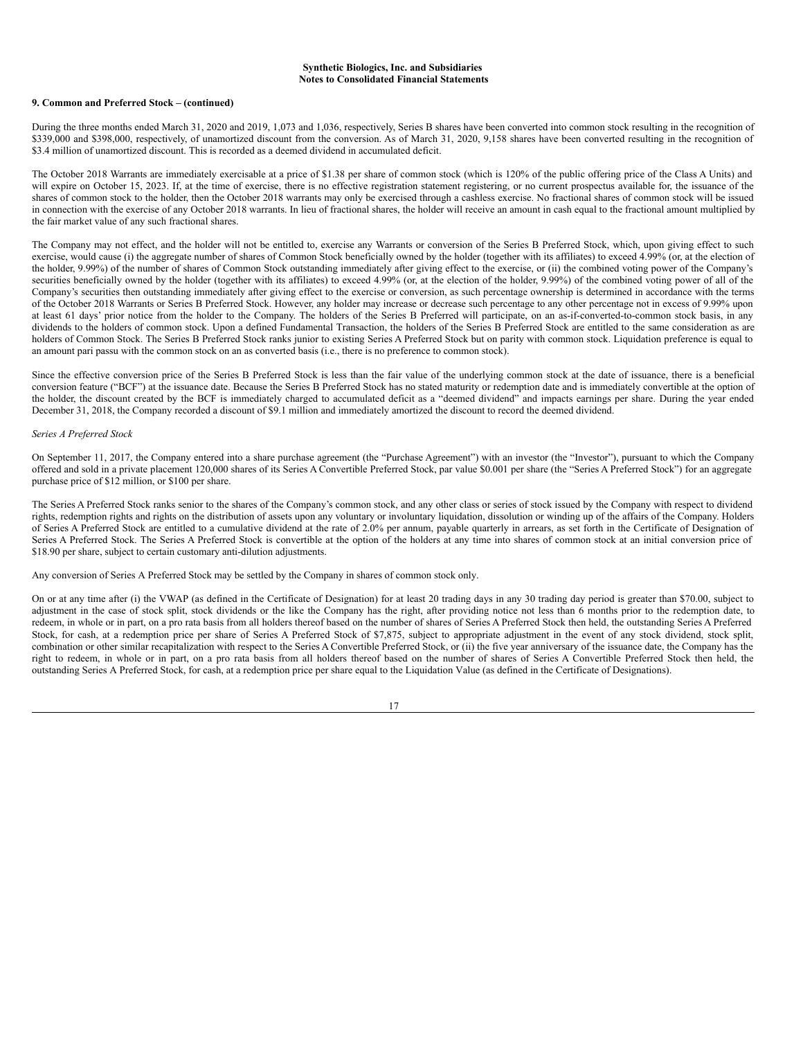**Synthetic Biologics, Inc. and Subsidiaries**
**Notes to Consolidated Financial Statements**

**9. Common and Preferred Stock – (continued)**

During the three months ended March 31, 2020 and 2019, 1,073 and 1,036, respectively, Series B shares have been converted into common stock resulting in the recognition of $339,000 and $398,000, respectively, of unamortized discount from the conversion. As of March 31, 2020, 9,158 shares have been converted resulting in the recognition of $3.4 million of unamortized discount. This is recorded as a deemed dividend in accumulated deficit.

The October 2018 Warrants are immediately exercisable at a price of $1.38 per share of common stock (which is 120% of the public offering price of the Class A Units) and will expire on October 15, 2023. If, at the time of exercise, there is no effective registration statement registering, or no current prospectus available for, the issuance of the shares of common stock to the holder, then the October 2018 warrants may only be exercised through a cashless exercise. No fractional shares of common stock will be issued in connection with the exercise of any October 2018 warrants. In lieu of fractional shares, the holder will receive an amount in cash equal to the fractional amount multiplied by the fair market value of any such fractional shares.

The Company may not effect, and the holder will not be entitled to, exercise any Warrants or conversion of the Series B Preferred Stock, which, upon giving effect to such exercise, would cause (i) the aggregate number of shares of Common Stock beneficially owned by the holder (together with its affiliates) to exceed 4.99% (or, at the election of the holder, 9.99%) of the number of shares of Common Stock outstanding immediately after giving effect to the exercise, or (ii) the combined voting power of the Company's securities beneficially owned by the holder (together with its affiliates) to exceed 4.99% (or, at the election of the holder, 9.99%) of the combined voting power of all of the Company's securities then outstanding immediately after giving effect to the exercise or conversion, as such percentage ownership is determined in accordance with the terms of the October 2018 Warrants or Series B Preferred Stock. However, any holder may increase or decrease such percentage to any other percentage not in excess of 9.99% upon at least 61 days' prior notice from the holder to the Company. The holders of the Series B Preferred will participate, on an as-if-converted-to-common stock basis, in any dividends to the holders of common stock. Upon a defined Fundamental Transaction, the holders of the Series B Preferred Stock are entitled to the same consideration as are holders of Common Stock. The Series B Preferred Stock ranks junior to existing Series A Preferred Stock but on parity with common stock. Liquidation preference is equal to an amount pari passu with the common stock on an as converted basis (i.e., there is no preference to common stock).

Since the effective conversion price of the Series B Preferred Stock is less than the fair value of the underlying common stock at the date of issuance, there is a beneficial conversion feature ("BCF") at the issuance date. Because the Series B Preferred Stock has no stated maturity or redemption date and is immediately convertible at the option of the holder, the discount created by the BCF is immediately charged to accumulated deficit as a "deemed dividend" and impacts earnings per share. During the year ended December 31, 2018, the Company recorded a discount of $9.1 million and immediately amortized the discount to record the deemed dividend.

*Series A Preferred Stock*

On September 11, 2017, the Company entered into a share purchase agreement (the "Purchase Agreement") with an investor (the "Investor"), pursuant to which the Company offered and sold in a private placement 120,000 shares of its Series A Convertible Preferred Stock, par value $0.001 per share (the "Series A Preferred Stock") for an aggregate purchase price of $12 million, or $100 per share.

The Series A Preferred Stock ranks senior to the shares of the Company's common stock, and any other class or series of stock issued by the Company with respect to dividend rights, redemption rights and rights on the distribution of assets upon any voluntary or involuntary liquidation, dissolution or winding up of the affairs of the Company. Holders of Series A Preferred Stock are entitled to a cumulative dividend at the rate of 2.0% per annum, payable quarterly in arrears, as set forth in the Certificate of Designation of Series A Preferred Stock. The Series A Preferred Stock is convertible at the option of the holders at any time into shares of common stock at an initial conversion price of $18.90 per share, subject to certain customary anti-dilution adjustments.

Any conversion of Series A Preferred Stock may be settled by the Company in shares of common stock only.

On or at any time after (i) the VWAP (as defined in the Certificate of Designation) for at least 20 trading days in any 30 trading day period is greater than $70.00, subject to adjustment in the case of stock split, stock dividends or the like the Company has the right, after providing notice not less than 6 months prior to the redemption date, to redeem, in whole or in part, on a pro rata basis from all holders thereof based on the number of shares of Series A Preferred Stock then held, the outstanding Series A Preferred Stock, for cash, at a redemption price per share of Series A Preferred Stock of $7,875, subject to appropriate adjustment in the event of any stock dividend, stock split, combination or other similar recapitalization with respect to the Series A Convertible Preferred Stock, or (ii) the five year anniversary of the issuance date, the Company has the right to redeem, in whole or in part, on a pro rata basis from all holders thereof based on the number of shares of Series A Convertible Preferred Stock then held, the outstanding Series A Preferred Stock, for cash, at a redemption price per share equal to the Liquidation Value (as defined in the Certificate of Designations).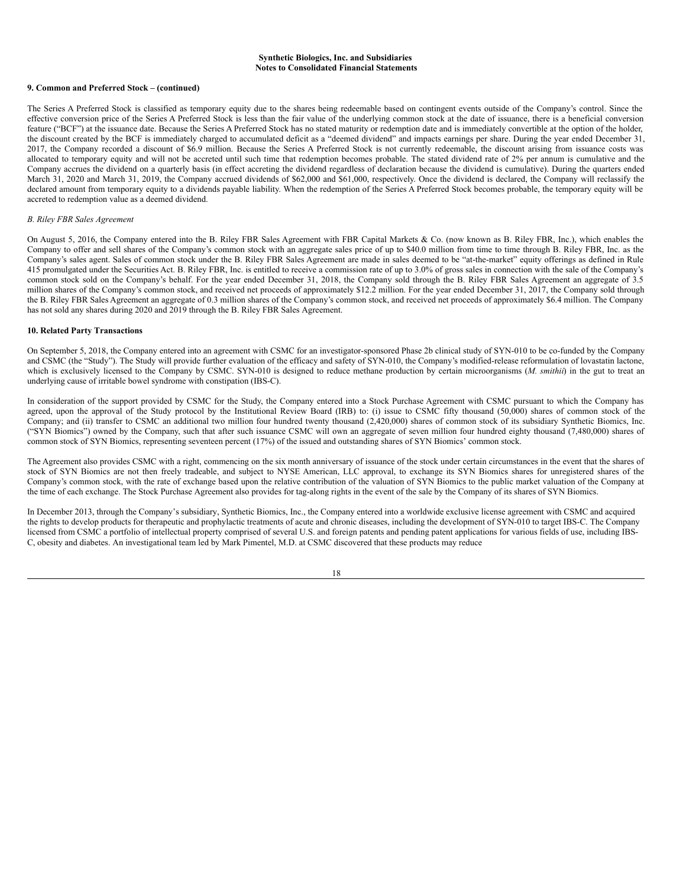**9. Common and Preferred Stock – (continued)**

The Series A Preferred Stock is classified as temporary equity due to the shares being redeemable based on contingent events outside of the Company's control. Since the effective conversion price of the Series A Preferred Stock is less than the fair value of the underlying common stock at the date of issuance, there is a beneficial conversion feature ("BCF") at the issuance date. Because the Series A Preferred Stock has no stated maturity or redemption date and is immediately convertible at the option of the holder, the discount created by the BCF is immediately charged to accumulated deficit as a "deemed dividend" and impacts earnings per share. During the year ended December 31, 2017, the Company recorded a discount of $6.9 million. Because the Series A Preferred Stock is not currently redeemable, the discount arising from issuance costs was allocated to temporary equity and will not be accreted until such time that redemption becomes probable. The stated dividend rate of 2% per annum is cumulative and the Company accrues the dividend on a quarterly basis (in effect accreting the dividend regardless of declaration because the dividend is cumulative). During the quarters ended March 31, 2020 and March 31, 2019, the Company accrued dividends of $62,000 and $61,000, respectively. Once the dividend is declared, the Company will reclassify the declared amount from temporary equity to a dividends payable liability. When the redemption of the Series A Preferred Stock becomes probable, the temporary equity will be accreted to redemption value as a deemed dividend.

*B. Riley FBR Sales Agreement*

On August 5, 2016, the Company entered into the B. Riley FBR Sales Agreement with FBR Capital Markets & Co. (now known as B. Riley FBR, Inc.), which enables the Company to offer and sell shares of the Company's common stock with an aggregate sales price of up to $40.0 million from time to time through B. Riley FBR, Inc. as the Company's sales agent. Sales of common stock under the B. Riley FBR Sales Agreement are made in sales deemed to be "at-the-market" equity offerings as defined in Rule 415 promulgated under the Securities Act. B. Riley FBR, Inc. is entitled to receive a commission rate of up to 3.0% of gross sales in connection with the sale of the Company's common stock sold on the Company's behalf. For the year ended December 31, 2018, the Company sold through the B. Riley FBR Sales Agreement an aggregate of 3.5 million shares of the Company's common stock, and received net proceeds of approximately $12.2 million. For the year ended December 31, 2017, the Company sold through the B. Riley FBR Sales Agreement an aggregate of 0.3 million shares of the Company's common stock, and received net proceeds of approximately $6.4 million. The Company has not sold any shares during 2020 and 2019 through the B. Riley FBR Sales Agreement.

**10. Related Party Transactions**

On September 5, 2018, the Company entered into an agreement with CSMC for an investigator-sponsored Phase 2b clinical study of SYN-010 to be co-funded by the Company and CSMC (the "Study"). The Study will provide further evaluation of the efficacy and safety of SYN-010, the Company's modified-release reformulation of lovastatin lactone, which is exclusively licensed to the Company by CSMC. SYN-010 is designed to reduce methane production by certain microorganisms (*M. smithii*) in the gut to treat an underlying cause of irritable bowel syndrome with constipation (IBS-C).

In consideration of the support provided by CSMC for the Study, the Company entered into a Stock Purchase Agreement with CSMC pursuant to which the Company has agreed, upon the approval of the Study protocol by the Institutional Review Board (IRB) to: (i) issue to CSMC fifty thousand (50,000) shares of common stock of the Company; and (ii) transfer to CSMC an additional two million four hundred twenty thousand (2,420,000) shares of common stock of its subsidiary Synthetic Biomics, Inc. ("SYN Biomics") owned by the Company, such that after such issuance CSMC will own an aggregate of seven million four hundred eighty thousand (7,480,000) shares of common stock of SYN Biomics, representing seventeen percent (17%) of the issued and outstanding shares of SYN Biomics' common stock.

The Agreement also provides CSMC with a right, commencing on the six month anniversary of issuance of the stock under certain circumstances in the event that the shares of stock of SYN Biomics are not then freely tradeable, and subject to NYSE American, LLC approval, to exchange its SYN Biomics shares for unregistered shares of the Company's common stock, with the rate of exchange based upon the relative contribution of the valuation of SYN Biomics to the public market valuation of the Company at the time of each exchange. The Stock Purchase Agreement also provides for tag-along rights in the event of the sale by the Company of its shares of SYN Biomics.

In December 2013, through the Company's subsidiary, Synthetic Biomics, Inc., the Company entered into a worldwide exclusive license agreement with CSMC and acquired the rights to develop products for therapeutic and prophylactic treatments of acute and chronic diseases, including the development of SYN-010 to target IBS-C. The Company licensed from CSMC a portfolio of intellectual property comprised of several U.S. and foreign patents and pending patent applications for various fields of use, including IBS-C, obesity and diabetes. An investigational team led by Mark Pimentel, M.D. at CSMC discovered that these products may reduce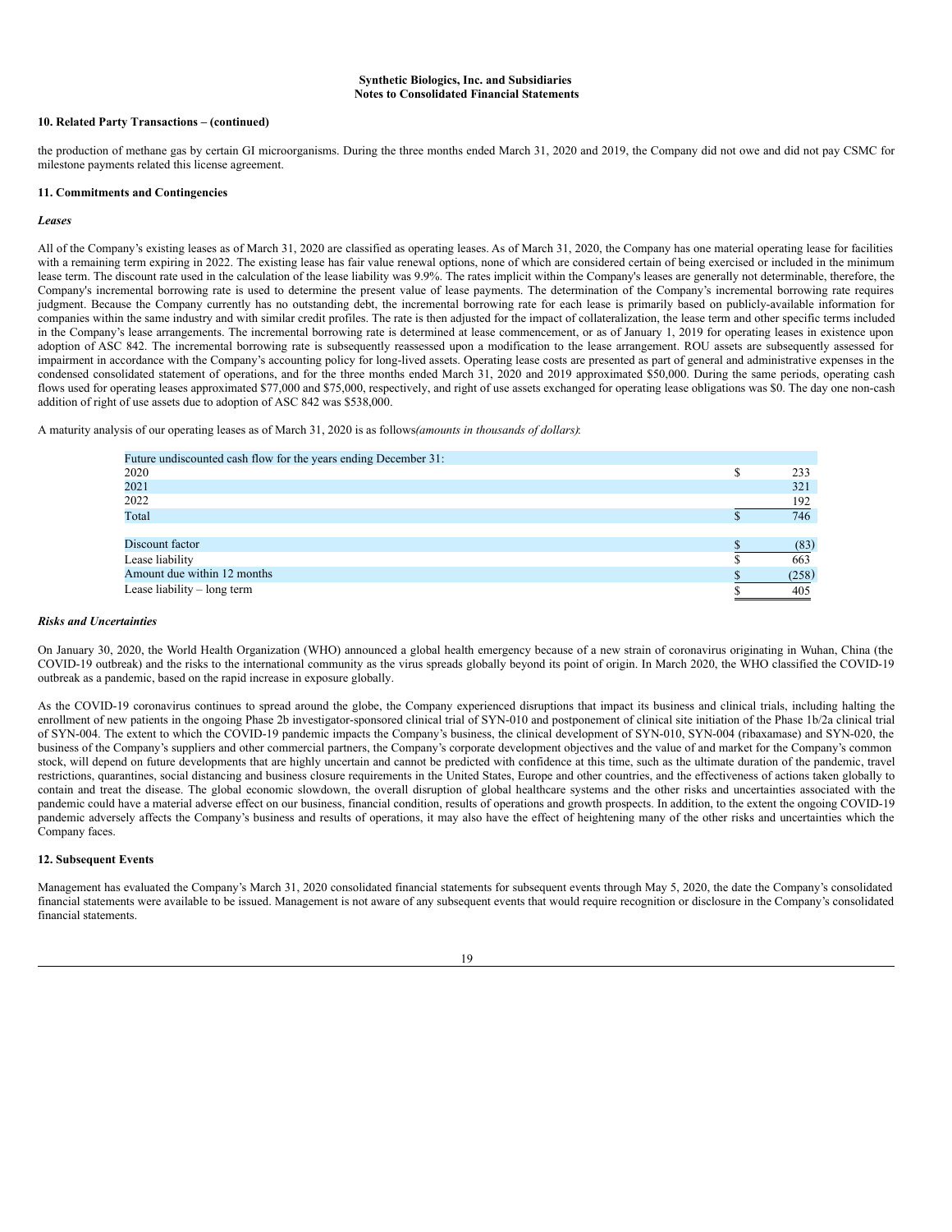**Synthetic Biologics, Inc. and Subsidiaries**
**Notes to Consolidated Financial Statements**

**10. Related Party Transactions – (continued)**

the production of methane gas by certain GI microorganisms. During the three months ended March 31, 2020 and 2019, the Company did not owe and did not pay CSMC for milestone payments related this license agreement.

**11. Commitments and Contingencies**

***Leases***

All of the Company's existing leases as of March 31, 2020 are classified as operating leases. As of March 31, 2020, the Company has one material operating lease for facilities with a remaining term expiring in 2022. The existing lease has fair value renewal options, none of which are considered certain of being exercised or included in the minimum lease term. The discount rate used in the calculation of the lease liability was 9.9%. The rates implicit within the Company's leases are generally not determinable, therefore, the Company's incremental borrowing rate is used to determine the present value of lease payments. The determination of the Company's incremental borrowing rate requires judgment. Because the Company currently has no outstanding debt, the incremental borrowing rate for each lease is primarily based on publicly-available information for companies within the same industry and with similar credit profiles. The rate is then adjusted for the impact of collateralization, the lease term and other specific terms included in the Company's lease arrangements. The incremental borrowing rate is determined at lease commencement, or as of January 1, 2019 for operating leases in existence upon adoption of ASC 842. The incremental borrowing rate is subsequently reassessed upon a modification to the lease arrangement. ROU assets are subsequently assessed for impairment in accordance with the Company's accounting policy for long-lived assets. Operating lease costs are presented as part of general and administrative expenses in the condensed consolidated statement of operations, and for the three months ended March 31, 2020 and 2019 approximated $50,000. During the same periods, operating cash flows used for operating leases approximated $77,000 and $75,000, respectively, and right of use assets exchanged for operating lease obligations was $0. The day one non-cash addition of right of use assets due to adoption of ASC 842 was $538,000.

A maturity analysis of our operating leases as of March 31, 2020 is as follows*(amounts in thousands of dollars)*:

| | |
|---|---|
| Future undiscounted cash flow for the years ending December 31: | |
| 2020 | $ 233 |
| 2021 | 321 |
| 2022 | 192 |
| Total | $ 746 |
| | |
| Discount factor | $ (83) |
| Lease liability | $ 663 |
| Amount due within 12 months | $ (258) |
| Lease liability – long term | $ 405 |

***Risks and Uncertainties***

On January 30, 2020, the World Health Organization (WHO) announced a global health emergency because of a new strain of coronavirus originating in Wuhan, China (the COVID-19 outbreak) and the risks to the international community as the virus spreads globally beyond its point of origin. In March 2020, the WHO classified the COVID-19 outbreak as a pandemic, based on the rapid increase in exposure globally.

As the COVID-19 coronavirus continues to spread around the globe, the Company experienced disruptions that impact its business and clinical trials, including halting the enrollment of new patients in the ongoing Phase 2b investigator-sponsored clinical trial of SYN-010 and postponement of clinical site initiation of the Phase 1b/2a clinical trial of SYN-004. The extent to which the COVID-19 pandemic impacts the Company's business, the clinical development of SYN-010, SYN-004 (ribaxamase) and SYN-020, the business of the Company's suppliers and other commercial partners, the Company's corporate development objectives and the value of and market for the Company's common stock, will depend on future developments that are highly uncertain and cannot be predicted with confidence at this time, such as the ultimate duration of the pandemic, travel restrictions, quarantines, social distancing and business closure requirements in the United States, Europe and other countries, and the effectiveness of actions taken globally to contain and treat the disease. The global economic slowdown, the overall disruption of global healthcare systems and the other risks and uncertainties associated with the pandemic could have a material adverse effect on our business, financial condition, results of operations and growth prospects. In addition, to the extent the ongoing COVID-19 pandemic adversely affects the Company's business and results of operations, it may also have the effect of heightening many of the other risks and uncertainties which the Company faces.

**12. Subsequent Events**

Management has evaluated the Company's March 31, 2020 consolidated financial statements for subsequent events through May 5, 2020, the date the Company's consolidated financial statements were available to be issued. Management is not aware of any subsequent events that would require recognition or disclosure in the Company's consolidated financial statements.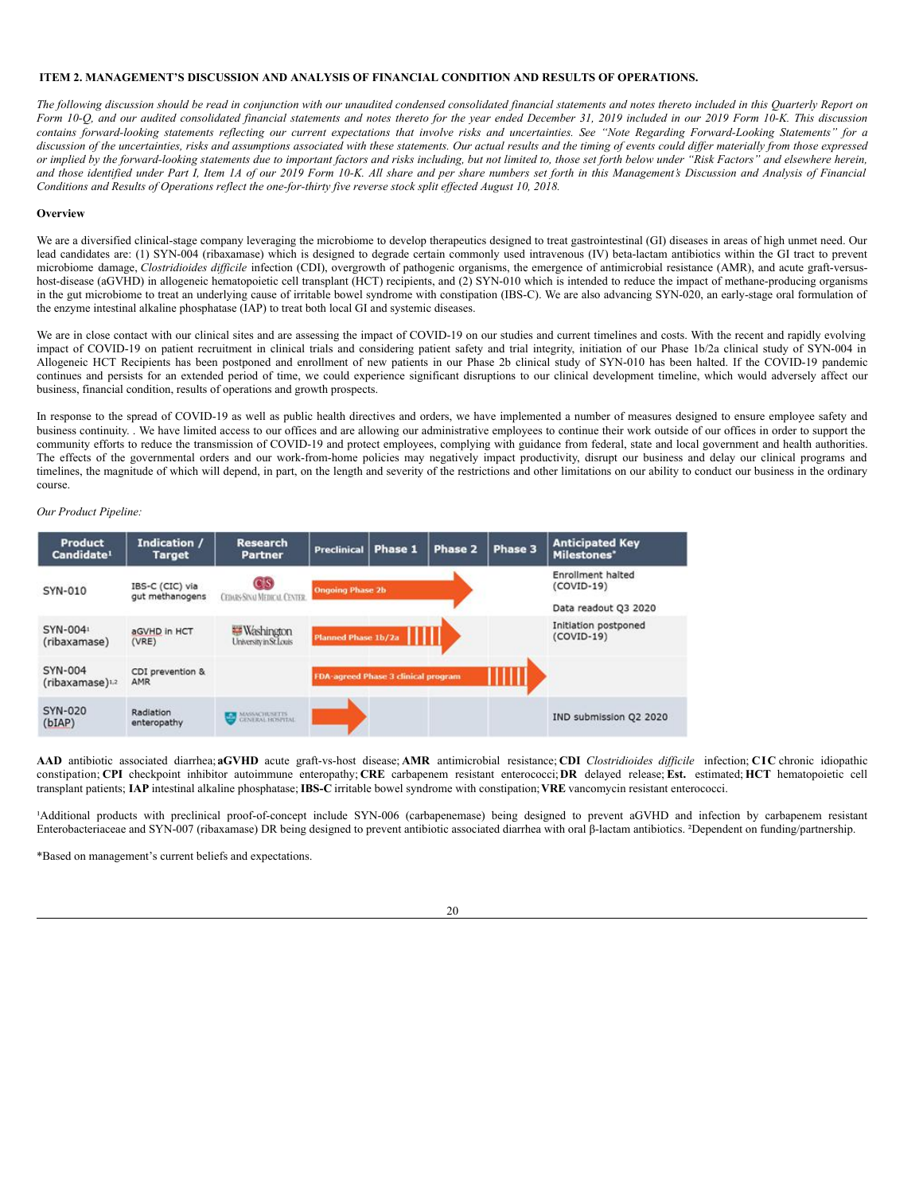## ITEM 2. MANAGEMENT'S DISCUSSION AND ANALYSIS OF FINANCIAL CONDITION AND RESULTS OF OPERATIONS.

*The following discussion should be read in conjunction with our unaudited condensed consolidated financial statements and notes thereto included in this Quarterly Report on Form 10-Q, and our audited consolidated financial statements and notes thereto for the year ended December 31, 2019 included in our 2019 Form 10-K. This discussion contains forward-looking statements reflecting our current expectations that involve risks and uncertainties. See "Note Regarding Forward-Looking Statements" for a discussion of the uncertainties, risks and assumptions associated with these statements. Our actual results and the timing of events could differ materially from those expressed or implied by the forward-looking statements due to important factors and risks including, but not limited to, those set forth below under "Risk Factors" and elsewhere herein, and those identified under Part I, Item 1A of our 2019 Form 10-K. All share and per share numbers set forth in this Management's Discussion and Analysis of Financial Conditions and Results of Operations reflect the one-for-thirty five reverse stock split effected August 10, 2018.*

### Overview

We are a diversified clinical-stage company leveraging the microbiome to develop therapeutics designed to treat gastrointestinal (GI) diseases in areas of high unmet need. Our lead candidates are: (1) SYN-004 (ribaxamase) which is designed to degrade certain commonly used intravenous (IV) beta-lactam antibiotics within the GI tract to prevent microbiome damage, *Clostridioides difficile* infection (CDI), overgrowth of pathogenic organisms, the emergence of antimicrobial resistance (AMR), and acute graft-versus-host-disease (aGVHD) in allogeneic hematopoietic cell transplant (HCT) recipients, and (2) SYN-010 which is intended to reduce the impact of methane-producing organisms in the gut microbiome to treat an underlying cause of irritable bowel syndrome with constipation (IBS-C). We are also advancing SYN-020, an early-stage oral formulation of the enzyme intestinal alkaline phosphatase (IAP) to treat both local GI and systemic diseases.

We are in close contact with our clinical sites and are assessing the impact of COVID-19 on our studies and current timelines and costs. With the recent and rapidly evolving impact of COVID-19 on patient recruitment in clinical trials and considering patient safety and trial integrity, initiation of our Phase 1b/2a clinical study of SYN-004 in Allogeneic HCT Recipients has been postponed and enrollment of new patients in our Phase 2b clinical study of SYN-010 has been halted. If the COVID-19 pandemic continues and persists for an extended period of time, we could experience significant disruptions to our clinical development timeline, which would adversely affect our business, financial condition, results of operations and growth prospects.

In response to the spread of COVID-19 as well as public health directives and orders, we have implemented a number of measures designed to ensure employee safety and business continuity. . We have limited access to our offices and are allowing our administrative employees to continue their work outside of our offices in order to support the community efforts to reduce the transmission of COVID-19 and protect employees, complying with guidance from federal, state and local government and health authorities. The effects of the governmental orders and our work-from-home policies may negatively impact productivity, disrupt our business and delay our clinical programs and timelines, the magnitude of which will depend, in part, on the length and severity of the restrictions and other limitations on our ability to conduct our business in the ordinary course.

*Our Product Pipeline:*

| Product Candidate[1] | Indication / Target | Research Partner | Preclinical | Phase 1 | Phase 2 | Phase 3 | Anticipated Key Milestones* |
|---|---|---|---|---|---|---|---|
| SYN-010 | IBS-C (CIC) via gut methanogens | Cedars-Sinai Medical Center | Ongoing Phase 2b | | | | Enrollment halted (COVID-19)<br>Data readout Q3 2020 |
| SYN-004[1] (ribaxamase) | aGVHD in HCT (VRE) | Washington University in St.Louis | Planned Phase 1b/2a | | | | Initiation postponed (COVID-19) |
| SYN-004 (ribaxamase)[1,2] | CDI prevention & AMR | | FDA-agreed Phase 3 clinical program | | | | |
| SYN-020 (bIAP) | Radiation enteropathy | Massachusetts General Hospital | | | | | IND submission Q2 2020 |

**AAD** antibiotic associated diarrhea; **aGVHD** acute graft-vs-host disease; **AMR** antimicrobial resistance; **CDI** *Clostridioides difficile* infection; **CIC** chronic idiopathic constipation; **CPI** checkpoint inhibitor autoimmune enteropathy; **CRE** carbapenem resistant enterococci; **DR** delayed release; **Est.** estimated; **HCT** hematopoietic cell transplant patients; **IAP** intestinal alkaline phosphatase; **IBS-C** irritable bowel syndrome with constipation; **VRE** vancomycin resistant enterococci.

[1]Additional products with preclinical proof-of-concept include SYN-006 (carbapenemase) being designed to prevent aGVHD and infection by carbapenem resistant Enterobacteriaceae and SYN-007 (ribaxamase) DR being designed to prevent antibiotic associated diarrhea with oral β-lactam antibiotics. [2]Dependent on funding/partnership.

*Based on management's current beliefs and expectations.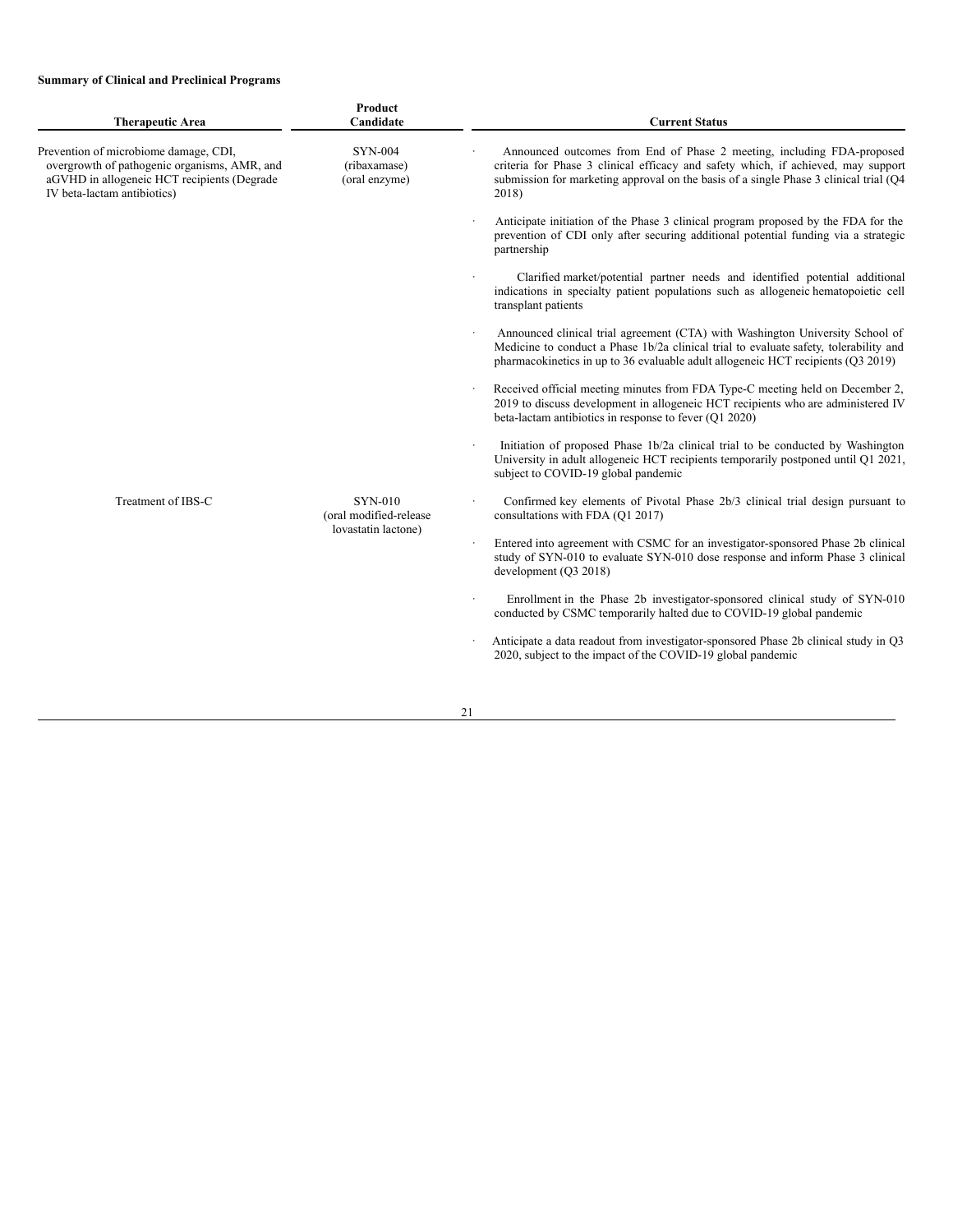**Summary of Clinical and Preclinical Programs**

| Therapeutic Area | Product Candidate | Current Status |
| --- | --- | --- |
| Prevention of microbiome damage, CDI, overgrowth of pathogenic organisms, AMR, and aGVHD in allogeneic HCT recipients (Degrade IV beta-lactam antibiotics) | SYN-004 (ribaxamase) (oral enzyme) | · Announced outcomes from End of Phase 2 meeting, including FDA-proposed criteria for Phase 3 clinical efficacy and safety which, if achieved, may support submission for marketing approval on the basis of a single Phase 3 clinical trial (Q4 2018)<br>· Anticipate initiation of the Phase 3 clinical program proposed by the FDA for the prevention of CDI only after securing additional potential funding via a strategic partnership<br>· Clarified market/potential partner needs and identified potential additional indications in specialty patient populations such as allogeneic hematopoietic cell transplant patients<br>· Announced clinical trial agreement (CTA) with Washington University School of Medicine to conduct a Phase 1b/2a clinical trial to evaluate safety, tolerability and pharmacokinetics in up to 36 evaluable adult allogeneic HCT recipients (Q3 2019)<br>· Received official meeting minutes from FDA Type-C meeting held on December 2, 2019 to discuss development in allogeneic HCT recipients who are administered IV beta-lactam antibiotics in response to fever (Q1 2020)<br>· Initiation of proposed Phase 1b/2a clinical trial to be conducted by Washington University in adult allogeneic HCT recipients temporarily postponed until Q1 2021, subject to COVID-19 global pandemic |
| Treatment of IBS-C | SYN-010 (oral modified-release lovastatin lactone) | · Confirmed key elements of Pivotal Phase 2b/3 clinical trial design pursuant to consultations with FDA (Q1 2017)<br>· Entered into agreement with CSMC for an investigator-sponsored Phase 2b clinical study of SYN-010 to evaluate SYN-010 dose response and inform Phase 3 clinical development (Q3 2018)<br>· Enrollment in the Phase 2b investigator-sponsored clinical study of SYN-010 conducted by CSMC temporarily halted due to COVID-19 global pandemic<br>· Anticipate a data readout from investigator-sponsored Phase 2b clinical study in Q3 2020, subject to the impact of the COVID-19 global pandemic |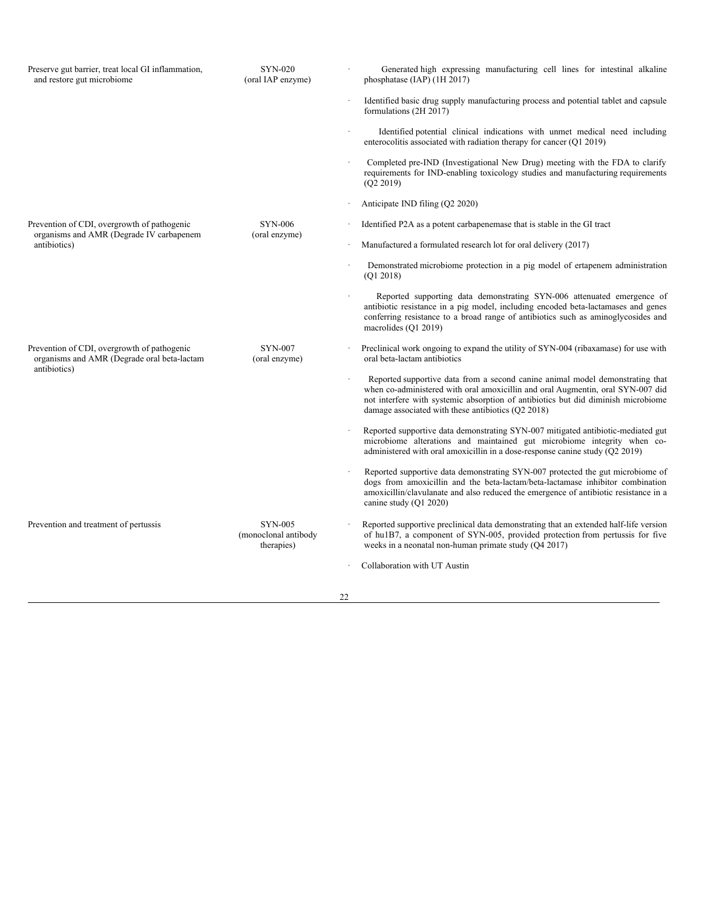| | | |
|---|---|---|
| Preserve gut barrier, treat local GI inflammation, and restore gut microbiome | SYN-020 (oral IAP enzyme) | · Generated high expressing manufacturing cell lines for intestinal alkaline phosphatase (IAP) (1H 2017)<br><br>· Identified basic drug supply manufacturing process and potential tablet and capsule formulations (2H 2017)<br><br>· Identified potential clinical indications with unmet medical need including enterocolitis associated with radiation therapy for cancer (Q1 2019)<br><br>· Completed pre-IND (Investigational New Drug) meeting with the FDA to clarify requirements for IND-enabling toxicology studies and manufacturing requirements (Q2 2019)<br><br>· Anticipate IND filing (Q2 2020) |
| Prevention of CDI, overgrowth of pathogenic organisms and AMR (Degrade IV carbapenem antibiotics) | SYN-006 (oral enzyme) | · Identified P2A as a potent carbapenemase that is stable in the GI tract<br><br>· Manufactured a formulated research lot for oral delivery (2017)<br><br>· Demonstrated microbiome protection in a pig model of ertapenem administration (Q1 2018)<br><br>· Reported supporting data demonstrating SYN-006 attenuated emergence of antibiotic resistance in a pig model, including encoded beta-lactamases and genes conferring resistance to a broad range of antibiotics such as aminoglycosides and macrolides (Q1 2019) |
| Prevention of CDI, overgrowth of pathogenic organisms and AMR (Degrade oral beta-lactam antibiotics) | SYN-007 (oral enzyme) | · Preclinical work ongoing to expand the utility of SYN-004 (ribaxamase) for use with oral beta-lactam antibiotics<br><br>· Reported supportive data from a second canine animal model demonstrating that when co-administered with oral amoxicillin and oral Augmentin, oral SYN-007 did not interfere with systemic absorption of antibiotics but did diminish microbiome damage associated with these antibiotics (Q2 2018)<br><br>· Reported supportive data demonstrating SYN-007 mitigated antibiotic-mediated gut microbiome alterations and maintained gut microbiome integrity when co-administered with oral amoxicillin in a dose-response canine study (Q2 2019)<br><br>· Reported supportive data demonstrating SYN-007 protected the gut microbiome of dogs from amoxicillin and the beta-lactam/beta-lactamase inhibitor combination amoxicillin/clavulanate and also reduced the emergence of antibiotic resistance in a canine study (Q1 2020) |
| Prevention and treatment of pertussis | SYN-005 (monoclonal antibody therapies) | · Reported supportive preclinical data demonstrating that an extended half-life version of hu1B7, a component of SYN-005, provided protection from pertussis for five weeks in a neonatal non-human primate study (Q4 2017)<br><br>· Collaboration with UT Austin |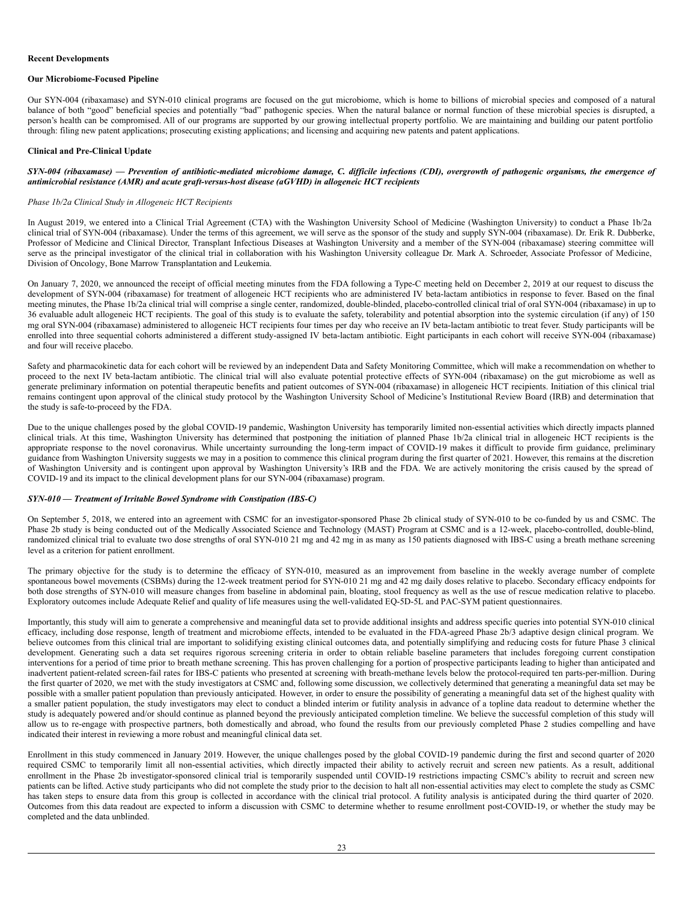**Recent Developments**

**Our Microbiome-Focused Pipeline**

Our SYN-004 (ribaxamase) and SYN-010 clinical programs are focused on the gut microbiome, which is home to billions of microbial species and composed of a natural balance of both "good" beneficial species and potentially "bad" pathogenic species. When the natural balance or normal function of these microbial species is disrupted, a person's health can be compromised. All of our programs are supported by our growing intellectual property portfolio. We are maintaining and building our patent portfolio through: filing new patent applications; prosecuting existing applications; and licensing and acquiring new patents and patent applications.

**Clinical and Pre-Clinical Update**

***SYN-004 (ribaxamase) — Prevention of antibiotic-mediated microbiome damage, C. difficile infections (CDI), overgrowth of pathogenic organisms, the emergence of antimicrobial resistance (AMR) and acute graft-versus-host disease (aGVHD) in allogeneic HCT recipients***

*Phase 1b/2a Clinical Study in Allogeneic HCT Recipients*

In August 2019, we entered into a Clinical Trial Agreement (CTA) with the Washington University School of Medicine (Washington University) to conduct a Phase 1b/2a clinical trial of SYN-004 (ribaxamase). Under the terms of this agreement, we will serve as the sponsor of the study and supply SYN-004 (ribaxamase). Dr. Erik R. Dubberke, Professor of Medicine and Clinical Director, Transplant Infectious Diseases at Washington University and a member of the SYN-004 (ribaxamase) steering committee will serve as the principal investigator of the clinical trial in collaboration with his Washington University colleague Dr. Mark A. Schroeder, Associate Professor of Medicine, Division of Oncology, Bone Marrow Transplantation and Leukemia.

On January 7, 2020, we announced the receipt of official meeting minutes from the FDA following a Type-C meeting held on December 2, 2019 at our request to discuss the development of SYN-004 (ribaxamase) for treatment of allogeneic HCT recipients who are administered IV beta-lactam antibiotics in response to fever. Based on the final meeting minutes, the Phase 1b/2a clinical trial will comprise a single center, randomized, double-blinded, placebo-controlled clinical trial of oral SYN-004 (ribaxamase) in up to 36 evaluable adult allogeneic HCT recipients. The goal of this study is to evaluate the safety, tolerability and potential absorption into the systemic circulation (if any) of 150 mg oral SYN-004 (ribaxamase) administered to allogeneic HCT recipients four times per day who receive an IV beta-lactam antibiotic to treat fever. Study participants will be enrolled into three sequential cohorts administered a different study-assigned IV beta-lactam antibiotic. Eight participants in each cohort will receive SYN-004 (ribaxamase) and four will receive placebo.

Safety and pharmacokinetic data for each cohort will be reviewed by an independent Data and Safety Monitoring Committee, which will make a recommendation on whether to proceed to the next IV beta-lactam antibiotic. The clinical trial will also evaluate potential protective effects of SYN-004 (ribaxamase) on the gut microbiome as well as generate preliminary information on potential therapeutic benefits and patient outcomes of SYN-004 (ribaxamase) in allogeneic HCT recipients. Initiation of this clinical trial remains contingent upon approval of the clinical study protocol by the Washington University School of Medicine's Institutional Review Board (IRB) and determination that the study is safe-to-proceed by the FDA.

Due to the unique challenges posed by the global COVID-19 pandemic, Washington University has temporarily limited non-essential activities which directly impacts planned clinical trials. At this time, Washington University has determined that postponing the initiation of planned Phase 1b/2a clinical trial in allogeneic HCT recipients is the appropriate response to the novel coronavirus. While uncertainty surrounding the long-term impact of COVID-19 makes it difficult to provide firm guidance, preliminary guidance from Washington University suggests we may in a position to commence this clinical program during the first quarter of 2021. However, this remains at the discretion of Washington University and is contingent upon approval by Washington University's IRB and the FDA. We are actively monitoring the crisis caused by the spread of COVID-19 and its impact to the clinical development plans for our SYN-004 (ribaxamase) program.

***SYN-010 — Treatment of Irritable Bowel Syndrome with Constipation (IBS-C)***

On September 5, 2018, we entered into an agreement with CSMC for an investigator-sponsored Phase 2b clinical study of SYN-010 to be co-funded by us and CSMC. The Phase 2b study is being conducted out of the Medically Associated Science and Technology (MAST) Program at CSMC and is a 12-week, placebo-controlled, double-blind, randomized clinical trial to evaluate two dose strengths of oral SYN-010 21 mg and 42 mg in as many as 150 patients diagnosed with IBS-C using a breath methane screening level as a criterion for patient enrollment.

The primary objective for the study is to determine the efficacy of SYN-010, measured as an improvement from baseline in the weekly average number of complete spontaneous bowel movements (CSBMs) during the 12-week treatment period for SYN-010 21 mg and 42 mg daily doses relative to placebo. Secondary efficacy endpoints for both dose strengths of SYN-010 will measure changes from baseline in abdominal pain, bloating, stool frequency as well as the use of rescue medication relative to placebo. Exploratory outcomes include Adequate Relief and quality of life measures using the well-validated EQ-5D-5L and PAC-SYM patient questionnaires.

Importantly, this study will aim to generate a comprehensive and meaningful data set to provide additional insights and address specific queries into potential SYN-010 clinical efficacy, including dose response, length of treatment and microbiome effects, intended to be evaluated in the FDA-agreed Phase 2b/3 adaptive design clinical program. We believe outcomes from this clinical trial are important to solidifying existing clinical outcomes data, and potentially simplifying and reducing costs for future Phase 3 clinical development. Generating such a data set requires rigorous screening criteria in order to obtain reliable baseline parameters that includes foregoing current constipation interventions for a period of time prior to breath methane screening. This has proven challenging for a portion of prospective participants leading to higher than anticipated and inadvertent patient-related screen-fail rates for IBS-C patients who presented at screening with breath-methane levels below the protocol-required ten parts-per-million. During the first quarter of 2020, we met with the study investigators at CSMC and, following some discussion, we collectively determined that generating a meaningful data set may be possible with a smaller patient population than previously anticipated. However, in order to ensure the possibility of generating a meaningful data set of the highest quality with a smaller patient population, the study investigators may elect to conduct a blinded interim or futility analysis in advance of a topline data readout to determine whether the study is adequately powered and/or should continue as planned beyond the previously anticipated completion timeline. We believe the successful completion of this study will allow us to re-engage with prospective partners, both domestically and abroad, who found the results from our previously completed Phase 2 studies compelling and have indicated their interest in reviewing a more robust and meaningful clinical data set.

Enrollment in this study commenced in January 2019. However, the unique challenges posed by the global COVID-19 pandemic during the first and second quarter of 2020 required CSMC to temporarily limit all non-essential activities, which directly impacted their ability to actively recruit and screen new patients. As a result, additional enrollment in the Phase 2b investigator-sponsored clinical trial is temporarily suspended until COVID-19 restrictions impacting CSMC's ability to recruit and screen new patients can be lifted. Active study participants who did not complete the study prior to the decision to halt all non-essential activities may elect to complete the study as CSMC has taken steps to ensure data from this group is collected in accordance with the clinical trial protocol. A futility analysis is anticipated during the third quarter of 2020. Outcomes from this data readout are expected to inform a discussion with CSMC to determine whether to resume enrollment post-COVID-19, or whether the study may be completed and the data unblinded.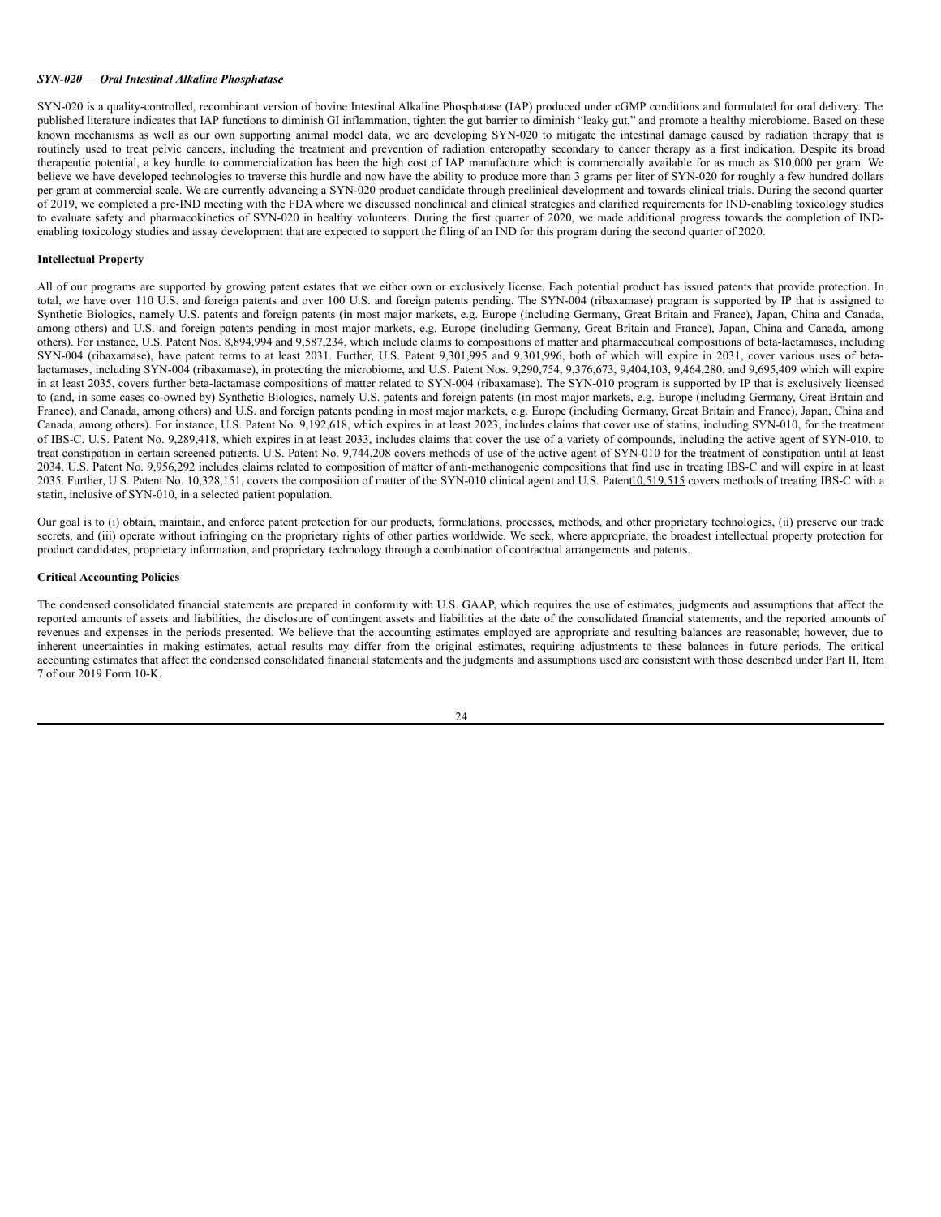***SYN-020 — Oral Intestinal Alkaline Phosphatase***

SYN-020 is a quality-controlled, recombinant version of bovine Intestinal Alkaline Phosphatase (IAP) produced under cGMP conditions and formulated for oral delivery. The published literature indicates that IAP functions to diminish GI inflammation, tighten the gut barrier to diminish "leaky gut," and promote a healthy microbiome. Based on these known mechanisms as well as our own supporting animal model data, we are developing SYN-020 to mitigate the intestinal damage caused by radiation therapy that is routinely used to treat pelvic cancers, including the treatment and prevention of radiation enteropathy secondary to cancer therapy as a first indication. Despite its broad therapeutic potential, a key hurdle to commercialization has been the high cost of IAP manufacture which is commercially available for as much as $10,000 per gram. We believe we have developed technologies to traverse this hurdle and now have the ability to produce more than 3 grams per liter of SYN-020 for roughly a few hundred dollars per gram at commercial scale. We are currently advancing a SYN-020 product candidate through preclinical development and towards clinical trials. During the second quarter of 2019, we completed a pre-IND meeting with the FDA where we discussed nonclinical and clinical strategies and clarified requirements for IND-enabling toxicology studies to evaluate safety and pharmacokinetics of SYN-020 in healthy volunteers. During the first quarter of 2020, we made additional progress towards the completion of IND-enabling toxicology studies and assay development that are expected to support the filing of an IND for this program during the second quarter of 2020.

**Intellectual Property**

All of our programs are supported by growing patent estates that we either own or exclusively license. Each potential product has issued patents that provide protection. In total, we have over 110 U.S. and foreign patents and over 100 U.S. and foreign patents pending. The SYN-004 (ribaxamase) program is supported by IP that is assigned to Synthetic Biologics, namely U.S. patents and foreign patents (in most major markets, e.g. Europe (including Germany, Great Britain and France), Japan, China and Canada, among others) and U.S. and foreign patents pending in most major markets, e.g. Europe (including Germany, Great Britain and France), Japan, China and Canada, among others). For instance, U.S. Patent Nos. 8,894,994 and 9,587,234, which include claims to compositions of matter and pharmaceutical compositions of beta-lactamases, including SYN-004 (ribaxamase), have patent terms to at least 2031. Further, U.S. Patent 9,301,995 and 9,301,996, both of which will expire in 2031, cover various uses of beta-lactamases, including SYN-004 (ribaxamase), in protecting the microbiome, and U.S. Patent Nos. 9,290,754, 9,376,673, 9,404,103, 9,464,280, and 9,695,409 which will expire in at least 2035, covers further beta-lactamase compositions of matter related to SYN-004 (ribaxamase). The SYN-010 program is supported by IP that is exclusively licensed to (and, in some cases co-owned by) Synthetic Biologics, namely U.S. patents and foreign patents (in most major markets, e.g. Europe (including Germany, Great Britain and France), and Canada, among others) and U.S. and foreign patents pending in most major markets, e.g. Europe (including Germany, Great Britain and France), Japan, China and Canada, among others). For instance, U.S. Patent No. 9,192,618, which expires in at least 2023, includes claims that cover use of statins, including SYN-010, for the treatment of IBS-C. U.S. Patent No. 9,289,418, which expires in at least 2033, includes claims that cover the use of a variety of compounds, including the active agent of SYN-010, to treat constipation in certain screened patients. U.S. Patent No. 9,744,208 covers methods of use of the active agent of SYN-010 for the treatment of constipation until at least 2034. U.S. Patent No. 9,956,292 includes claims related to composition of matter of anti-methanogenic compositions that find use in treating IBS-C and will expire in at least 2035. Further, U.S. Patent No. 10,328,151, covers the composition of matter of the SYN-010 clinical agent and U.S. Patent10,519,515 covers methods of treating IBS-C with a statin, inclusive of SYN-010, in a selected patient population.

Our goal is to (i) obtain, maintain, and enforce patent protection for our products, formulations, processes, methods, and other proprietary technologies, (ii) preserve our trade secrets, and (iii) operate without infringing on the proprietary rights of other parties worldwide. We seek, where appropriate, the broadest intellectual property protection for product candidates, proprietary information, and proprietary technology through a combination of contractual arrangements and patents.

**Critical Accounting Policies**

The condensed consolidated financial statements are prepared in conformity with U.S. GAAP, which requires the use of estimates, judgments and assumptions that affect the reported amounts of assets and liabilities, the disclosure of contingent assets and liabilities at the date of the consolidated financial statements, and the reported amounts of revenues and expenses in the periods presented. We believe that the accounting estimates employed are appropriate and resulting balances are reasonable; however, due to inherent uncertainties in making estimates, actual results may differ from the original estimates, requiring adjustments to these balances in future periods. The critical accounting estimates that affect the condensed consolidated financial statements and the judgments and assumptions used are consistent with those described under Part II, Item 7 of our 2019 Form 10-K.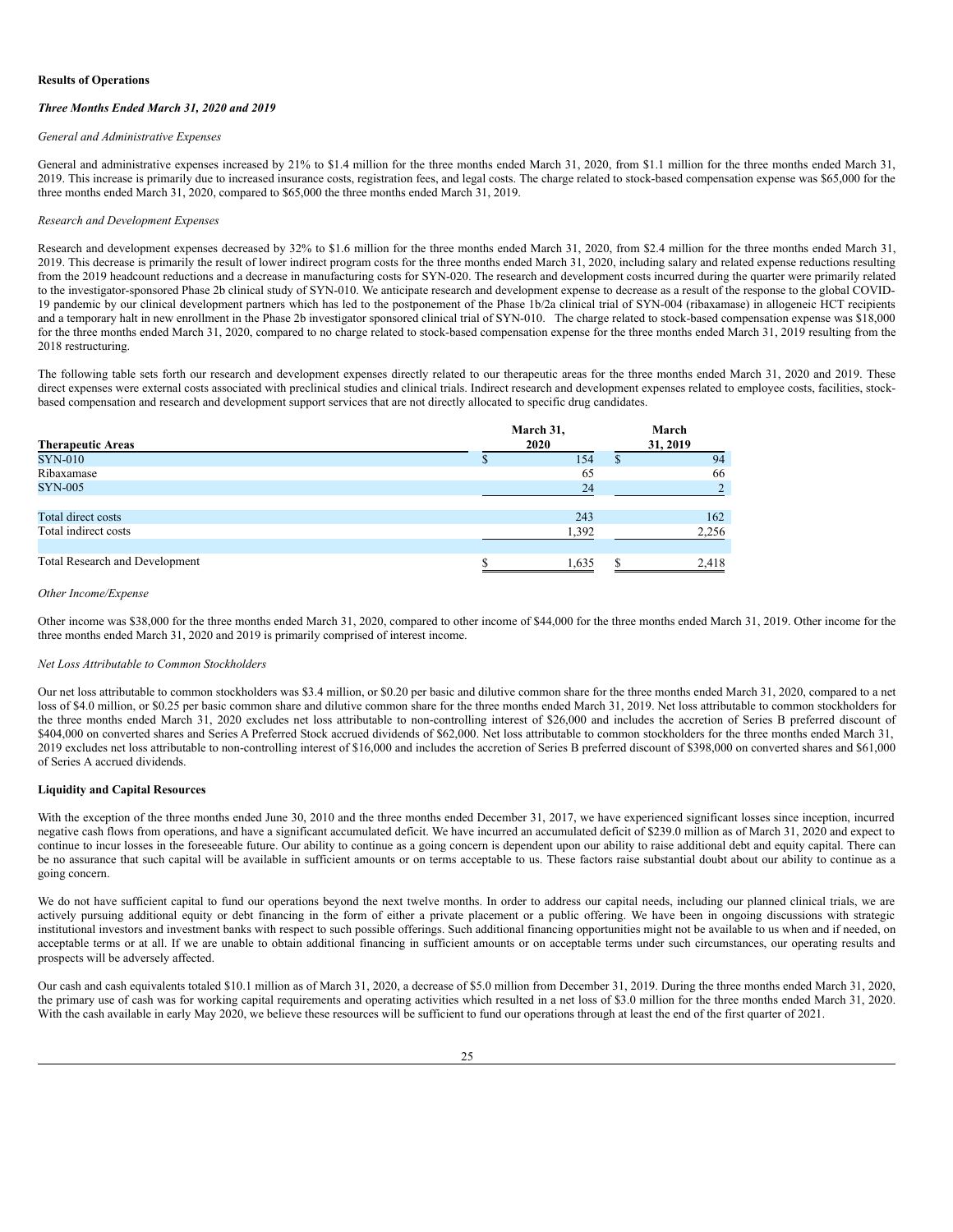**Results of Operations**

***Three Months Ended March 31, 2020 and 2019***

*General and Administrative Expenses*

General and administrative expenses increased by 21% to \$1.4 million for the three months ended March 31, 2020, from \$1.1 million for the three months ended March 31, 2019. This increase is primarily due to increased insurance costs, registration fees, and legal costs. The charge related to stock-based compensation expense was \$65,000 for the three months ended March 31, 2020, compared to \$65,000 the three months ended March 31, 2019.

*Research and Development Expenses*

Research and development expenses decreased by 32% to \$1.6 million for the three months ended March 31, 2020, from \$2.4 million for the three months ended March 31, 2019. This decrease is primarily the result of lower indirect program costs for the three months ended March 31, 2020, including salary and related expense reductions resulting from the 2019 headcount reductions and a decrease in manufacturing costs for SYN-020. The research and development costs incurred during the quarter were primarily related to the investigator-sponsored Phase 2b clinical study of SYN-010. We anticipate research and development expense to decrease as a result of the response to the global COVID-19 pandemic by our clinical development partners which has led to the postponement of the Phase 1b/2a clinical trial of SYN-004 (ribaxamase) in allogeneic HCT recipients and a temporary halt in new enrollment in the Phase 2b investigator sponsored clinical trial of SYN-010. The charge related to stock-based compensation expense was \$18,000 for the three months ended March 31, 2020, compared to no charge related to stock-based compensation expense for the three months ended March 31, 2019 resulting from the 2018 restructuring.

The following table sets forth our research and development expenses directly related to our therapeutic areas for the three months ended March 31, 2020 and 2019. These direct expenses were external costs associated with preclinical studies and clinical trials. Indirect research and development expenses related to employee costs, facilities, stock-based compensation and research and development support services that are not directly allocated to specific drug candidates.

| Therapeutic Areas | March 31, 2020 | March 31, 2019 |
|---|---|---|
| SYN-010 | \$ 154 | \$ 94 |
| Ribaxamase | 65 | 66 |
| SYN-005 | 24 | 2 |
| | | |
| Total direct costs | 243 | 162 |
| Total indirect costs | 1,392 | 2,256 |
| | | |
| Total Research and Development | \$ 1,635 | \$ 2,418 |

*Other Income/Expense*

Other income was \$38,000 for the three months ended March 31, 2020, compared to other income of \$44,000 for the three months ended March 31, 2019. Other income for the three months ended March 31, 2020 and 2019 is primarily comprised of interest income.

*Net Loss Attributable to Common Stockholders*

Our net loss attributable to common stockholders was \$3.4 million, or \$0.20 per basic and dilutive common share for the three months ended March 31, 2020, compared to a net loss of \$4.0 million, or \$0.25 per basic common share and dilutive common share for the three months ended March 31, 2019. Net loss attributable to common stockholders for the three months ended March 31, 2020 excludes net loss attributable to non-controlling interest of \$26,000 and includes the accretion of Series B preferred discount of \$404,000 on converted shares and Series A Preferred Stock accrued dividends of \$62,000. Net loss attributable to common stockholders for the three months ended March 31, 2019 excludes net loss attributable to non-controlling interest of \$16,000 and includes the accretion of Series B preferred discount of \$398,000 on converted shares and \$61,000 of Series A accrued dividends.

**Liquidity and Capital Resources**

With the exception of the three months ended June 30, 2010 and the three months ended December 31, 2017, we have experienced significant losses since inception, incurred negative cash flows from operations, and have a significant accumulated deficit. We have incurred an accumulated deficit of \$239.0 million as of March 31, 2020 and expect to continue to incur losses in the foreseeable future. Our ability to continue as a going concern is dependent upon our ability to raise additional debt and equity capital. There can be no assurance that such capital will be available in sufficient amounts or on terms acceptable to us. These factors raise substantial doubt about our ability to continue as a going concern.

We do not have sufficient capital to fund our operations beyond the next twelve months. In order to address our capital needs, including our planned clinical trials, we are actively pursuing additional equity or debt financing in the form of either a private placement or a public offering. We have been in ongoing discussions with strategic institutional investors and investment banks with respect to such possible offerings. Such additional financing opportunities might not be available to us when and if needed, on acceptable terms or at all. If we are unable to obtain additional financing in sufficient amounts or on acceptable terms under such circumstances, our operating results and prospects will be adversely affected.

Our cash and cash equivalents totaled \$10.1 million as of March 31, 2020, a decrease of \$5.0 million from December 31, 2019. During the three months ended March 31, 2020, the primary use of cash was for working capital requirements and operating activities which resulted in a net loss of \$3.0 million for the three months ended March 31, 2020. With the cash available in early May 2020, we believe these resources will be sufficient to fund our operations through at least the end of the first quarter of 2021.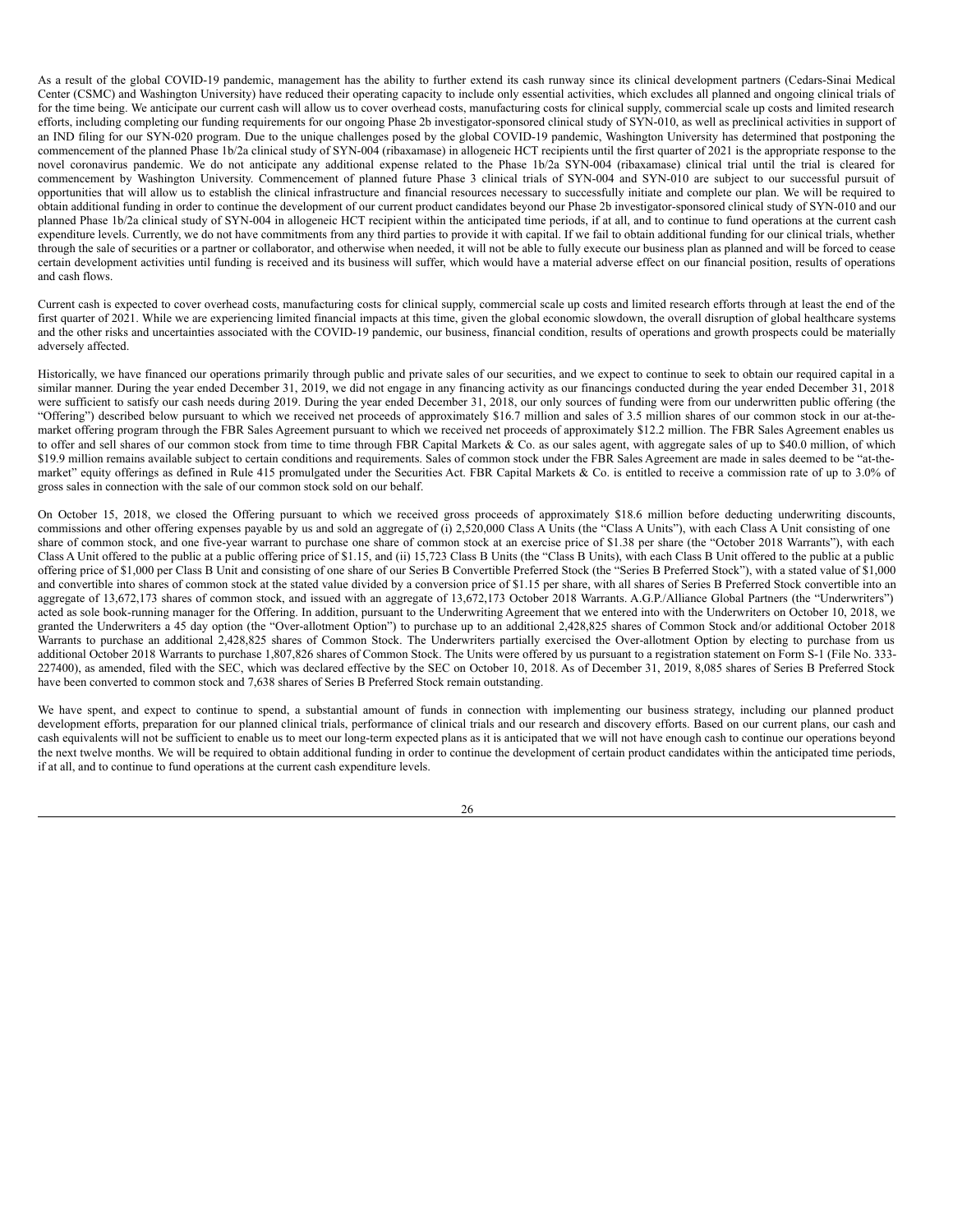As a result of the global COVID-19 pandemic, management has the ability to further extend its cash runway since its clinical development partners (Cedars-Sinai Medical Center (CSMC) and Washington University) have reduced their operating capacity to include only essential activities, which excludes all planned and ongoing clinical trials of for the time being. We anticipate our current cash will allow us to cover overhead costs, manufacturing costs for clinical supply, commercial scale up costs and limited research efforts, including completing our funding requirements for our ongoing Phase 2b investigator-sponsored clinical study of SYN-010, as well as preclinical activities in support of an IND filing for our SYN-020 program. Due to the unique challenges posed by the global COVID-19 pandemic, Washington University has determined that postponing the commencement of the planned Phase 1b/2a clinical study of SYN-004 (ribaxamase) in allogeneic HCT recipients until the first quarter of 2021 is the appropriate response to the novel coronavirus pandemic. We do not anticipate any additional expense related to the Phase 1b/2a SYN-004 (ribaxamase) clinical trial until the trial is cleared for commencement by Washington University. Commencement of planned future Phase 3 clinical trials of SYN-004 and SYN-010 are subject to our successful pursuit of opportunities that will allow us to establish the clinical infrastructure and financial resources necessary to successfully initiate and complete our plan. We will be required to obtain additional funding in order to continue the development of our current product candidates beyond our Phase 2b investigator-sponsored clinical study of SYN-010 and our planned Phase 1b/2a clinical study of SYN-004 in allogeneic HCT recipient within the anticipated time periods, if at all, and to continue to fund operations at the current cash expenditure levels. Currently, we do not have commitments from any third parties to provide it with capital. If we fail to obtain additional funding for our clinical trials, whether through the sale of securities or a partner or collaborator, and otherwise when needed, it will not be able to fully execute our business plan as planned and will be forced to cease certain development activities until funding is received and its business will suffer, which would have a material adverse effect on our financial position, results of operations and cash flows.

Current cash is expected to cover overhead costs, manufacturing costs for clinical supply, commercial scale up costs and limited research efforts through at least the end of the first quarter of 2021. While we are experiencing limited financial impacts at this time, given the global economic slowdown, the overall disruption of global healthcare systems and the other risks and uncertainties associated with the COVID-19 pandemic, our business, financial condition, results of operations and growth prospects could be materially adversely affected.

Historically, we have financed our operations primarily through public and private sales of our securities, and we expect to continue to seek to obtain our required capital in a similar manner. During the year ended December 31, 2019, we did not engage in any financing activity as our financings conducted during the year ended December 31, 2018 were sufficient to satisfy our cash needs during 2019. During the year ended December 31, 2018, our only sources of funding were from our underwritten public offering (the "Offering") described below pursuant to which we received net proceeds of approximately $16.7 million and sales of 3.5 million shares of our common stock in our at-the-market offering program through the FBR Sales Agreement pursuant to which we received net proceeds of approximately $12.2 million. The FBR Sales Agreement enables us to offer and sell shares of our common stock from time to time through FBR Capital Markets & Co. as our sales agent, with aggregate sales of up to $40.0 million, of which $19.9 million remains available subject to certain conditions and requirements. Sales of common stock under the FBR Sales Agreement are made in sales deemed to be "at-the-market" equity offerings as defined in Rule 415 promulgated under the Securities Act. FBR Capital Markets & Co. is entitled to receive a commission rate of up to 3.0% of gross sales in connection with the sale of our common stock sold on our behalf.

On October 15, 2018, we closed the Offering pursuant to which we received gross proceeds of approximately $18.6 million before deducting underwriting discounts, commissions and other offering expenses payable by us and sold an aggregate of (i) 2,520,000 Class A Units (the "Class A Units"), with each Class A Unit consisting of one share of common stock, and one five-year warrant to purchase one share of common stock at an exercise price of $1.38 per share (the "October 2018 Warrants"), with each Class A Unit offered to the public at a public offering price of $1.15, and (ii) 15,723 Class B Units (the "Class B Units), with each Class B Unit offered to the public at a public offering price of $1,000 per Class B Unit and consisting of one share of our Series B Convertible Preferred Stock (the "Series B Preferred Stock"), with a stated value of $1,000 and convertible into shares of common stock at the stated value divided by a conversion price of $1.15 per share, with all shares of Series B Preferred Stock convertible into an aggregate of 13,672,173 shares of common stock, and issued with an aggregate of 13,672,173 October 2018 Warrants. A.G.P./Alliance Global Partners (the "Underwriters") acted as sole book-running manager for the Offering. In addition, pursuant to the Underwriting Agreement that we entered into with the Underwriters on October 10, 2018, we granted the Underwriters a 45 day option (the "Over-allotment Option") to purchase up to an additional 2,428,825 shares of Common Stock and/or additional October 2018 Warrants to purchase an additional 2,428,825 shares of Common Stock. The Underwriters partially exercised the Over-allotment Option by electing to purchase from us additional October 2018 Warrants to purchase 1,807,826 shares of Common Stock. The Units were offered by us pursuant to a registration statement on Form S-1 (File No. 333-227400), as amended, filed with the SEC, which was declared effective by the SEC on October 10, 2018. As of December 31, 2019, 8,085 shares of Series B Preferred Stock have been converted to common stock and 7,638 shares of Series B Preferred Stock remain outstanding.

We have spent, and expect to continue to spend, a substantial amount of funds in connection with implementing our business strategy, including our planned product development efforts, preparation for our planned clinical trials, performance of clinical trials and our research and discovery efforts. Based on our current plans, our cash and cash equivalents will not be sufficient to enable us to meet our long-term expected plans as it is anticipated that we will not have enough cash to continue our operations beyond the next twelve months. We will be required to obtain additional funding in order to continue the development of certain product candidates within the anticipated time periods, if at all, and to continue to fund operations at the current cash expenditure levels.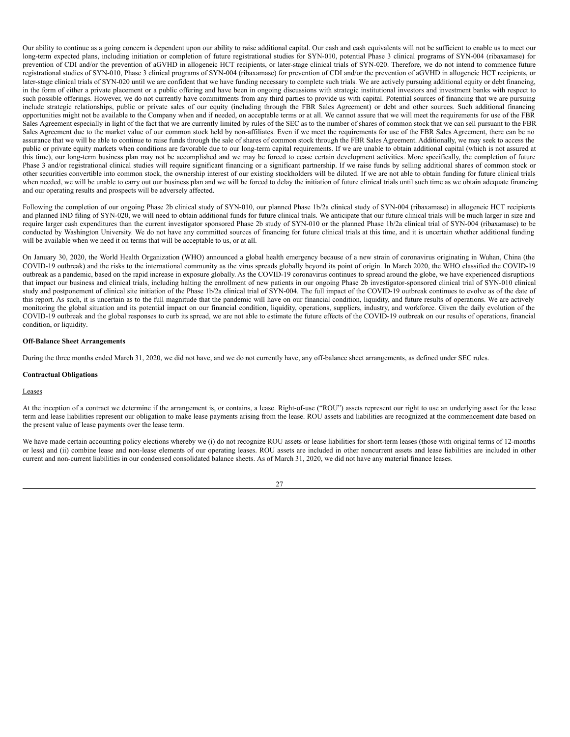Our ability to continue as a going concern is dependent upon our ability to raise additional capital. Our cash and cash equivalents will not be sufficient to enable us to meet our long-term expected plans, including initiation or completion of future registrational studies for SYN-010, potential Phase 3 clinical programs of SYN-004 (ribaxamase) for prevention of CDI and/or the prevention of aGVHD in allogeneic HCT recipients, or later-stage clinical trials of SYN-020. Therefore, we do not intend to commence future registrational studies of SYN-010, Phase 3 clinical programs of SYN-004 (ribaxamase) for prevention of CDI and/or the prevention of aGVHD in allogeneic HCT recipients, or later-stage clinical trials of SYN-020 until we are confident that we have funding necessary to complete such trials. We are actively pursuing additional equity or debt financing, in the form of either a private placement or a public offering and have been in ongoing discussions with strategic institutional investors and investment banks with respect to such possible offerings. However, we do not currently have commitments from any third parties to provide us with capital. Potential sources of financing that we are pursuing include strategic relationships, public or private sales of our equity (including through the FBR Sales Agreement) or debt and other sources. Such additional financing opportunities might not be available to the Company when and if needed, on acceptable terms or at all. We cannot assure that we will meet the requirements for use of the FBR Sales Agreement especially in light of the fact that we are currently limited by rules of the SEC as to the number of shares of common stock that we can sell pursuant to the FBR Sales Agreement due to the market value of our common stock held by non-affiliates. Even if we meet the requirements for use of the FBR Sales Agreement, there can be no assurance that we will be able to continue to raise funds through the sale of shares of common stock through the FBR Sales Agreement. Additionally, we may seek to access the public or private equity markets when conditions are favorable due to our long-term capital requirements. If we are unable to obtain additional capital (which is not assured at this time), our long-term business plan may not be accomplished and we may be forced to cease certain development activities. More specifically, the completion of future Phase 3 and/or registrational clinical studies will require significant financing or a significant partnership. If we raise funds by selling additional shares of common stock or other securities convertible into common stock, the ownership interest of our existing stockholders will be diluted. If we are not able to obtain funding for future clinical trials when needed, we will be unable to carry out our business plan and we will be forced to delay the initiation of future clinical trials until such time as we obtain adequate financing and our operating results and prospects will be adversely affected.

Following the completion of our ongoing Phase 2b clinical study of SYN-010, our planned Phase 1b/2a clinical study of SYN-004 (ribaxamase) in allogeneic HCT recipients and planned IND filing of SYN-020, we will need to obtain additional funds for future clinical trials. We anticipate that our future clinical trials will be much larger in size and require larger cash expenditures than the current investigator sponsored Phase 2b study of SYN-010 or the planned Phase 1b/2a clinical trial of SYN-004 (ribaxamase) to be conducted by Washington University. We do not have any committed sources of financing for future clinical trials at this time, and it is uncertain whether additional funding will be available when we need it on terms that will be acceptable to us, or at all.

On January 30, 2020, the World Health Organization (WHO) announced a global health emergency because of a new strain of coronavirus originating in Wuhan, China (the COVID-19 outbreak) and the risks to the international community as the virus spreads globally beyond its point of origin. In March 2020, the WHO classified the COVID-19 outbreak as a pandemic, based on the rapid increase in exposure globally. As the COVID-19 coronavirus continues to spread around the globe, we have experienced disruptions that impact our business and clinical trials, including halting the enrollment of new patients in our ongoing Phase 2b investigator-sponsored clinical trial of SYN-010 clinical study and postponement of clinical site initiation of the Phase 1b/2a clinical trial of SYN-004. The full impact of the COVID-19 outbreak continues to evolve as of the date of this report. As such, it is uncertain as to the full magnitude that the pandemic will have on our financial condition, liquidity, and future results of operations. We are actively monitoring the global situation and its potential impact on our financial condition, liquidity, operations, suppliers, industry, and workforce. Given the daily evolution of the COVID-19 outbreak and the global responses to curb its spread, we are not able to estimate the future effects of the COVID-19 outbreak on our results of operations, financial condition, or liquidity.

**Off-Balance Sheet Arrangements**

During the three months ended March 31, 2020, we did not have, and we do not currently have, any off-balance sheet arrangements, as defined under SEC rules.

**Contractual Obligations**

Leases

At the inception of a contract we determine if the arrangement is, or contains, a lease. Right-of-use ("ROU") assets represent our right to use an underlying asset for the lease term and lease liabilities represent our obligation to make lease payments arising from the lease. ROU assets and liabilities are recognized at the commencement date based on the present value of lease payments over the lease term.

We have made certain accounting policy elections whereby we (i) do not recognize ROU assets or lease liabilities for short-term leases (those with original terms of 12-months or less) and (ii) combine lease and non-lease elements of our operating leases. ROU assets are included in other noncurrent assets and lease liabilities are included in other current and non-current liabilities in our condensed consolidated balance sheets. As of March 31, 2020, we did not have any material finance leases.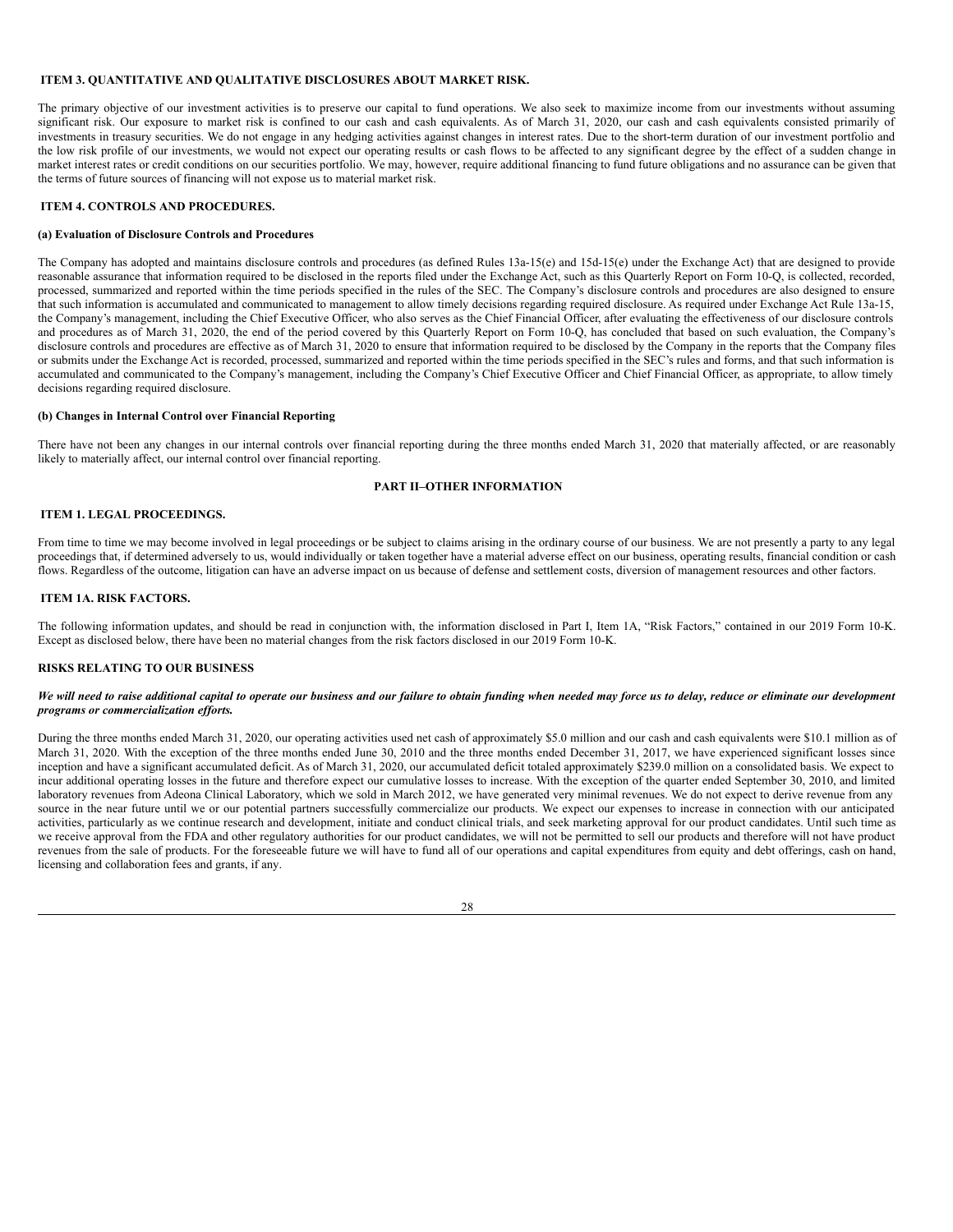## ITEM 3. QUANTITATIVE AND QUALITATIVE DISCLOSURES ABOUT MARKET RISK.

The primary objective of our investment activities is to preserve our capital to fund operations. We also seek to maximize income from our investments without assuming significant risk. Our exposure to market risk is confined to our cash and cash equivalents. As of March 31, 2020, our cash and cash equivalents consisted primarily of investments in treasury securities. We do not engage in any hedging activities against changes in interest rates. Due to the short-term duration of our investment portfolio and the low risk profile of our investments, we would not expect our operating results or cash flows to be affected to any significant degree by the effect of a sudden change in market interest rates or credit conditions on our securities portfolio. We may, however, require additional financing to fund future obligations and no assurance can be given that the terms of future sources of financing will not expose us to material market risk.

## ITEM 4. CONTROLS AND PROCEDURES.

### (a) Evaluation of Disclosure Controls and Procedures

The Company has adopted and maintains disclosure controls and procedures (as defined Rules 13a-15(e) and 15d-15(e) under the Exchange Act) that are designed to provide reasonable assurance that information required to be disclosed in the reports filed under the Exchange Act, such as this Quarterly Report on Form 10-Q, is collected, recorded, processed, summarized and reported within the time periods specified in the rules of the SEC. The Company's disclosure controls and procedures are also designed to ensure that such information is accumulated and communicated to management to allow timely decisions regarding required disclosure. As required under Exchange Act Rule 13a-15, the Company's management, including the Chief Executive Officer, who also serves as the Chief Financial Officer, after evaluating the effectiveness of our disclosure controls and procedures as of March 31, 2020, the end of the period covered by this Quarterly Report on Form 10-Q, has concluded that based on such evaluation, the Company's disclosure controls and procedures are effective as of March 31, 2020 to ensure that information required to be disclosed by the Company in the reports that the Company files or submits under the Exchange Act is recorded, processed, summarized and reported within the time periods specified in the SEC's rules and forms, and that such information is accumulated and communicated to the Company's management, including the Company's Chief Executive Officer and Chief Financial Officer, as appropriate, to allow timely decisions regarding required disclosure.

### (b) Changes in Internal Control over Financial Reporting

There have not been any changes in our internal controls over financial reporting during the three months ended March 31, 2020 that materially affected, or are reasonably likely to materially affect, our internal control over financial reporting.

# PART II–OTHER INFORMATION

## ITEM 1. LEGAL PROCEEDINGS.

From time to time we may become involved in legal proceedings or be subject to claims arising in the ordinary course of our business. We are not presently a party to any legal proceedings that, if determined adversely to us, would individually or taken together have a material adverse effect on our business, operating results, financial condition or cash flows. Regardless of the outcome, litigation can have an adverse impact on us because of defense and settlement costs, diversion of management resources and other factors.

## ITEM 1A. RISK FACTORS.

The following information updates, and should be read in conjunction with, the information disclosed in Part I, Item 1A, "Risk Factors," contained in our 2019 Form 10-K. Except as disclosed below, there have been no material changes from the risk factors disclosed in our 2019 Form 10-K.

### RISKS RELATING TO OUR BUSINESS

***We will need to raise additional capital to operate our business and our failure to obtain funding when needed may force us to delay, reduce or eliminate our development programs or commercialization efforts.***

During the three months ended March 31, 2020, our operating activities used net cash of approximately $5.0 million and our cash and cash equivalents were $10.1 million as of March 31, 2020. With the exception of the three months ended June 30, 2010 and the three months ended December 31, 2017, we have experienced significant losses since inception and have a significant accumulated deficit. As of March 31, 2020, our accumulated deficit totaled approximately $239.0 million on a consolidated basis. We expect to incur additional operating losses in the future and therefore expect our cumulative losses to increase. With the exception of the quarter ended September 30, 2010, and limited laboratory revenues from Adeona Clinical Laboratory, which we sold in March 2012, we have generated very minimal revenues. We do not expect to derive revenue from any source in the near future until we or our potential partners successfully commercialize our products. We expect our expenses to increase in connection with our anticipated activities, particularly as we continue research and development, initiate and conduct clinical trials, and seek marketing approval for our product candidates. Until such time as we receive approval from the FDA and other regulatory authorities for our product candidates, we will not be permitted to sell our products and therefore will not have product revenues from the sale of products. For the foreseeable future we will have to fund all of our operations and capital expenditures from equity and debt offerings, cash on hand, licensing and collaboration fees and grants, if any.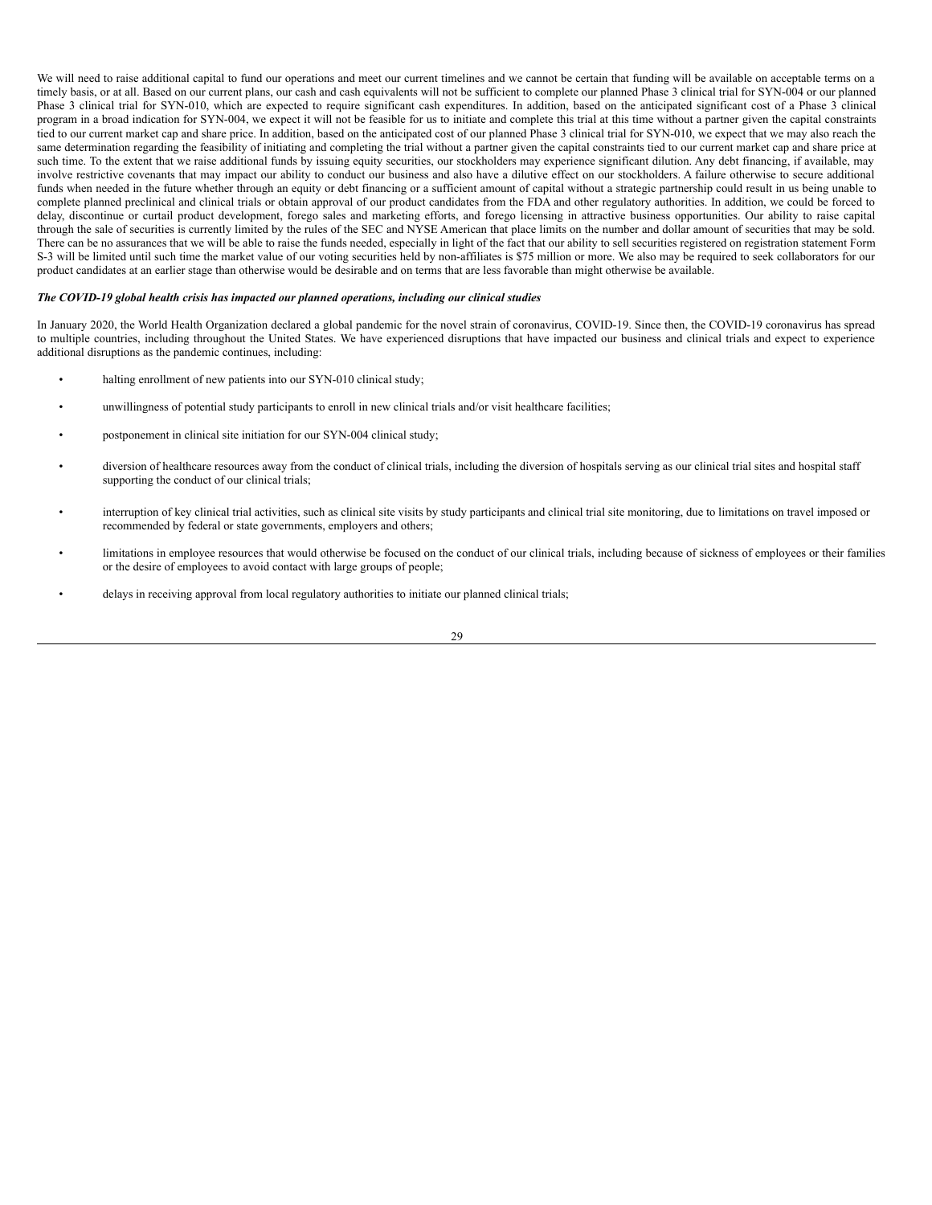We will need to raise additional capital to fund our operations and meet our current timelines and we cannot be certain that funding will be available on acceptable terms on a timely basis, or at all. Based on our current plans, our cash and cash equivalents will not be sufficient to complete our planned Phase 3 clinical trial for SYN-004 or our planned Phase 3 clinical trial for SYN-010, which are expected to require significant cash expenditures. In addition, based on the anticipated significant cost of a Phase 3 clinical program in a broad indication for SYN-004, we expect it will not be feasible for us to initiate and complete this trial at this time without a partner given the capital constraints tied to our current market cap and share price. In addition, based on the anticipated cost of our planned Phase 3 clinical trial for SYN-010, we expect that we may also reach the same determination regarding the feasibility of initiating and completing the trial without a partner given the capital constraints tied to our current market cap and share price at such time. To the extent that we raise additional funds by issuing equity securities, our stockholders may experience significant dilution. Any debt financing, if available, may involve restrictive covenants that may impact our ability to conduct our business and also have a dilutive effect on our stockholders. A failure otherwise to secure additional funds when needed in the future whether through an equity or debt financing or a sufficient amount of capital without a strategic partnership could result in us being unable to complete planned preclinical and clinical trials or obtain approval of our product candidates from the FDA and other regulatory authorities. In addition, we could be forced to delay, discontinue or curtail product development, forego sales and marketing efforts, and forego licensing in attractive business opportunities. Our ability to raise capital through the sale of securities is currently limited by the rules of the SEC and NYSE American that place limits on the number and dollar amount of securities that may be sold. There can be no assurances that we will be able to raise the funds needed, especially in light of the fact that our ability to sell securities registered on registration statement Form S-3 will be limited until such time the market value of our voting securities held by non-affiliates is $75 million or more. We also may be required to seek collaborators for our product candidates at an earlier stage than otherwise would be desirable and on terms that are less favorable than might otherwise be available.

***The COVID-19 global health crisis has impacted our planned operations, including our clinical studies***

In January 2020, the World Health Organization declared a global pandemic for the novel strain of coronavirus, COVID-19. Since then, the COVID-19 coronavirus has spread to multiple countries, including throughout the United States. We have experienced disruptions that have impacted our business and clinical trials and expect to experience additional disruptions as the pandemic continues, including:

- halting enrollment of new patients into our SYN-010 clinical study;
- unwillingness of potential study participants to enroll in new clinical trials and/or visit healthcare facilities;
- postponement in clinical site initiation for our SYN-004 clinical study;
- diversion of healthcare resources away from the conduct of clinical trials, including the diversion of hospitals serving as our clinical trial sites and hospital staff supporting the conduct of our clinical trials;
- interruption of key clinical trial activities, such as clinical site visits by study participants and clinical trial site monitoring, due to limitations on travel imposed or recommended by federal or state governments, employers and others;
- limitations in employee resources that would otherwise be focused on the conduct of our clinical trials, including because of sickness of employees or their families or the desire of employees to avoid contact with large groups of people;
- delays in receiving approval from local regulatory authorities to initiate our planned clinical trials;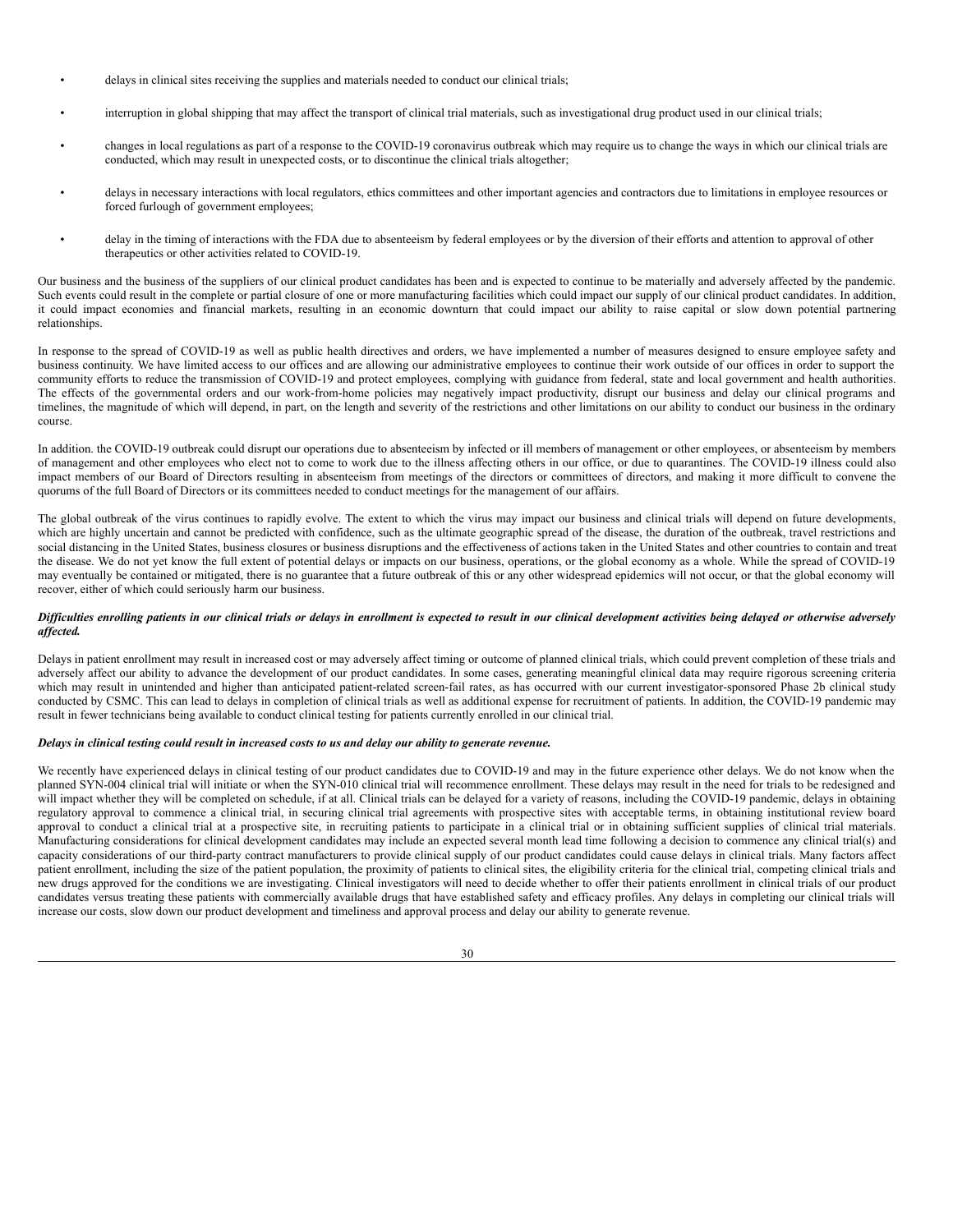- delays in clinical sites receiving the supplies and materials needed to conduct our clinical trials;
- interruption in global shipping that may affect the transport of clinical trial materials, such as investigational drug product used in our clinical trials;
- changes in local regulations as part of a response to the COVID-19 coronavirus outbreak which may require us to change the ways in which our clinical trials are conducted, which may result in unexpected costs, or to discontinue the clinical trials altogether;
- delays in necessary interactions with local regulators, ethics committees and other important agencies and contractors due to limitations in employee resources or forced furlough of government employees;
- delay in the timing of interactions with the FDA due to absenteeism by federal employees or by the diversion of their efforts and attention to approval of other therapeutics or other activities related to COVID-19.

Our business and the business of the suppliers of our clinical product candidates has been and is expected to continue to be materially and adversely affected by the pandemic. Such events could result in the complete or partial closure of one or more manufacturing facilities which could impact our supply of our clinical product candidates. In addition, it could impact economies and financial markets, resulting in an economic downturn that could impact our ability to raise capital or slow down potential partnering relationships.

In response to the spread of COVID-19 as well as public health directives and orders, we have implemented a number of measures designed to ensure employee safety and business continuity. We have limited access to our offices and are allowing our administrative employees to continue their work outside of our offices in order to support the community efforts to reduce the transmission of COVID-19 and protect employees, complying with guidance from federal, state and local government and health authorities. The effects of the governmental orders and our work-from-home policies may negatively impact productivity, disrupt our business and delay our clinical programs and timelines, the magnitude of which will depend, in part, on the length and severity of the restrictions and other limitations on our ability to conduct our business in the ordinary course.

In addition. the COVID-19 outbreak could disrupt our operations due to absenteeism by infected or ill members of management or other employees, or absenteeism by members of management and other employees who elect not to come to work due to the illness affecting others in our office, or due to quarantines. The COVID-19 illness could also impact members of our Board of Directors resulting in absenteeism from meetings of the directors or committees of directors, and making it more difficult to convene the quorums of the full Board of Directors or its committees needed to conduct meetings for the management of our affairs.

The global outbreak of the virus continues to rapidly evolve. The extent to which the virus may impact our business and clinical trials will depend on future developments, which are highly uncertain and cannot be predicted with confidence, such as the ultimate geographic spread of the disease, the duration of the outbreak, travel restrictions and social distancing in the United States, business closures or business disruptions and the effectiveness of actions taken in the United States and other countries to contain and treat the disease. We do not yet know the full extent of potential delays or impacts on our business, operations, or the global economy as a whole. While the spread of COVID-19 may eventually be contained or mitigated, there is no guarantee that a future outbreak of this or any other widespread epidemics will not occur, or that the global economy will recover, either of which could seriously harm our business.

***Difficulties enrolling patients in our clinical trials or delays in enrollment is expected to result in our clinical development activities being delayed or otherwise adversely affected.***

Delays in patient enrollment may result in increased cost or may adversely affect timing or outcome of planned clinical trials, which could prevent completion of these trials and adversely affect our ability to advance the development of our product candidates. In some cases, generating meaningful clinical data may require rigorous screening criteria which may result in unintended and higher than anticipated patient-related screen-fail rates, as has occurred with our current investigator-sponsored Phase 2b clinical study conducted by CSMC. This can lead to delays in completion of clinical trials as well as additional expense for recruitment of patients. In addition, the COVID-19 pandemic may result in fewer technicians being available to conduct clinical testing for patients currently enrolled in our clinical trial.

***Delays in clinical testing could result in increased costs to us and delay our ability to generate revenue.***

We recently have experienced delays in clinical testing of our product candidates due to COVID-19 and may in the future experience other delays. We do not know when the planned SYN-004 clinical trial will initiate or when the SYN-010 clinical trial will recommence enrollment. These delays may result in the need for trials to be redesigned and will impact whether they will be completed on schedule, if at all. Clinical trials can be delayed for a variety of reasons, including the COVID-19 pandemic, delays in obtaining regulatory approval to commence a clinical trial, in securing clinical trial agreements with prospective sites with acceptable terms, in obtaining institutional review board approval to conduct a clinical trial at a prospective site, in recruiting patients to participate in a clinical trial or in obtaining sufficient supplies of clinical trial materials. Manufacturing considerations for clinical development candidates may include an expected several month lead time following a decision to commence any clinical trial(s) and capacity considerations of our third-party contract manufacturers to provide clinical supply of our product candidates could cause delays in clinical trials. Many factors affect patient enrollment, including the size of the patient population, the proximity of patients to clinical sites, the eligibility criteria for the clinical trial, competing clinical trials and new drugs approved for the conditions we are investigating. Clinical investigators will need to decide whether to offer their patients enrollment in clinical trials of our product candidates versus treating these patients with commercially available drugs that have established safety and efficacy profiles. Any delays in completing our clinical trials will increase our costs, slow down our product development and timeliness and approval process and delay our ability to generate revenue.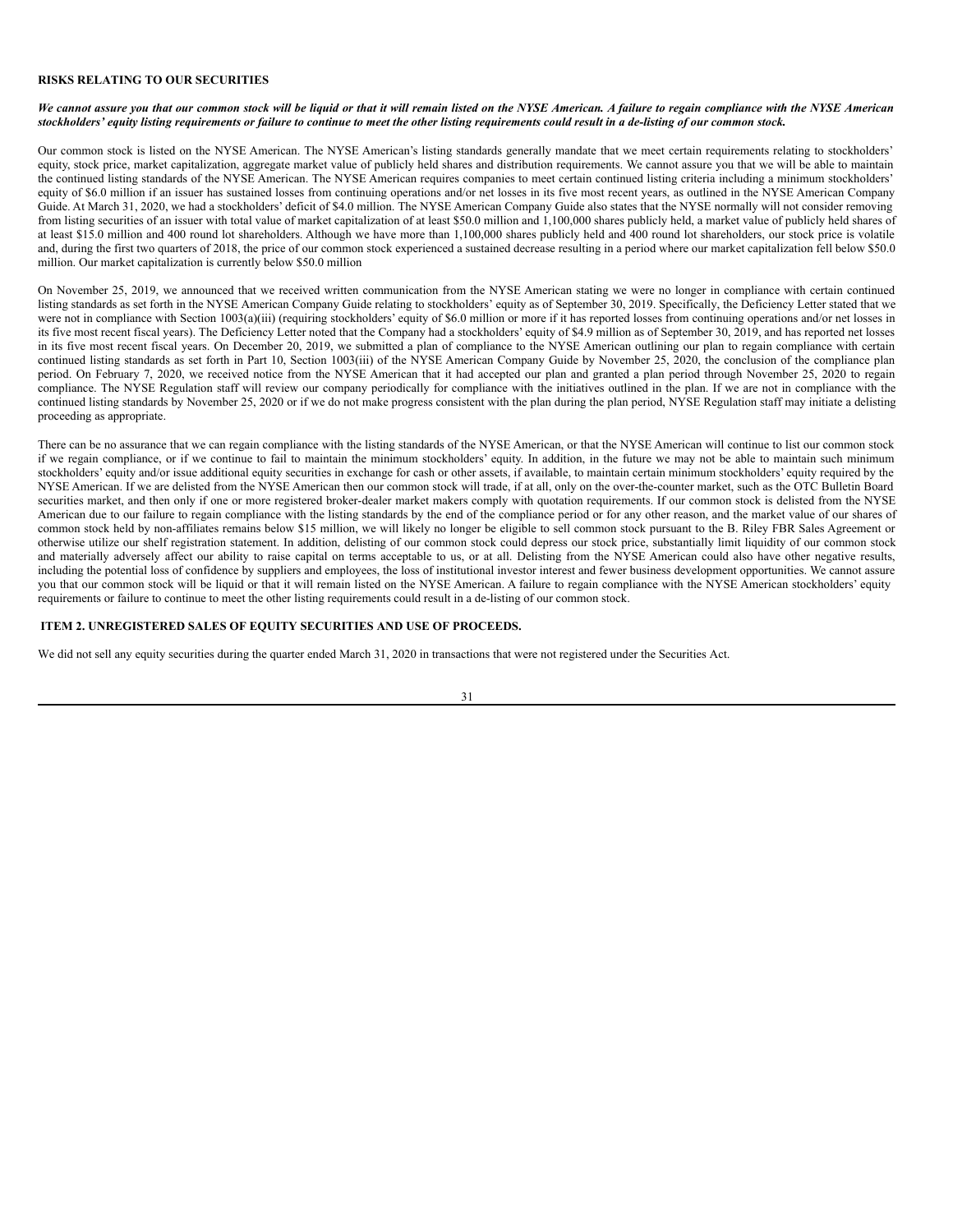**RISKS RELATING TO OUR SECURITIES**

***We cannot assure you that our common stock will be liquid or that it will remain listed on the NYSE American. A failure to regain compliance with the NYSE American stockholders' equity listing requirements or failure to continue to meet the other listing requirements could result in a de-listing of our common stock.***

Our common stock is listed on the NYSE American. The NYSE American's listing standards generally mandate that we meet certain requirements relating to stockholders' equity, stock price, market capitalization, aggregate market value of publicly held shares and distribution requirements. We cannot assure you that we will be able to maintain the continued listing standards of the NYSE American. The NYSE American requires companies to meet certain continued listing criteria including a minimum stockholders' equity of $6.0 million if an issuer has sustained losses from continuing operations and/or net losses in its five most recent years, as outlined in the NYSE American Company Guide. At March 31, 2020, we had a stockholders' deficit of $4.0 million. The NYSE American Company Guide also states that the NYSE normally will not consider removing from listing securities of an issuer with total value of market capitalization of at least $50.0 million and 1,100,000 shares publicly held, a market value of publicly held shares of at least $15.0 million and 400 round lot shareholders. Although we have more than 1,100,000 shares publicly held and 400 round lot shareholders, our stock price is volatile and, during the first two quarters of 2018, the price of our common stock experienced a sustained decrease resulting in a period where our market capitalization fell below $50.0 million. Our market capitalization is currently below $50.0 million

On November 25, 2019, we announced that we received written communication from the NYSE American stating we were no longer in compliance with certain continued listing standards as set forth in the NYSE American Company Guide relating to stockholders' equity as of September 30, 2019. Specifically, the Deficiency Letter stated that we were not in compliance with Section 1003(a)(iii) (requiring stockholders' equity of $6.0 million or more if it has reported losses from continuing operations and/or net losses in its five most recent fiscal years). The Deficiency Letter noted that the Company had a stockholders' equity of $4.9 million as of September 30, 2019, and has reported net losses in its five most recent fiscal years. On December 20, 2019, we submitted a plan of compliance to the NYSE American outlining our plan to regain compliance with certain continued listing standards as set forth in Part 10, Section 1003(iii) of the NYSE American Company Guide by November 25, 2020, the conclusion of the compliance plan period. On February 7, 2020, we received notice from the NYSE American that it had accepted our plan and granted a plan period through November 25, 2020 to regain compliance. The NYSE Regulation staff will review our company periodically for compliance with the initiatives outlined in the plan. If we are not in compliance with the continued listing standards by November 25, 2020 or if we do not make progress consistent with the plan during the plan period, NYSE Regulation staff may initiate a delisting proceeding as appropriate.

There can be no assurance that we can regain compliance with the listing standards of the NYSE American, or that the NYSE American will continue to list our common stock if we regain compliance, or if we continue to fail to maintain the minimum stockholders' equity. In addition, in the future we may not be able to maintain such minimum stockholders' equity and/or issue additional equity securities in exchange for cash or other assets, if available, to maintain certain minimum stockholders' equity required by the NYSE American. If we are delisted from the NYSE American then our common stock will trade, if at all, only on the over-the-counter market, such as the OTC Bulletin Board securities market, and then only if one or more registered broker-dealer market makers comply with quotation requirements. If our common stock is delisted from the NYSE American due to our failure to regain compliance with the listing standards by the end of the compliance period or for any other reason, and the market value of our shares of common stock held by non-affiliates remains below $15 million, we will likely no longer be eligible to sell common stock pursuant to the B. Riley FBR Sales Agreement or otherwise utilize our shelf registration statement. In addition, delisting of our common stock could depress our stock price, substantially limit liquidity of our common stock and materially adversely affect our ability to raise capital on terms acceptable to us, or at all. Delisting from the NYSE American could also have other negative results, including the potential loss of confidence by suppliers and employees, the loss of institutional investor interest and fewer business development opportunities. We cannot assure you that our common stock will be liquid or that it will remain listed on the NYSE American. A failure to regain compliance with the NYSE American stockholders' equity requirements or failure to continue to meet the other listing requirements could result in a de-listing of our common stock.

**ITEM 2. UNREGISTERED SALES OF EQUITY SECURITIES AND USE OF PROCEEDS.**

We did not sell any equity securities during the quarter ended March 31, 2020 in transactions that were not registered under the Securities Act.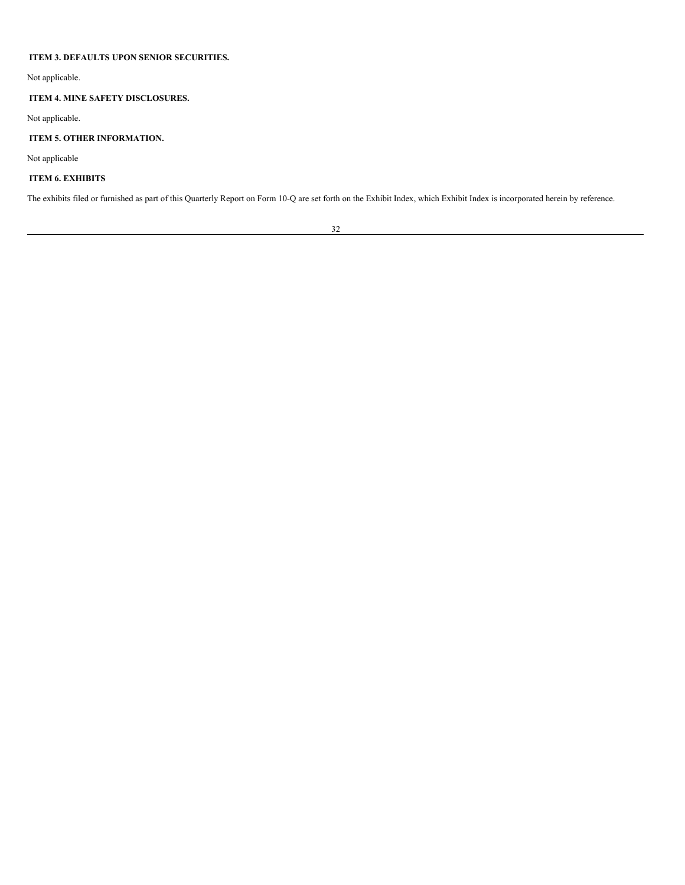## ITEM 3. DEFAULTS UPON SENIOR SECURITIES.

Not applicable.

## ITEM 4. MINE SAFETY DISCLOSURES.

Not applicable.

## ITEM 5. OTHER INFORMATION.

Not applicable

## ITEM 6. EXHIBITS

The exhibits filed or furnished as part of this Quarterly Report on Form 10-Q are set forth on the Exhibit Index, which Exhibit Index is incorporated herein by reference.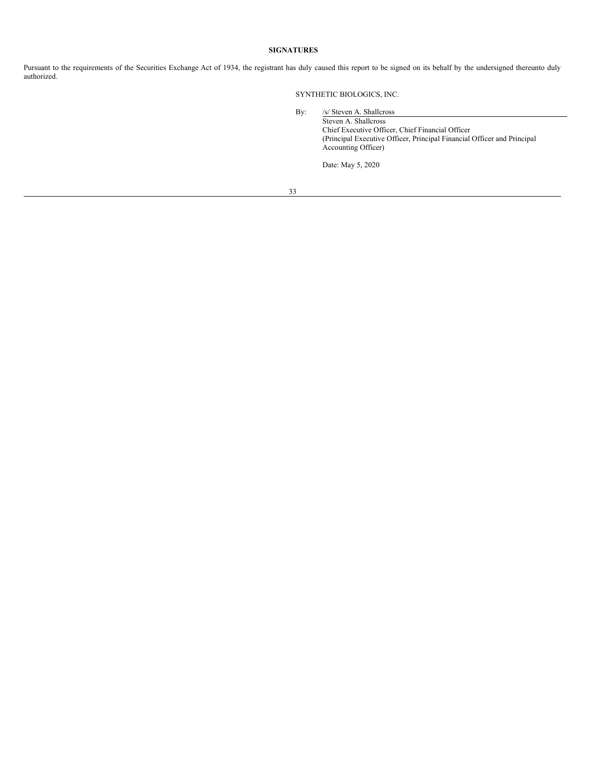## SIGNATURES

Pursuant to the requirements of the Securities Exchange Act of 1934, the registrant has duly caused this report to be signed on its behalf by the undersigned thereunto duly authorized.

SYNTHETIC BIOLOGICS, INC.

By: /s/ Steven A. Shallcross

Steven A. Shallcross
Chief Executive Officer, Chief Financial Officer
(Principal Executive Officer, Principal Financial Officer and Principal Accounting Officer)

Date: May 5, 2020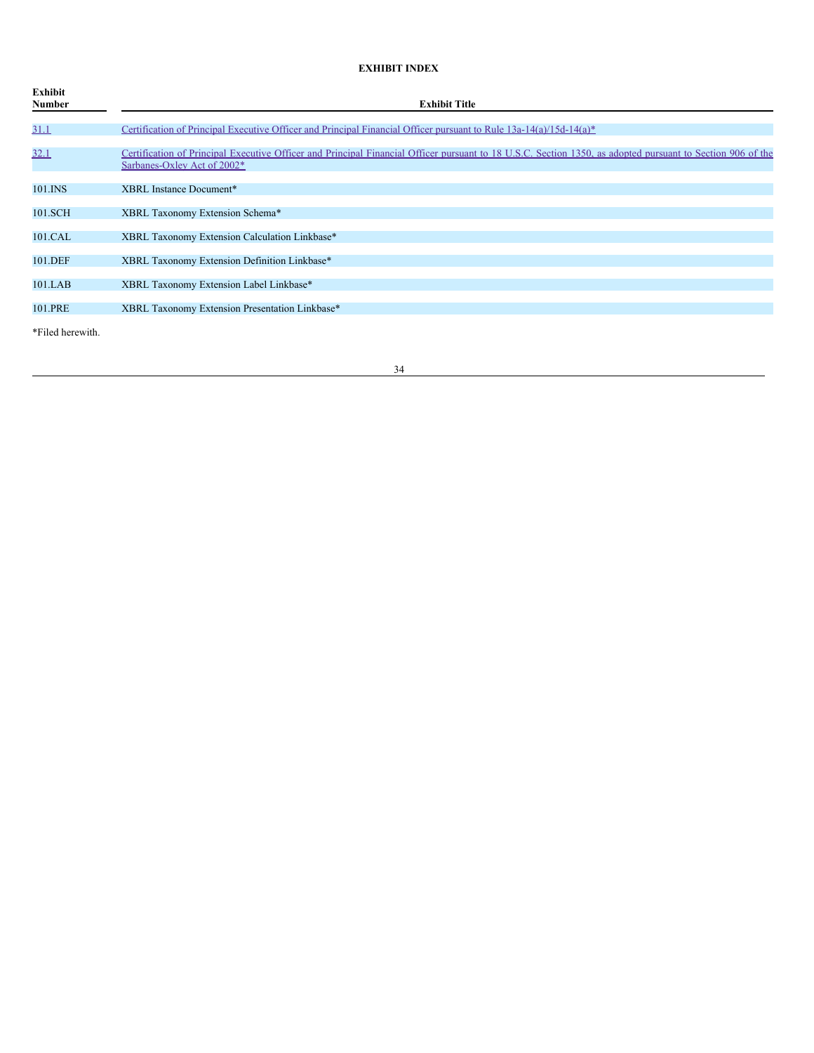## EXHIBIT INDEX

| Exhibit Number | Exhibit Title |
|---|---|
| 31.1 | Certification of Principal Executive Officer and Principal Financial Officer pursuant to Rule 13a-14(a)/15d-14(a)* |
| 32.1 | Certification of Principal Executive Officer and Principal Financial Officer pursuant to 18 U.S.C. Section 1350, as adopted pursuant to Section 906 of the Sarbanes-Oxley Act of 2002* |
| 101.INS | XBRL Instance Document* |
| 101.SCH | XBRL Taxonomy Extension Schema* |
| 101.CAL | XBRL Taxonomy Extension Calculation Linkbase* |
| 101.DEF | XBRL Taxonomy Extension Definition Linkbase* |
| 101.LAB | XBRL Taxonomy Extension Label Linkbase* |
| 101.PRE | XBRL Taxonomy Extension Presentation Linkbase* |

*Filed herewith.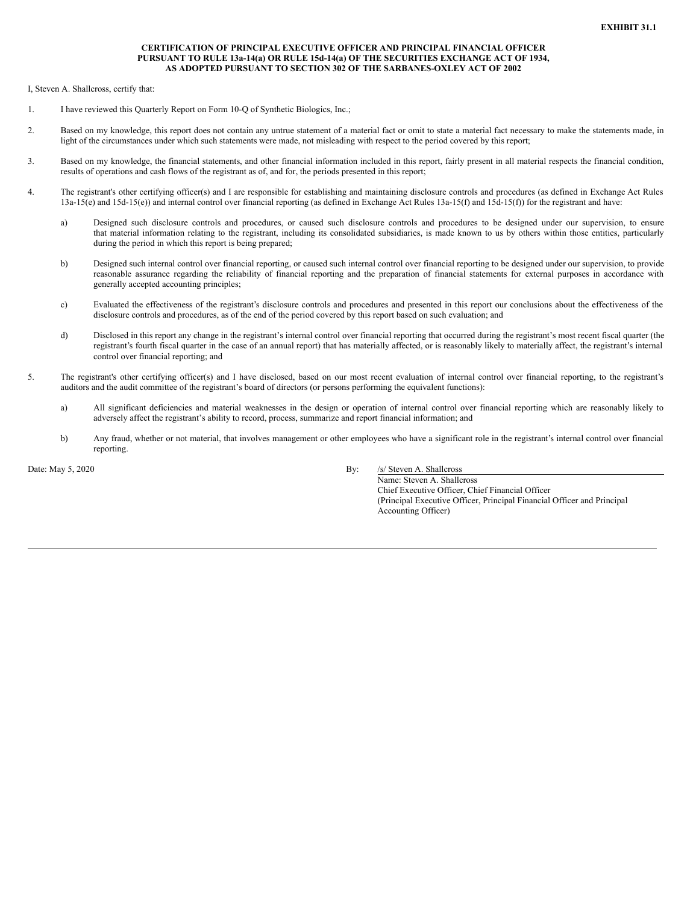**EXHIBIT 31.1**

**CERTIFICATION OF PRINCIPAL EXECUTIVE OFFICER AND PRINCIPAL FINANCIAL OFFICER PURSUANT TO RULE 13a-14(a) OR RULE 15d-14(a) OF THE SECURITIES EXCHANGE ACT OF 1934, AS ADOPTED PURSUANT TO SECTION 302 OF THE SARBANES-OXLEY ACT OF 2002**

I, Steven A. Shallcross, certify that:

1. I have reviewed this Quarterly Report on Form 10-Q of Synthetic Biologics, Inc.;

2. Based on my knowledge, this report does not contain any untrue statement of a material fact or omit to state a material fact necessary to make the statements made, in light of the circumstances under which such statements were made, not misleading with respect to the period covered by this report;

3. Based on my knowledge, the financial statements, and other financial information included in this report, fairly present in all material respects the financial condition, results of operations and cash flows of the registrant as of, and for, the periods presented in this report;

4. The registrant's other certifying officer(s) and I are responsible for establishing and maintaining disclosure controls and procedures (as defined in Exchange Act Rules 13a-15(e) and 15d-15(e)) and internal control over financial reporting (as defined in Exchange Act Rules 13a-15(f) and 15d-15(f)) for the registrant and have:

   a) Designed such disclosure controls and procedures, or caused such disclosure controls and procedures to be designed under our supervision, to ensure that material information relating to the registrant, including its consolidated subsidiaries, is made known to us by others within those entities, particularly during the period in which this report is being prepared;

   b) Designed such internal control over financial reporting, or caused such internal control over financial reporting to be designed under our supervision, to provide reasonable assurance regarding the reliability of financial reporting and the preparation of financial statements for external purposes in accordance with generally accepted accounting principles;

   c) Evaluated the effectiveness of the registrant's disclosure controls and procedures and presented in this report our conclusions about the effectiveness of the disclosure controls and procedures, as of the end of the period covered by this report based on such evaluation; and

   d) Disclosed in this report any change in the registrant's internal control over financial reporting that occurred during the registrant's most recent fiscal quarter (the registrant's fourth fiscal quarter in the case of an annual report) that has materially affected, or is reasonably likely to materially affect, the registrant's internal control over financial reporting; and

5. The registrant's other certifying officer(s) and I have disclosed, based on our most recent evaluation of internal control over financial reporting, to the registrant's auditors and the audit committee of the registrant's board of directors (or persons performing the equivalent functions):

   a) All significant deficiencies and material weaknesses in the design or operation of internal control over financial reporting which are reasonably likely to adversely affect the registrant's ability to record, process, summarize and report financial information; and

   b) Any fraud, whether or not material, that involves management or other employees who have a significant role in the registrant's internal control over financial reporting.

Date: May 5, 2020

By: /s/ Steven A. Shallcross
Name: Steven A. Shallcross
Chief Executive Officer, Chief Financial Officer
(Principal Executive Officer, Principal Financial Officer and Principal Accounting Officer)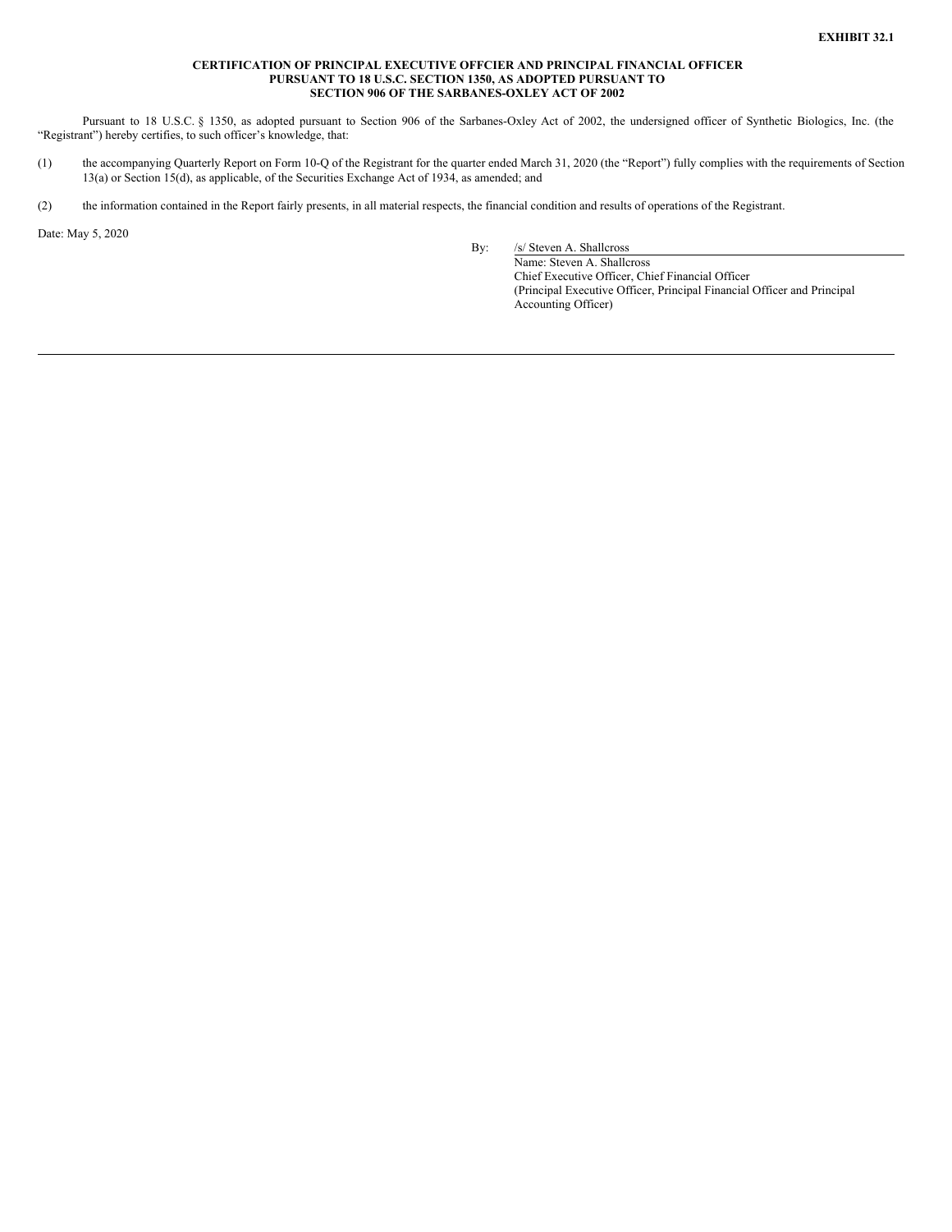**EXHIBIT 32.1**

**CERTIFICATION OF PRINCIPAL EXECUTIVE OFFCIER AND PRINCIPAL FINANCIAL OFFICER PURSUANT TO 18 U.S.C. SECTION 1350, AS ADOPTED PURSUANT TO SECTION 906 OF THE SARBANES-OXLEY ACT OF 2002**

Pursuant to 18 U.S.C. § 1350, as adopted pursuant to Section 906 of the Sarbanes-Oxley Act of 2002, the undersigned officer of Synthetic Biologics, Inc. (the "Registrant") hereby certifies, to such officer's knowledge, that:

(1) the accompanying Quarterly Report on Form 10-Q of the Registrant for the quarter ended March 31, 2020 (the "Report") fully complies with the requirements of Section 13(a) or Section 15(d), as applicable, of the Securities Exchange Act of 1934, as amended; and

(2) the information contained in the Report fairly presents, in all material respects, the financial condition and results of operations of the Registrant.

Date: May 5, 2020

By: /s/ Steven A. Shallcross
Name: Steven A. Shallcross
Chief Executive Officer, Chief Financial Officer
(Principal Executive Officer, Principal Financial Officer and Principal Accounting Officer)